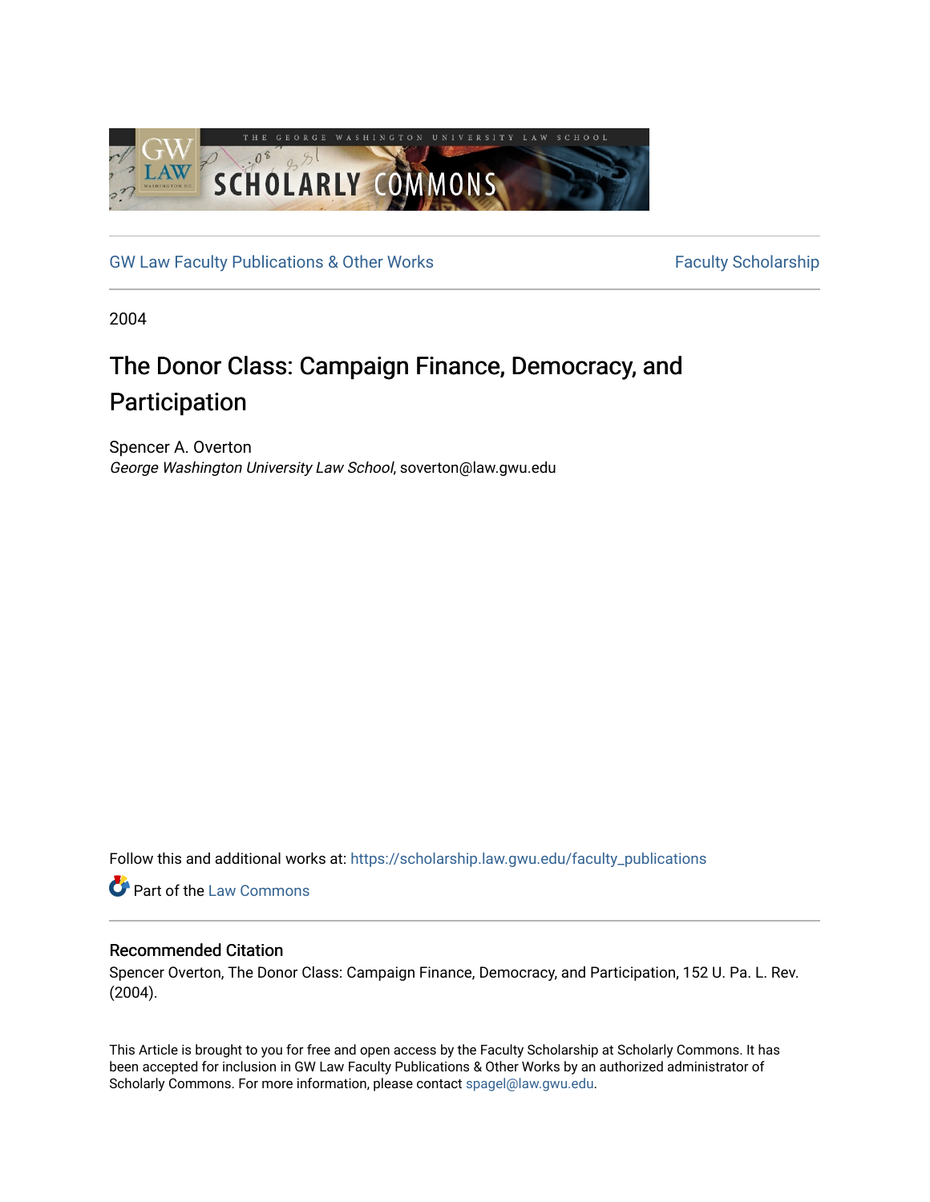GW Law Faculty Publications & Other Works

Faculty Scholarship

2004

# The Donor Class: Campaign Finance, Democracy, and Participation

Spencer A. Overton
*George Washington University Law School*, soverton@law.gwu.edu

Follow this and additional works at: https://scholarship.law.gwu.edu/faculty_publications

Part of the Law Commons

## Recommended Citation

Spencer Overton, The Donor Class: Campaign Finance, Democracy, and Participation, 152 U. Pa. L. Rev. (2004).

This Article is brought to you for free and open access by the Faculty Scholarship at Scholarly Commons. It has been accepted for inclusion in GW Law Faculty Publications & Other Works by an authorized administrator of Scholarly Commons. For more information, please contact spagel@law.gwu.edu.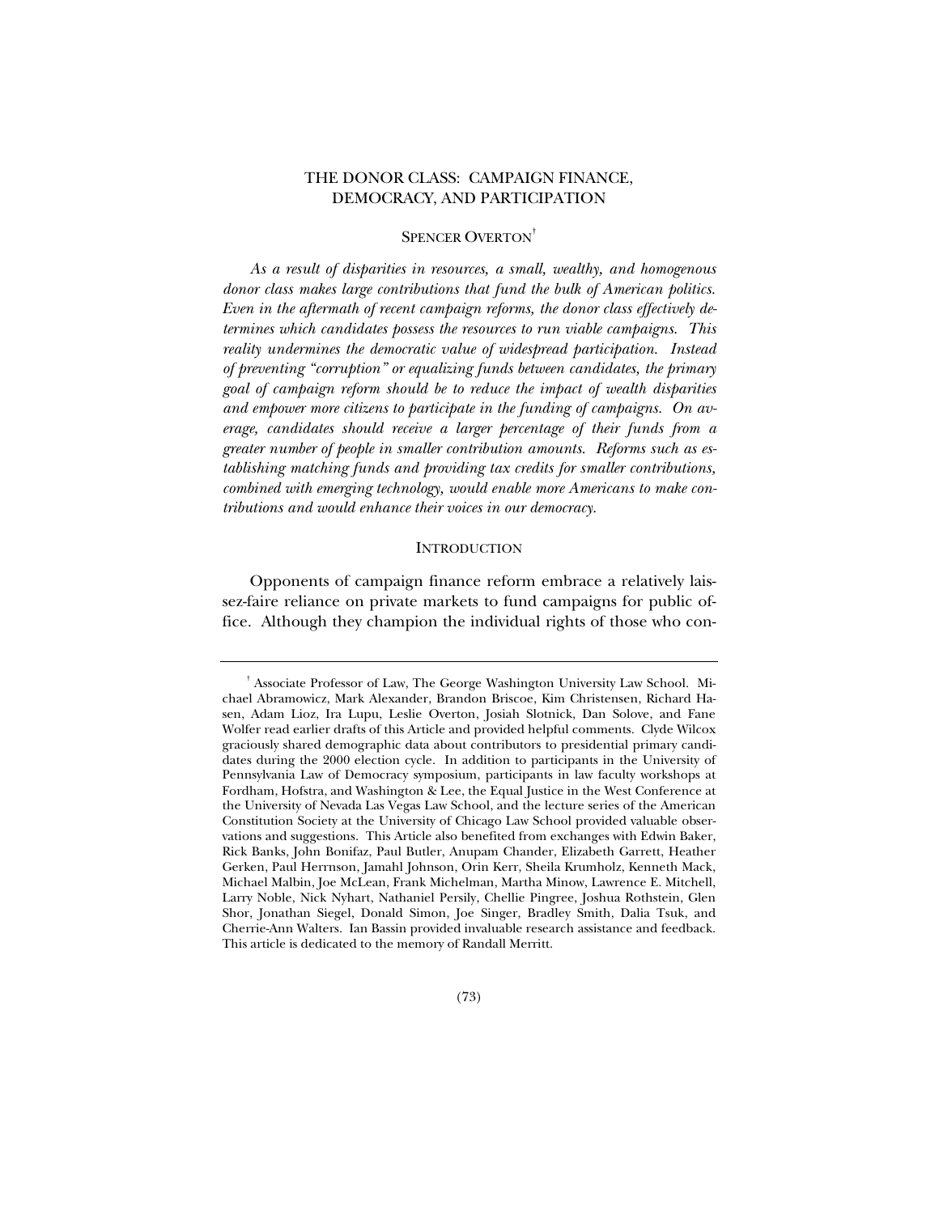# THE DONOR CLASS: CAMPAIGN FINANCE, DEMOCRACY, AND PARTICIPATION

SPENCER OVERTON[†]

*As a result of disparities in resources, a small, wealthy, and homogenous donor class makes large contributions that fund the bulk of American politics. Even in the aftermath of recent campaign reforms, the donor class effectively determines which candidates possess the resources to run viable campaigns. This reality undermines the democratic value of widespread participation. Instead of preventing "corruption" or equalizing funds between candidates, the primary goal of campaign reform should be to reduce the impact of wealth disparities and empower more citizens to participate in the funding of campaigns. On average, candidates should receive a larger percentage of their funds from a greater number of people in smaller contribution amounts. Reforms such as establishing matching funds and providing tax credits for smaller contributions, combined with emerging technology, would enable more Americans to make contributions and would enhance their voices in our democracy.*

## INTRODUCTION

Opponents of campaign finance reform embrace a relatively laissez-faire reliance on private markets to fund campaigns for public office. Although they champion the individual rights of those who con-

---

[†] Associate Professor of Law, The George Washington University Law School. Michael Abramowicz, Mark Alexander, Brandon Briscoe, Kim Christensen, Richard Hasen, Adam Lioz, Ira Lupu, Leslie Overton, Josiah Slotnick, Dan Solove, and Fane Wolfer read earlier drafts of this Article and provided helpful comments. Clyde Wilcox graciously shared demographic data about contributors to presidential primary candidates during the 2000 election cycle. In addition to participants in the University of Pennsylvania Law of Democracy symposium, participants in law faculty workshops at Fordham, Hofstra, and Washington & Lee, the Equal Justice in the West Conference at the University of Nevada Las Vegas Law School, and the lecture series of the American Constitution Society at the University of Chicago Law School provided valuable observations and suggestions. This Article also benefited from exchanges with Edwin Baker, Rick Banks, John Bonifaz, Paul Butler, Anupam Chander, Elizabeth Garrett, Heather Gerken, Paul Herrnson, Jamahl Johnson, Orin Kerr, Sheila Krumholz, Kenneth Mack, Michael Malbin, Joe McLean, Frank Michelman, Martha Minow, Lawrence E. Mitchell, Larry Noble, Nick Nyhart, Nathaniel Persily, Chellie Pingree, Joshua Rothstein, Glen Shor, Jonathan Siegel, Donald Simon, Joe Singer, Bradley Smith, Dalia Tsuk, and Cherrie-Ann Walters. Ian Bassin provided invaluable research assistance and feedback. This article is dedicated to the memory of Randall Merritt.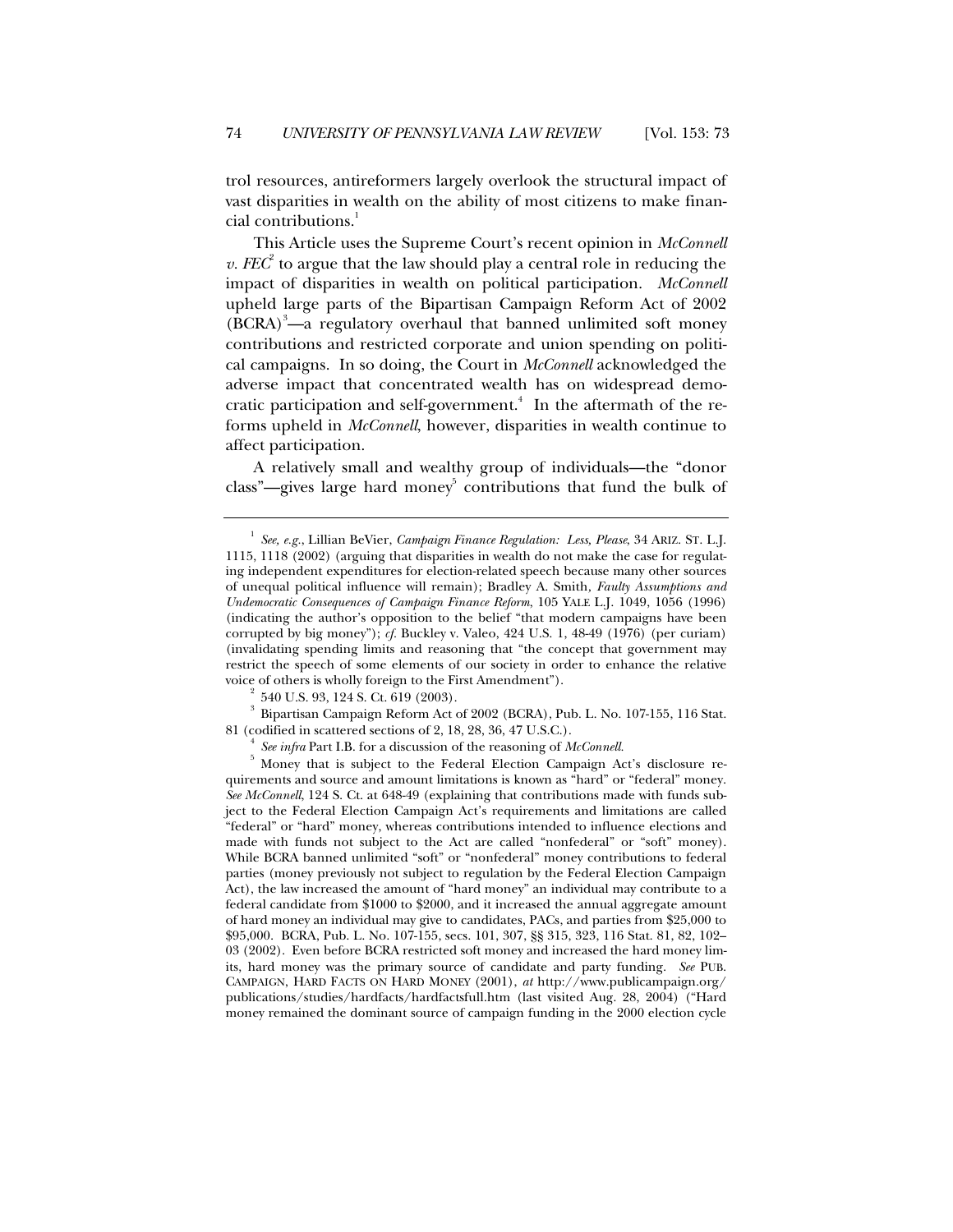trol resources, antireformers largely overlook the structural impact of vast disparities in wealth on the ability of most citizens to make financial contributions.[1]

This Article uses the Supreme Court's recent opinion in *McConnell v. FEC*[2] to argue that the law should play a central role in reducing the impact of disparities in wealth on political participation. *McConnell* upheld large parts of the Bipartisan Campaign Reform Act of 2002 (BCRA)[3]—a regulatory overhaul that banned unlimited soft money contributions and restricted corporate and union spending on political campaigns. In so doing, the Court in *McConnell* acknowledged the adverse impact that concentrated wealth has on widespread democratic participation and self-government.[4] In the aftermath of the reforms upheld in *McConnell*, however, disparities in wealth continue to affect participation.

A relatively small and wealthy group of individuals—the "donor class"—gives large hard money[5] contributions that fund the bulk of

---

[1] *See, e.g.*, Lillian BeVier, *Campaign Finance Regulation: Less, Please*, 34 ARIZ. ST. L.J. 1115, 1118 (2002) (arguing that disparities in wealth do not make the case for regulating independent expenditures for election-related speech because many other sources of unequal political influence will remain); Bradley A. Smith, *Faulty Assumptions and Undemocratic Consequences of Campaign Finance Reform*, 105 YALE L.J. 1049, 1056 (1996) (indicating the author's opposition to the belief "that modern campaigns have been corrupted by big money"); *cf.* Buckley v. Valeo, 424 U.S. 1, 48-49 (1976) (per curiam) (invalidating spending limits and reasoning that "the concept that government may restrict the speech of some elements of our society in order to enhance the relative voice of others is wholly foreign to the First Amendment").

[2] 540 U.S. 93, 124 S. Ct. 619 (2003).

[3] Bipartisan Campaign Reform Act of 2002 (BCRA), Pub. L. No. 107-155, 116 Stat. 81 (codified in scattered sections of 2, 18, 28, 36, 47 U.S.C.).

[4] *See infra* Part I.B. for a discussion of the reasoning of *McConnell*.

[5] Money that is subject to the Federal Election Campaign Act's disclosure requirements and source and amount limitations is known as "hard" or "federal" money. *See McConnell*, 124 S. Ct. at 648-49 (explaining that contributions made with funds subject to the Federal Election Campaign Act's requirements and limitations are called "federal" or "hard" money, whereas contributions intended to influence elections and made with funds not subject to the Act are called "nonfederal" or "soft" money). While BCRA banned unlimited "soft" or "nonfederal" money contributions to federal parties (money previously not subject to regulation by the Federal Election Campaign Act), the law increased the amount of "hard money" an individual may contribute to a federal candidate from \$1000 to \$2000, and it increased the annual aggregate amount of hard money an individual may give to candidates, PACs, and parties from \$25,000 to \$95,000. BCRA, Pub. L. No. 107-155, secs. 101, 307, §§ 315, 323, 116 Stat. 81, 82, 102–03 (2002). Even before BCRA restricted soft money and increased the hard money limits, hard money was the primary source of candidate and party funding. *See* PUB. CAMPAIGN, HARD FACTS ON HARD MONEY (2001), *at* http://www.publicampaign.org/publications/studies/hardfacts/hardfactsfull.htm (last visited Aug. 28, 2004) ("Hard money remained the dominant source of campaign funding in the 2000 election cycle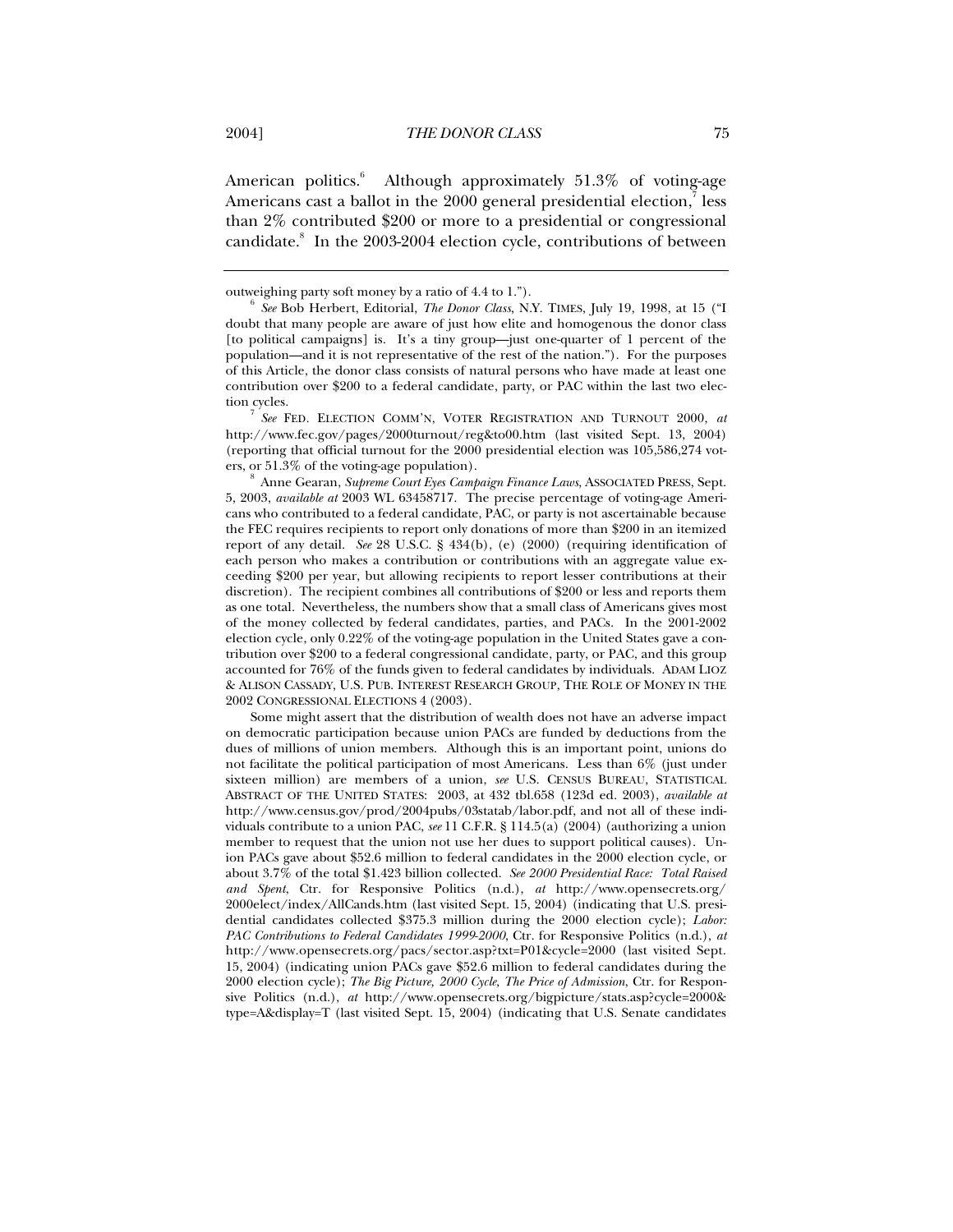American politics.[6] Although approximately 51.3% of voting-age Americans cast a ballot in the 2000 general presidential election,[7] less than 2% contributed $200 or more to a presidential or congressional candidate.[8] In the 2003-2004 election cycle, contributions of between

---

outweighing party soft money by a ratio of 4.4 to 1.").

[6] *See* Bob Herbert, Editorial, *The Donor Class*, N.Y. TIMES, July 19, 1998, at 15 ("I doubt that many people are aware of just how elite and homogenous the donor class [to political campaigns] is. It's a tiny group—just one-quarter of 1 percent of the population—and it is not representative of the rest of the nation."). For the purposes of this Article, the donor class consists of natural persons who have made at least one contribution over $200 to a federal candidate, party, or PAC within the last two election cycles.

[7] *See* FED. ELECTION COMM'N, VOTER REGISTRATION AND TURNOUT 2000, *at* http://www.fec.gov/pages/2000turnout/reg&to00.htm (last visited Sept. 13, 2004) (reporting that official turnout for the 2000 presidential election was 105,586,274 voters, or 51.3% of the voting-age population).

[8] Anne Gearan, *Supreme Court Eyes Campaign Finance Laws*, ASSOCIATED PRESS, Sept. 5, 2003, *available at* 2003 WL 63458717. The precise percentage of voting-age Americans who contributed to a federal candidate, PAC, or party is not ascertainable because the FEC requires recipients to report only donations of more than $200 in an itemized report of any detail. *See* 28 U.S.C. § 434(b), (e) (2000) (requiring identification of each person who makes a contribution or contributions with an aggregate value exceeding $200 per year, but allowing recipients to report lesser contributions at their discretion). The recipient combines all contributions of $200 or less and reports them as one total. Nevertheless, the numbers show that a small class of Americans gives most of the money collected by federal candidates, parties, and PACs. In the 2001-2002 election cycle, only 0.22% of the voting-age population in the United States gave a contribution over $200 to a federal congressional candidate, party, or PAC, and this group accounted for 76% of the funds given to federal candidates by individuals. ADAM LIOZ & ALISON CASSADY, U.S. PUB. INTEREST RESEARCH GROUP, THE ROLE OF MONEY IN THE 2002 CONGRESSIONAL ELECTIONS 4 (2003).

Some might assert that the distribution of wealth does not have an adverse impact on democratic participation because union PACs are funded by deductions from the dues of millions of union members. Although this is an important point, unions do not facilitate the political participation of most Americans. Less than 6% (just under sixteen million) are members of a union, *see* U.S. CENSUS BUREAU, STATISTICAL ABSTRACT OF THE UNITED STATES: 2003, at 432 tbl.658 (123d ed. 2003), *available at* http://www.census.gov/prod/2004pubs/03statab/labor.pdf, and not all of these individuals contribute to a union PAC, *see* 11 C.F.R. § 114.5(a) (2004) (authorizing a union member to request that the union not use her dues to support political causes). Union PACs gave about $52.6 million to federal candidates in the 2000 election cycle, or about 3.7% of the total $1.423 billion collected. *See 2000 Presidential Race: Total Raised and Spent*, Ctr. for Responsive Politics (n.d.), *at* http://www.opensecrets.org/2000elect/index/AllCands.htm (last visited Sept. 15, 2004) (indicating that U.S. presidential candidates collected $375.3 million during the 2000 election cycle); *Labor: PAC Contributions to Federal Candidates 1999-2000*, Ctr. for Responsive Politics (n.d.), *at* http://www.opensecrets.org/pacs/sector.asp?txt=P01&cycle=2000 (last visited Sept. 15, 2004) (indicating union PACs gave $52.6 million to federal candidates during the 2000 election cycle); *The Big Picture, 2000 Cycle, The Price of Admission*, Ctr. for Responsive Politics (n.d.), *at* http://www.opensecrets.org/bigpicture/stats.asp?cycle=2000&type=A&display=T (last visited Sept. 15, 2004) (indicating that U.S. Senate candidates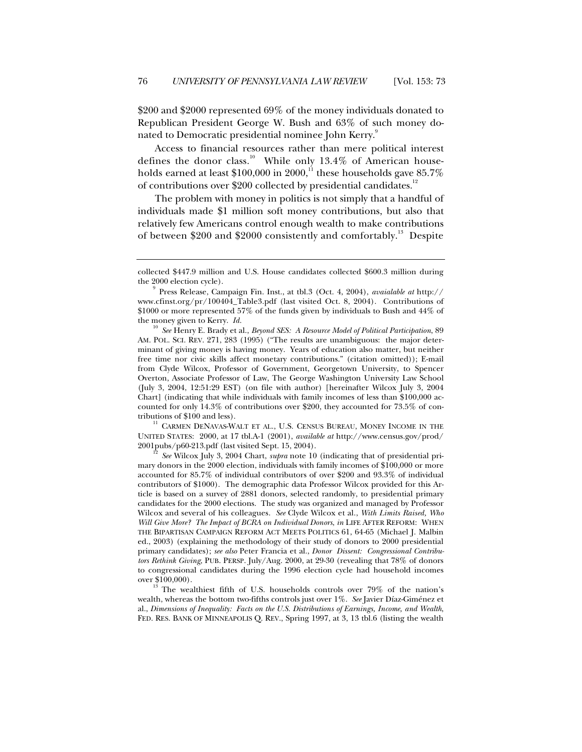$200 and $2000 represented 69% of the money individuals donated to Republican President George W. Bush and 63% of such money donated to Democratic presidential nominee John Kerry.[9]

Access to financial resources rather than mere political interest defines the donor class.[10] While only 13.4% of American households earned at least $100,000 in 2000,[11] these households gave 85.7% of contributions over $200 collected by presidential candidates.[12]

The problem with money in politics is not simply that a handful of individuals made $1 million soft money contributions, but also that relatively few Americans control enough wealth to make contributions of between $200 and $2000 consistently and comfortably.[13] Despite

---

collected $447.9 million and U.S. House candidates collected $600.3 million during the 2000 election cycle).

[9] Press Release, Campaign Fin. Inst., at tbl.3 (Oct. 4, 2004), *avaialable at* http://www.cfinst.org/pr/100404_Table3.pdf (last visited Oct. 8, 2004). Contributions of $1000 or more represented 57% of the funds given by individuals to Bush and 44% of the money given to Kerry. *Id.*

[10] *See* Henry E. Brady et al., *Beyond SES: A Resource Model of Political Participation*, 89 AM. POL. SCI. REV. 271, 283 (1995) ("The results are unambiguous: the major determinant of giving money is having money. Years of education also matter, but neither free time nor civic skills affect monetary contributions." (citation omitted)); E-mail from Clyde Wilcox, Professor of Government, Georgetown University, to Spencer Overton, Associate Professor of Law, The George Washington University Law School (July 3, 2004, 12:51:29 EST) (on file with author) [hereinafter Wilcox July 3, 2004 Chart] (indicating that while individuals with family incomes of less than $100,000 accounted for only 14.3% of contributions over $200, they accounted for 73.5% of contributions of $100 and less).

[11] CARMEN DENAVAS-WALT ET AL., U.S. CENSUS BUREAU, MONEY INCOME IN THE UNITED STATES: 2000, at 17 tbl.A-1 (2001), *available at* http://www.census.gov/prod/2001pubs/p60-213.pdf (last visited Sept. 15, 2004).

[12] *See* Wilcox July 3, 2004 Chart, *supra* note 10 (indicating that of presidential primary donors in the 2000 election, individuals with family incomes of $100,000 or more accounted for 85.7% of individual contributors of over $200 and 93.3% of individual contributors of $1000). The demographic data Professor Wilcox provided for this Article is based on a survey of 2881 donors, selected randomly, to presidential primary candidates for the 2000 elections. The study was organized and managed by Professor Wilcox and several of his colleagues. *See* Clyde Wilcox et al., *With Limits Raised, Who Will Give More? The Impact of BCRA on Individual Donors*, *in* LIFE AFTER REFORM: WHEN THE BIPARTISAN CAMPAIGN REFORM ACT MEETS POLITICS 61, 64-65 (Michael J. Malbin ed., 2003) (explaining the methodology of their study of donors to 2000 presidential primary candidates); *see also* Peter Francia et al., *Donor Dissent: Congressional Contributors Rethink Giving*, PUB. PERSP. July/Aug. 2000, at 29-30 (revealing that 78% of donors to congressional candidates during the 1996 election cycle had household incomes over $100,000).

[13] The wealthiest fifth of U.S. households controls over 79% of the nation's wealth, whereas the bottom two-fifths controls just over 1%. *See* Javier Díaz-Giménez et al., *Dimensions of Inequality: Facts on the U.S. Distributions of Earnings, Income, and Wealth*, FED. RES. BANK OF MINNEAPOLIS Q. REV., Spring 1997, at 3, 13 tbl.6 (listing the wealth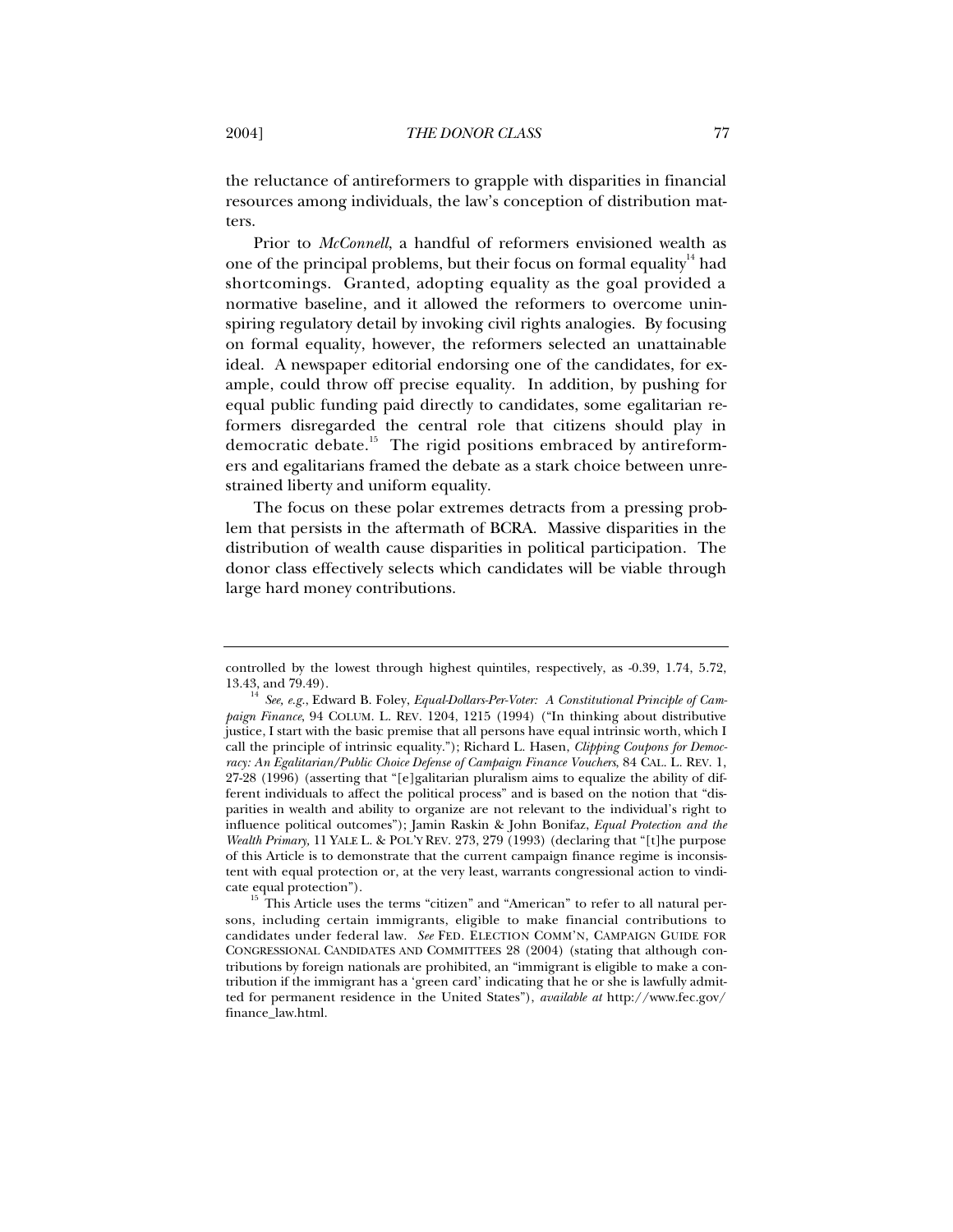the reluctance of antireformers to grapple with disparities in financial resources among individuals, the law's conception of distribution matters.

Prior to *McConnell*, a handful of reformers envisioned wealth as one of the principal problems, but their focus on formal equality[14] had shortcomings. Granted, adopting equality as the goal provided a normative baseline, and it allowed the reformers to overcome uninspiring regulatory detail by invoking civil rights analogies. By focusing on formal equality, however, the reformers selected an unattainable ideal. A newspaper editorial endorsing one of the candidates, for example, could throw off precise equality. In addition, by pushing for equal public funding paid directly to candidates, some egalitarian reformers disregarded the central role that citizens should play in democratic debate.[15] The rigid positions embraced by antireformers and egalitarians framed the debate as a stark choice between unrestrained liberty and uniform equality.

The focus on these polar extremes detracts from a pressing problem that persists in the aftermath of BCRA. Massive disparities in the distribution of wealth cause disparities in political participation. The donor class effectively selects which candidates will be viable through large hard money contributions.

---

controlled by the lowest through highest quintiles, respectively, as -0.39, 1.74, 5.72, 13.43, and 79.49).

[14] *See, e.g.*, Edward B. Foley, *Equal-Dollars-Per-Voter: A Constitutional Principle of Campaign Finance*, 94 COLUM. L. REV. 1204, 1215 (1994) ("In thinking about distributive justice, I start with the basic premise that all persons have equal intrinsic worth, which I call the principle of intrinsic equality."); Richard L. Hasen, *Clipping Coupons for Democracy: An Egalitarian/Public Choice Defense of Campaign Finance Vouchers*, 84 CAL. L. REV. 1, 27-28 (1996) (asserting that "[e]galitarian pluralism aims to equalize the ability of different individuals to affect the political process" and is based on the notion that "disparities in wealth and ability to organize are not relevant to the individual's right to influence political outcomes"); Jamin Raskin & John Bonifaz, *Equal Protection and the Wealth Primary*, 11 YALE L. & POL'Y REV. 273, 279 (1993) (declaring that "[t]he purpose of this Article is to demonstrate that the current campaign finance regime is inconsistent with equal protection or, at the very least, warrants congressional action to vindicate equal protection").

[15] This Article uses the terms "citizen" and "American" to refer to all natural persons, including certain immigrants, eligible to make financial contributions to candidates under federal law. *See* FED. ELECTION COMM'N, CAMPAIGN GUIDE FOR CONGRESSIONAL CANDIDATES AND COMMITTEES 28 (2004) (stating that although contributions by foreign nationals are prohibited, an "immigrant is eligible to make a contribution if the immigrant has a 'green card' indicating that he or she is lawfully admitted for permanent residence in the United States"), *available at* http://www.fec.gov/finance_law.html.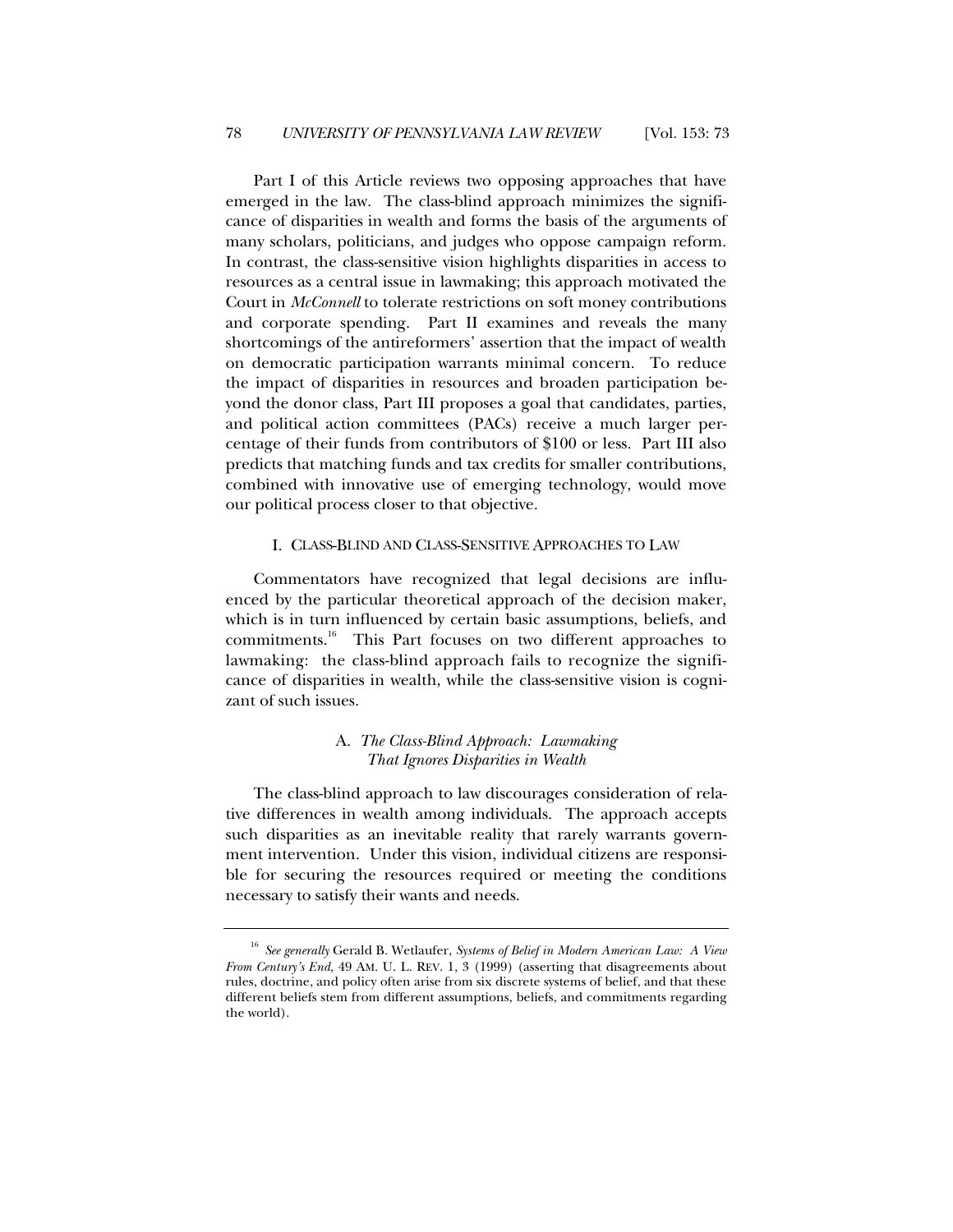Part I of this Article reviews two opposing approaches that have emerged in the law. The class-blind approach minimizes the significance of disparities in wealth and forms the basis of the arguments of many scholars, politicians, and judges who oppose campaign reform. In contrast, the class-sensitive vision highlights disparities in access to resources as a central issue in lawmaking; this approach motivated the Court in *McConnell* to tolerate restrictions on soft money contributions and corporate spending. Part II examines and reveals the many shortcomings of the antireformers' assertion that the impact of wealth on democratic participation warrants minimal concern. To reduce the impact of disparities in resources and broaden participation beyond the donor class, Part III proposes a goal that candidates, parties, and political action committees (PACs) receive a much larger percentage of their funds from contributors of $100 or less. Part III also predicts that matching funds and tax credits for smaller contributions, combined with innovative use of emerging technology, would move our political process closer to that objective.

## I. CLASS-BLIND AND CLASS-SENSITIVE APPROACHES TO LAW

Commentators have recognized that legal decisions are influenced by the particular theoretical approach of the decision maker, which is in turn influenced by certain basic assumptions, beliefs, and commitments.[16] This Part focuses on two different approaches to lawmaking: the class-blind approach fails to recognize the significance of disparities in wealth, while the class-sensitive vision is cognizant of such issues.

### A. *The Class-Blind Approach: Lawmaking That Ignores Disparities in Wealth*

The class-blind approach to law discourages consideration of relative differences in wealth among individuals. The approach accepts such disparities as an inevitable reality that rarely warrants government intervention. Under this vision, individual citizens are responsible for securing the resources required or meeting the conditions necessary to satisfy their wants and needs.

---

[16] *See generally* Gerald B. Wetlaufer, *Systems of Belief in Modern American Law: A View From Century's End*, 49 AM. U. L. REV. 1, 3 (1999) (asserting that disagreements about rules, doctrine, and policy often arise from six discrete systems of belief, and that these different beliefs stem from different assumptions, beliefs, and commitments regarding the world).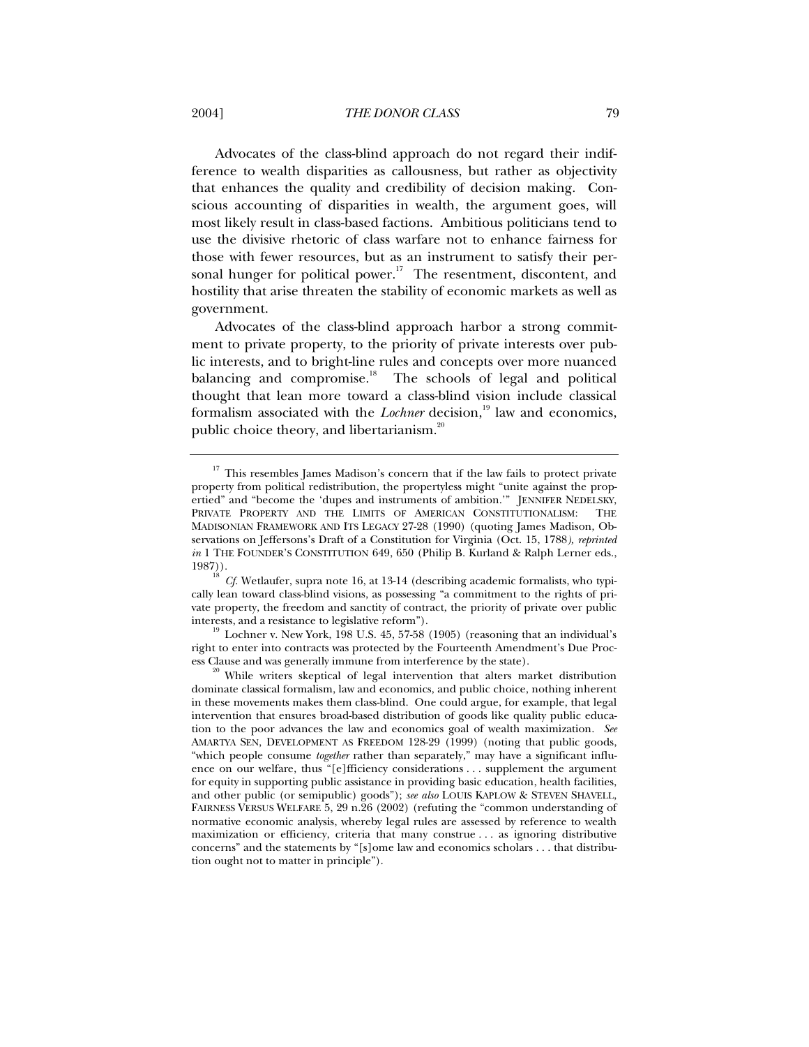Advocates of the class-blind approach do not regard their indifference to wealth disparities as callousness, but rather as objectivity that enhances the quality and credibility of decision making. Conscious accounting of disparities in wealth, the argument goes, will most likely result in class-based factions. Ambitious politicians tend to use the divisive rhetoric of class warfare not to enhance fairness for those with fewer resources, but as an instrument to satisfy their personal hunger for political power.[17] The resentment, discontent, and hostility that arise threaten the stability of economic markets as well as government.

Advocates of the class-blind approach harbor a strong commitment to private property, to the priority of private interests over public interests, and to bright-line rules and concepts over more nuanced balancing and compromise.[18] The schools of legal and political thought that lean more toward a class-blind vision include classical formalism associated with the *Lochner* decision,[19] law and economics, public choice theory, and libertarianism.[20]

---

[17] This resembles James Madison's concern that if the law fails to protect private property from political redistribution, the propertyless might "unite against the propertied" and "become the 'dupes and instruments of ambition.'" JENNIFER NEDELSKY, PRIVATE PROPERTY AND THE LIMITS OF AMERICAN CONSTITUTIONALISM: THE MADISONIAN FRAMEWORK AND ITS LEGACY 27-28 (1990) (quoting James Madison, Observations on Jeffersons's Draft of a Constitution for Virginia (Oct. 15, 1788*), reprinted in* 1 THE FOUNDER'S CONSTITUTION 649, 650 (Philip B. Kurland & Ralph Lerner eds., 1987)).

[18] *Cf.* Wetlaufer, supra note 16, at 13-14 (describing academic formalists, who typically lean toward class-blind visions, as possessing "a commitment to the rights of private property, the freedom and sanctity of contract, the priority of private over public interests, and a resistance to legislative reform").

[19] Lochner v. New York, 198 U.S. 45, 57-58 (1905) (reasoning that an individual's right to enter into contracts was protected by the Fourteenth Amendment's Due Process Clause and was generally immune from interference by the state).

[20] While writers skeptical of legal intervention that alters market distribution dominate classical formalism, law and economics, and public choice, nothing inherent in these movements makes them class-blind. One could argue, for example, that legal intervention that ensures broad-based distribution of goods like quality public education to the poor advances the law and economics goal of wealth maximization. *See* AMARTYA SEN, DEVELOPMENT AS FREEDOM 128-29 (1999) (noting that public goods, "which people consume *together* rather than separately," may have a significant influence on our welfare, thus "[e]fficiency considerations . . . supplement the argument for equity in supporting public assistance in providing basic education, health facilities, and other public (or semipublic) goods"); *see also* LOUIS KAPLOW & STEVEN SHAVELL, FAIRNESS VERSUS WELFARE 5, 29 n.26 (2002) (refuting the "common understanding of normative economic analysis, whereby legal rules are assessed by reference to wealth maximization or efficiency, criteria that many construe . . . as ignoring distributive concerns" and the statements by "[s]ome law and economics scholars . . . that distribution ought not to matter in principle").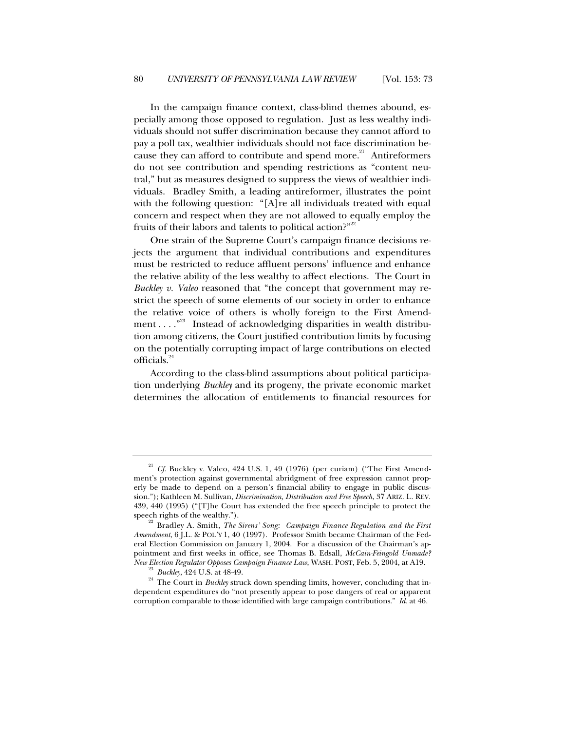In the campaign finance context, class-blind themes abound, especially among those opposed to regulation. Just as less wealthy individuals should not suffer discrimination because they cannot afford to pay a poll tax, wealthier individuals should not face discrimination because they can afford to contribute and spend more.[21] Antireformers do not see contribution and spending restrictions as "content neutral," but as measures designed to suppress the views of wealthier individuals. Bradley Smith, a leading antireformer, illustrates the point with the following question: "[A]re all individuals treated with equal concern and respect when they are not allowed to equally employ the fruits of their labors and talents to political action?"[22]

One strain of the Supreme Court's campaign finance decisions rejects the argument that individual contributions and expenditures must be restricted to reduce affluent persons' influence and enhance the relative ability of the less wealthy to affect elections. The Court in *Buckley v. Valeo* reasoned that "the concept that government may restrict the speech of some elements of our society in order to enhance the relative voice of others is wholly foreign to the First Amendment . . . ."[23] Instead of acknowledging disparities in wealth distribution among citizens, the Court justified contribution limits by focusing on the potentially corrupting impact of large contributions on elected officials.[24]

According to the class-blind assumptions about political participation underlying *Buckley* and its progeny, the private economic market determines the allocation of entitlements to financial resources for

---

[21] *Cf.* Buckley v. Valeo, 424 U.S. 1, 49 (1976) (per curiam) ("The First Amendment's protection against governmental abridgment of free expression cannot properly be made to depend on a person's financial ability to engage in public discussion."); Kathleen M. Sullivan, *Discrimination, Distribution and Free Speech*, 37 ARIZ. L. REV. 439, 440 (1995) ("[T]he Court has extended the free speech principle to protect the speech rights of the wealthy.").

[22] Bradley A. Smith, *The Sirens' Song: Campaign Finance Regulation and the First Amendment*, 6 J.L. & POL'Y 1, 40 (1997). Professor Smith became Chairman of the Federal Election Commission on January 1, 2004. For a discussion of the Chairman's appointment and first weeks in office, see Thomas B. Edsall, *McCain-Feingold Unmade? New Election Regulator Opposes Campaign Finance Law*, WASH. POST, Feb. 5, 2004, at A19.

[23] *Buckley*, 424 U.S. at 48-49.

[24] The Court in *Buckley* struck down spending limits, however, concluding that independent expenditures do "not presently appear to pose dangers of real or apparent corruption comparable to those identified with large campaign contributions." *Id.* at 46.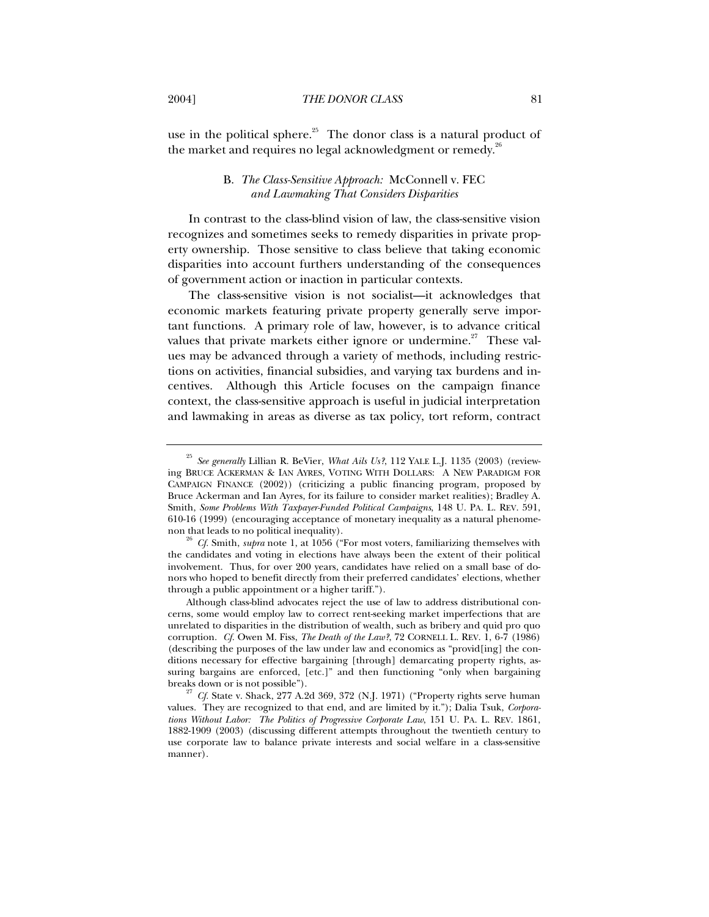use in the political sphere.[25] The donor class is a natural product of the market and requires no legal acknowledgment or remedy.[26]

### B. *The Class-Sensitive Approach:* McConnell v. FEC *and Lawmaking That Considers Disparities*

In contrast to the class-blind vision of law, the class-sensitive vision recognizes and sometimes seeks to remedy disparities in private property ownership. Those sensitive to class believe that taking economic disparities into account furthers understanding of the consequences of government action or inaction in particular contexts.

The class-sensitive vision is not socialist—it acknowledges that economic markets featuring private property generally serve important functions. A primary role of law, however, is to advance critical values that private markets either ignore or undermine.[27] These values may be advanced through a variety of methods, including restrictions on activities, financial subsidies, and varying tax burdens and incentives. Although this Article focuses on the campaign finance context, the class-sensitive approach is useful in judicial interpretation and lawmaking in areas as diverse as tax policy, tort reform, contract

---

[25] *See generally* Lillian R. BeVier, *What Ails Us?*, 112 YALE L.J. 1135 (2003) (reviewing BRUCE ACKERMAN & IAN AYRES, VOTING WITH DOLLARS: A NEW PARADIGM FOR CAMPAIGN FINANCE (2002)) (criticizing a public financing program, proposed by Bruce Ackerman and Ian Ayres, for its failure to consider market realities); Bradley A. Smith, *Some Problems With Taxpayer-Funded Political Campaigns*, 148 U. PA. L. REV. 591, 610-16 (1999) (encouraging acceptance of monetary inequality as a natural phenomenon that leads to no political inequality).

[26] *Cf.* Smith, *supra* note 1, at 1056 ("For most voters, familiarizing themselves with the candidates and voting in elections have always been the extent of their political involvement. Thus, for over 200 years, candidates have relied on a small base of donors who hoped to benefit directly from their preferred candidates' elections, whether through a public appointment or a higher tariff.").

Although class-blind advocates reject the use of law to address distributional concerns, some would employ law to correct rent-seeking market imperfections that are unrelated to disparities in the distribution of wealth, such as bribery and quid pro quo corruption. *Cf.* Owen M. Fiss, *The Death of the Law?*, 72 CORNELL L. REV. 1, 6-7 (1986) (describing the purposes of the law under law and economics as "provid[ing] the conditions necessary for effective bargaining [through] demarcating property rights, assuring bargains are enforced, [etc.]" and then functioning "only when bargaining breaks down or is not possible").

[27] *Cf.* State v. Shack, 277 A.2d 369, 372 (N.J. 1971) ("Property rights serve human values. They are recognized to that end, and are limited by it."); Dalia Tsuk, *Corporations Without Labor: The Politics of Progressive Corporate Law*, 151 U. PA. L. REV. 1861, 1882-1909 (2003) (discussing different attempts throughout the twentieth century to use corporate law to balance private interests and social welfare in a class-sensitive manner).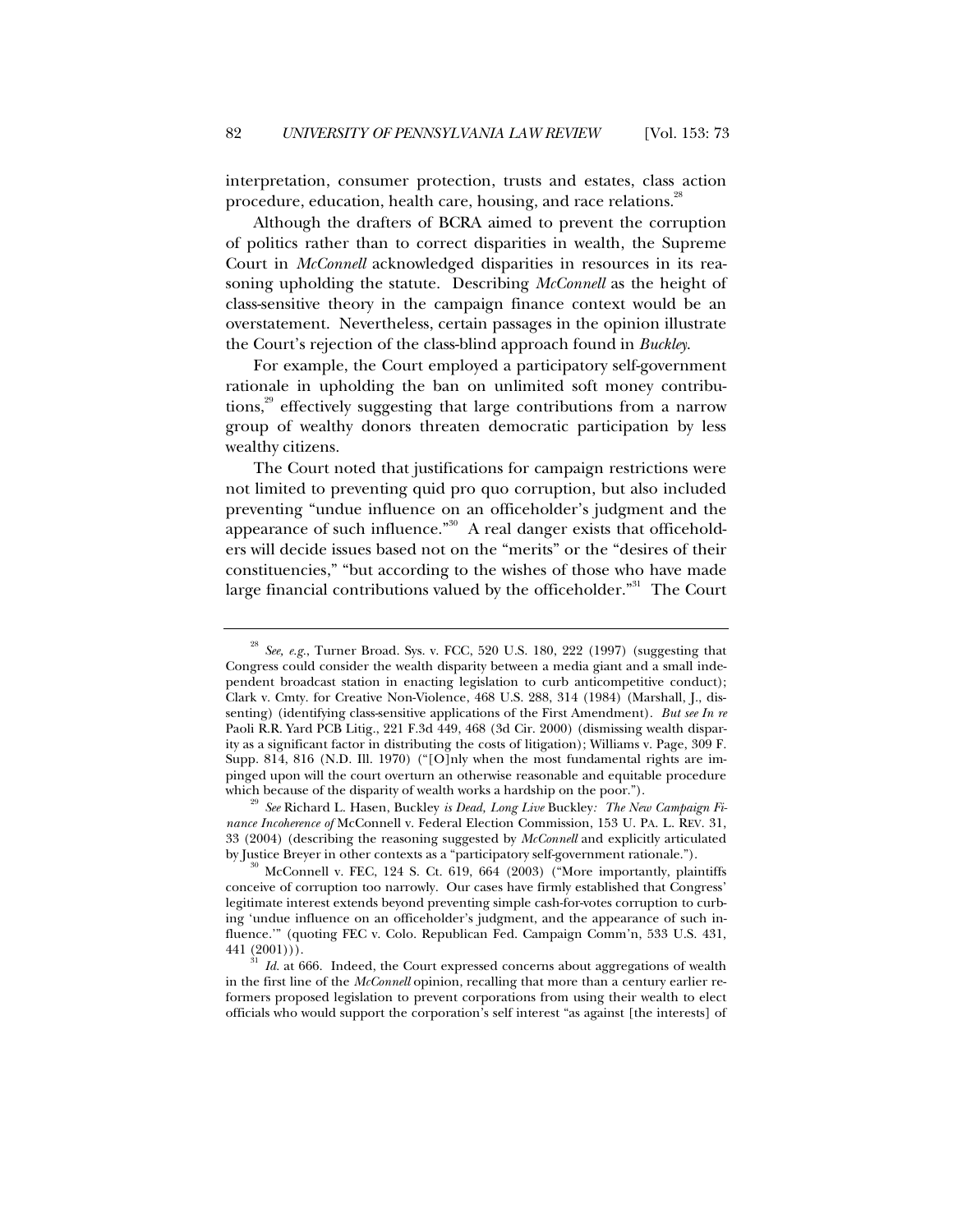interpretation, consumer protection, trusts and estates, class action procedure, education, health care, housing, and race relations.[28]

Although the drafters of BCRA aimed to prevent the corruption of politics rather than to correct disparities in wealth, the Supreme Court in *McConnell* acknowledged disparities in resources in its reasoning upholding the statute. Describing *McConnell* as the height of class-sensitive theory in the campaign finance context would be an overstatement. Nevertheless, certain passages in the opinion illustrate the Court's rejection of the class-blind approach found in *Buckley*.

For example, the Court employed a participatory self-government rationale in upholding the ban on unlimited soft money contributions,[29] effectively suggesting that large contributions from a narrow group of wealthy donors threaten democratic participation by less wealthy citizens.

The Court noted that justifications for campaign restrictions were not limited to preventing quid pro quo corruption, but also included preventing "undue influence on an officeholder's judgment and the appearance of such influence."[30] A real danger exists that officeholders will decide issues based not on the "merits" or the "desires of their constituencies," "but according to the wishes of those who have made large financial contributions valued by the officeholder."[31] The Court

---

[28] *See, e.g.*, Turner Broad. Sys. v. FCC, 520 U.S. 180, 222 (1997) (suggesting that Congress could consider the wealth disparity between a media giant and a small independent broadcast station in enacting legislation to curb anticompetitive conduct); Clark v. Cmty. for Creative Non-Violence, 468 U.S. 288, 314 (1984) (Marshall, J., dissenting) (identifying class-sensitive applications of the First Amendment). *But see In re* Paoli R.R. Yard PCB Litig., 221 F.3d 449, 468 (3d Cir. 2000) (dismissing wealth disparity as a significant factor in distributing the costs of litigation); Williams v. Page, 309 F. Supp. 814, 816 (N.D. Ill. 1970) ("[O]nly when the most fundamental rights are impinged upon will the court overturn an otherwise reasonable and equitable procedure which because of the disparity of wealth works a hardship on the poor.").

[29] *See* Richard L. Hasen, Buckley *is Dead, Long Live* Buckley*: The New Campaign Finance Incoherence of* McConnell v. Federal Election Commission, 153 U. PA. L. REV. 31, 33 (2004) (describing the reasoning suggested by *McConnell* and explicitly articulated by Justice Breyer in other contexts as a "participatory self-government rationale.").

[30] McConnell v. FEC, 124 S. Ct. 619, 664 (2003) ("More importantly, plaintiffs conceive of corruption too narrowly. Our cases have firmly established that Congress' legitimate interest extends beyond preventing simple cash-for-votes corruption to curbing 'undue influence on an officeholder's judgment, and the appearance of such influence.'" (quoting FEC v. Colo. Republican Fed. Campaign Comm'n, 533 U.S. 431, 441 (2001))).

[31] *Id.* at 666. Indeed, the Court expressed concerns about aggregations of wealth in the first line of the *McConnell* opinion, recalling that more than a century earlier reformers proposed legislation to prevent corporations from using their wealth to elect officials who would support the corporation's self interest "as against [the interests] of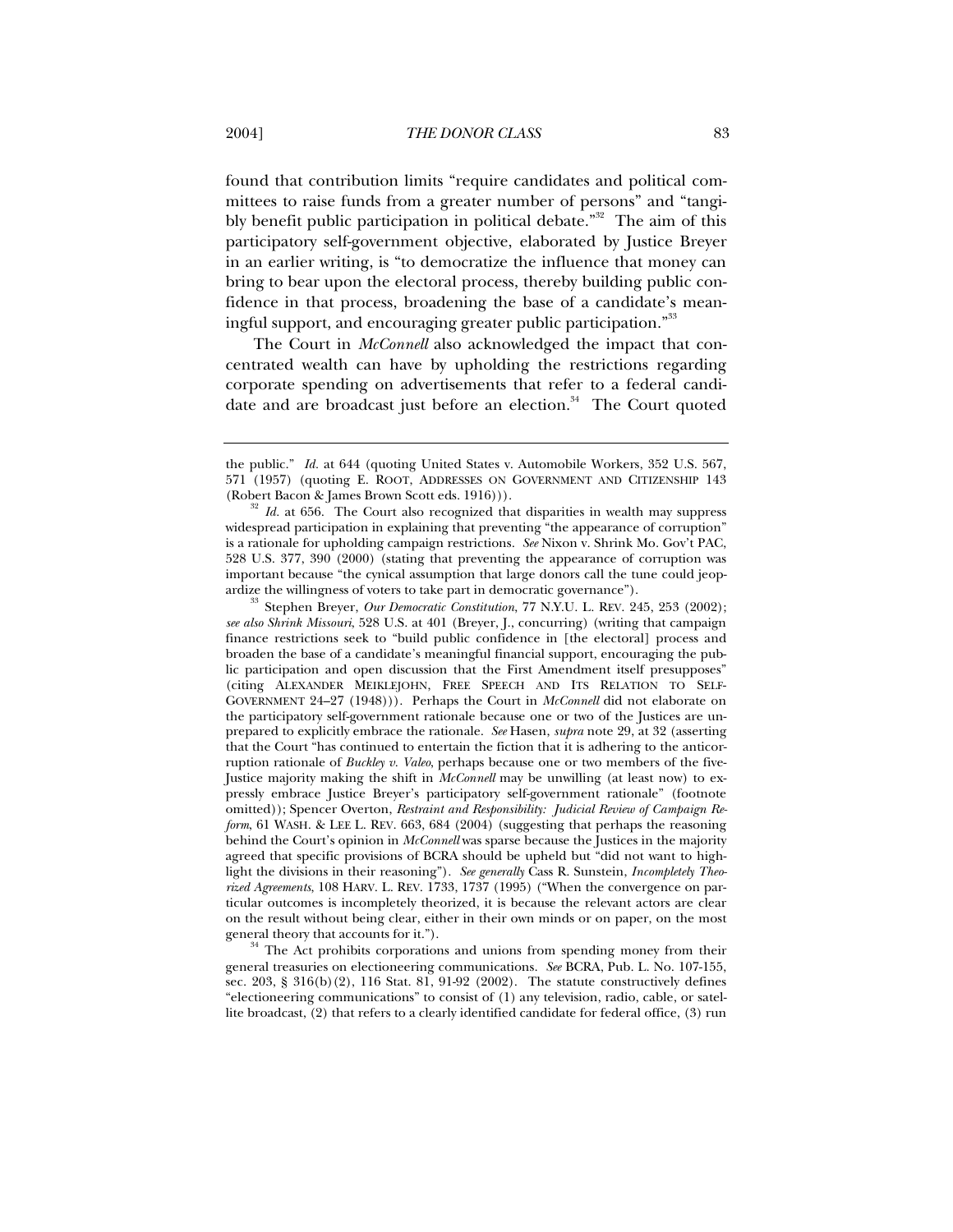found that contribution limits "require candidates and political committees to raise funds from a greater number of persons" and "tangibly benefit public participation in political debate."[32] The aim of this participatory self-government objective, elaborated by Justice Breyer in an earlier writing, is "to democratize the influence that money can bring to bear upon the electoral process, thereby building public confidence in that process, broadening the base of a candidate's meaningful support, and encouraging greater public participation."[33]

The Court in *McConnell* also acknowledged the impact that concentrated wealth can have by upholding the restrictions regarding corporate spending on advertisements that refer to a federal candidate and are broadcast just before an election.[34] The Court quoted

---

the public." *Id.* at 644 (quoting United States v. Automobile Workers, 352 U.S. 567, 571 (1957) (quoting E. ROOT, ADDRESSES ON GOVERNMENT AND CITIZENSHIP 143 (Robert Bacon & James Brown Scott eds. 1916))).

[32] *Id.* at 656. The Court also recognized that disparities in wealth may suppress widespread participation in explaining that preventing "the appearance of corruption" is a rationale for upholding campaign restrictions. *See* Nixon v. Shrink Mo. Gov't PAC, 528 U.S. 377, 390 (2000) (stating that preventing the appearance of corruption was important because "the cynical assumption that large donors call the tune could jeopardize the willingness of voters to take part in democratic governance").

[33] Stephen Breyer, *Our Democratic Constitution*, 77 N.Y.U. L. REV. 245, 253 (2002); *see also Shrink Missouri*, 528 U.S. at 401 (Breyer, J., concurring) (writing that campaign finance restrictions seek to "build public confidence in [the electoral] process and broaden the base of a candidate's meaningful financial support, encouraging the public participation and open discussion that the First Amendment itself presupposes" (citing ALEXANDER MEIKLEJOHN, FREE SPEECH AND ITS RELATION TO SELF-GOVERNMENT 24–27 (1948))). Perhaps the Court in *McConnell* did not elaborate on the participatory self-government rationale because one or two of the Justices are unprepared to explicitly embrace the rationale. *See* Hasen, *supra* note 29, at 32 (asserting that the Court "has continued to entertain the fiction that it is adhering to the anticorruption rationale of *Buckley v. Valeo*, perhaps because one or two members of the five-Justice majority making the shift in *McConnell* may be unwilling (at least now) to expressly embrace Justice Breyer's participatory self-government rationale" (footnote omitted)); Spencer Overton, *Restraint and Responsibility: Judicial Review of Campaign Reform*, 61 WASH. & LEE L. REV. 663, 684 (2004) (suggesting that perhaps the reasoning behind the Court's opinion in *McConnell* was sparse because the Justices in the majority agreed that specific provisions of BCRA should be upheld but "did not want to highlight the divisions in their reasoning"). *See generally* Cass R. Sunstein, *Incompletely Theorized Agreements*, 108 HARV. L. REV. 1733, 1737 (1995) ("When the convergence on particular outcomes is incompletely theorized, it is because the relevant actors are clear on the result without being clear, either in their own minds or on paper, on the most general theory that accounts for it.").

[34] The Act prohibits corporations and unions from spending money from their general treasuries on electioneering communications. *See* BCRA, Pub. L. No. 107-155, sec. 203, § 316(b)(2), 116 Stat. 81, 91-92 (2002). The statute constructively defines "electioneering communications" to consist of (1) any television, radio, cable, or satellite broadcast, (2) that refers to a clearly identified candidate for federal office, (3) run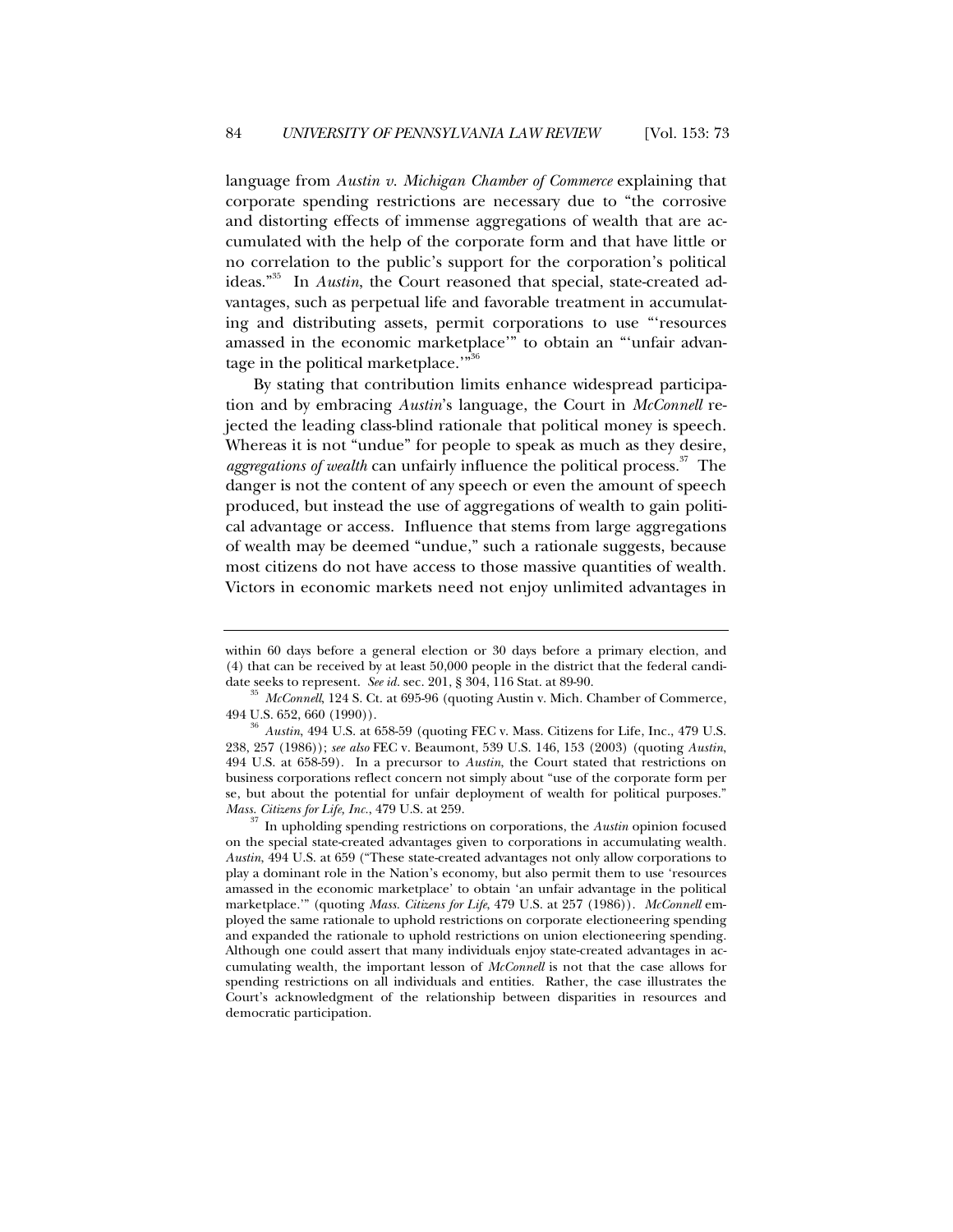language from *Austin v. Michigan Chamber of Commerce* explaining that corporate spending restrictions are necessary due to "the corrosive and distorting effects of immense aggregations of wealth that are accumulated with the help of the corporate form and that have little or no correlation to the public's support for the corporation's political ideas."[35] In *Austin*, the Court reasoned that special, state-created advantages, such as perpetual life and favorable treatment in accumulating and distributing assets, permit corporations to use "'resources amassed in the economic marketplace'" to obtain an "'unfair advantage in the political marketplace.'"[36]

By stating that contribution limits enhance widespread participation and by embracing *Austin*'s language, the Court in *McConnell* rejected the leading class-blind rationale that political money is speech. Whereas it is not "undue" for people to speak as much as they desire, *aggregations of wealth* can unfairly influence the political process.[37] The danger is not the content of any speech or even the amount of speech produced, but instead the use of aggregations of wealth to gain political advantage or access. Influence that stems from large aggregations of wealth may be deemed "undue," such a rationale suggests, because most citizens do not have access to those massive quantities of wealth. Victors in economic markets need not enjoy unlimited advantages in

---

within 60 days before a general election or 30 days before a primary election, and (4) that can be received by at least 50,000 people in the district that the federal candidate seeks to represent. *See id.* sec. 201, § 304, 116 Stat. at 89-90.

[35] *McConnell*, 124 S. Ct. at 695-96 (quoting Austin v. Mich. Chamber of Commerce, 494 U.S. 652, 660 (1990)).

[36] *Austin*, 494 U.S. at 658-59 (quoting FEC v. Mass. Citizens for Life, Inc., 479 U.S. 238, 257 (1986)); *see also* FEC v. Beaumont, 539 U.S. 146, 153 (2003) (quoting *Austin*, 494 U.S. at 658-59). In a precursor to *Austin*, the Court stated that restrictions on business corporations reflect concern not simply about "use of the corporate form per se, but about the potential for unfair deployment of wealth for political purposes." *Mass. Citizens for Life, Inc.*, 479 U.S. at 259.

[37] In upholding spending restrictions on corporations, the *Austin* opinion focused on the special state-created advantages given to corporations in accumulating wealth. *Austin*, 494 U.S. at 659 ("These state-created advantages not only allow corporations to play a dominant role in the Nation's economy, but also permit them to use 'resources amassed in the economic marketplace' to obtain 'an unfair advantage in the political marketplace.'" (quoting *Mass. Citizens for Life*, 479 U.S. at 257 (1986)). *McConnell* employed the same rationale to uphold restrictions on corporate electioneering spending and expanded the rationale to uphold restrictions on union electioneering spending. Although one could assert that many individuals enjoy state-created advantages in accumulating wealth, the important lesson of *McConnell* is not that the case allows for spending restrictions on all individuals and entities. Rather, the case illustrates the Court's acknowledgment of the relationship between disparities in resources and democratic participation.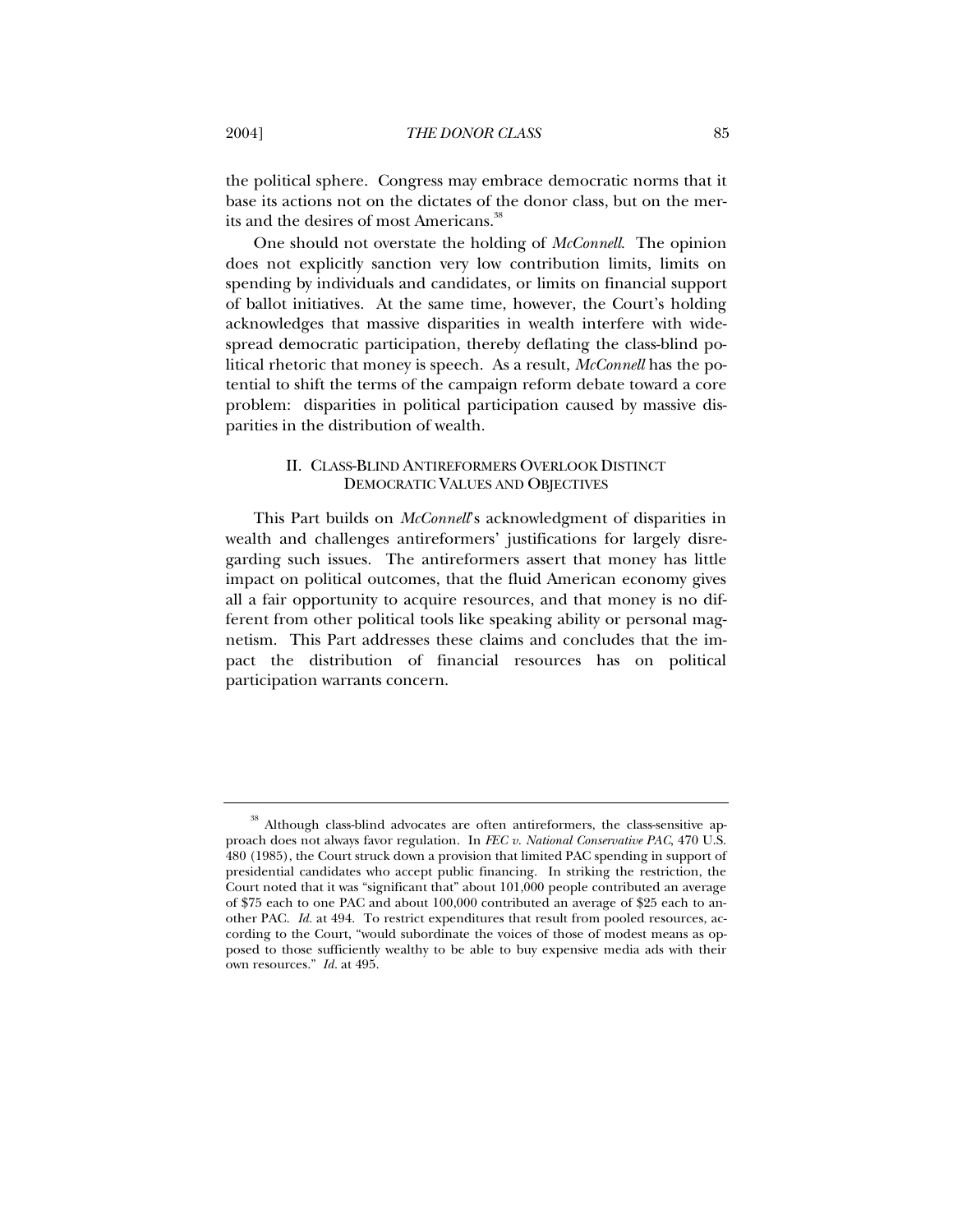the political sphere. Congress may embrace democratic norms that it base its actions not on the dictates of the donor class, but on the merits and the desires of most Americans.[38]

One should not overstate the holding of *McConnell*. The opinion does not explicitly sanction very low contribution limits, limits on spending by individuals and candidates, or limits on financial support of ballot initiatives. At the same time, however, the Court's holding acknowledges that massive disparities in wealth interfere with widespread democratic participation, thereby deflating the class-blind political rhetoric that money is speech. As a result, *McConnell* has the potential to shift the terms of the campaign reform debate toward a core problem: disparities in political participation caused by massive disparities in the distribution of wealth.

## II. CLASS-BLIND ANTIREFORMERS OVERLOOK DISTINCT DEMOCRATIC VALUES AND OBJECTIVES

This Part builds on *McConnell*'s acknowledgment of disparities in wealth and challenges antireformers' justifications for largely disregarding such issues. The antireformers assert that money has little impact on political outcomes, that the fluid American economy gives all a fair opportunity to acquire resources, and that money is no different from other political tools like speaking ability or personal magnetism. This Part addresses these claims and concludes that the impact the distribution of financial resources has on political participation warrants concern.

---

[38] Although class-blind advocates are often antireformers, the class-sensitive approach does not always favor regulation. In *FEC v. National Conservative PAC*, 470 U.S. 480 (1985), the Court struck down a provision that limited PAC spending in support of presidential candidates who accept public financing. In striking the restriction, the Court noted that it was "significant that" about 101,000 people contributed an average of $75 each to one PAC and about 100,000 contributed an average of $25 each to another PAC. *Id.* at 494. To restrict expenditures that result from pooled resources, according to the Court, "would subordinate the voices of those of modest means as opposed to those sufficiently wealthy to be able to buy expensive media ads with their own resources." *Id.* at 495.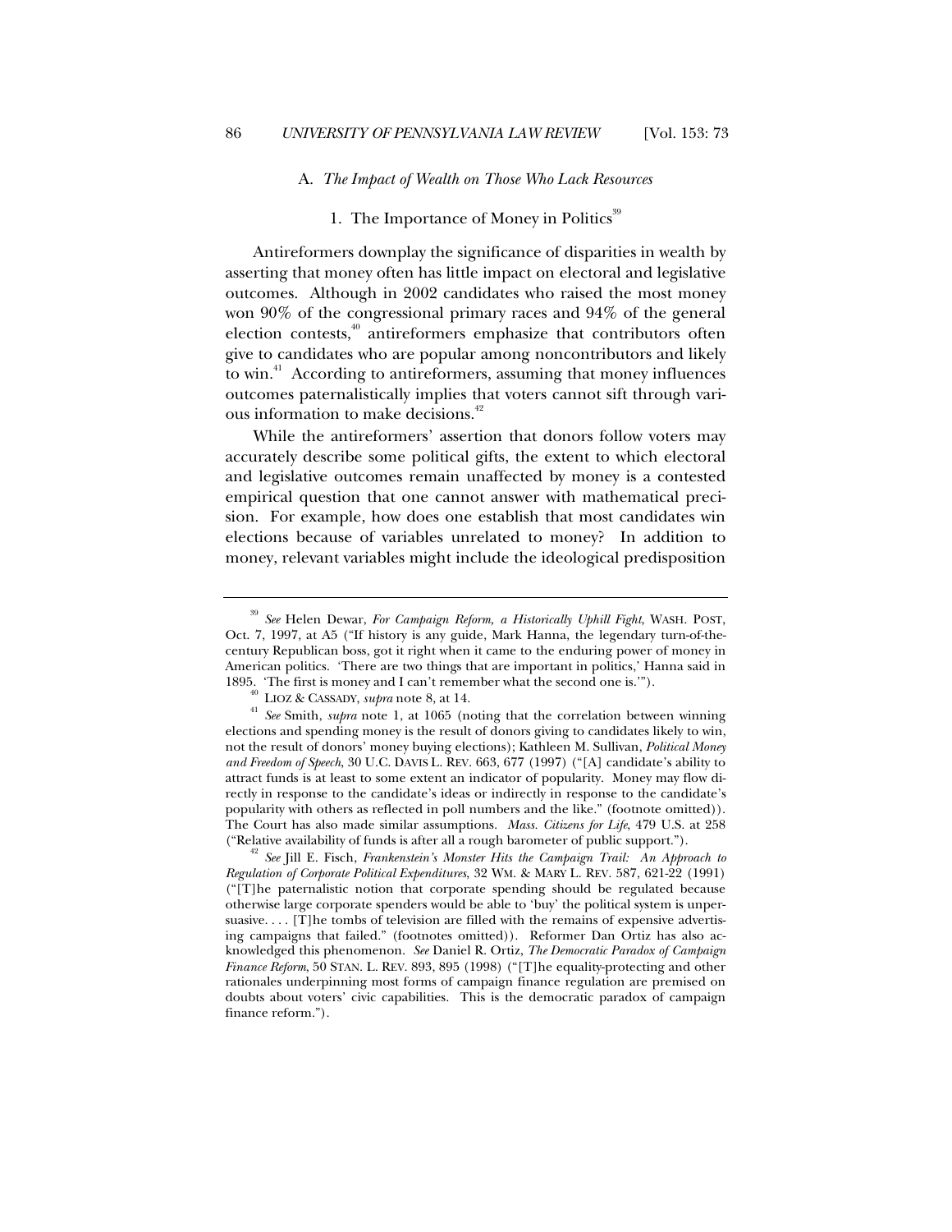### A. *The Impact of Wealth on Those Who Lack Resources*

#### 1. The Importance of Money in Politics[39]

Antireformers downplay the significance of disparities in wealth by asserting that money often has little impact on electoral and legislative outcomes. Although in 2002 candidates who raised the most money won 90% of the congressional primary races and 94% of the general election contests,[40] antireformers emphasize that contributors often give to candidates who are popular among noncontributors and likely to win.[41] According to antireformers, assuming that money influences outcomes paternalistically implies that voters cannot sift through various information to make decisions.[42]

While the antireformers' assertion that donors follow voters may accurately describe some political gifts, the extent to which electoral and legislative outcomes remain unaffected by money is a contested empirical question that one cannot answer with mathematical precision. For example, how does one establish that most candidates win elections because of variables unrelated to money? In addition to money, relevant variables might include the ideological predisposition

---

[39] *See* Helen Dewar, *For Campaign Reform, a Historically Uphill Fight*, WASH. POST, Oct. 7, 1997, at A5 ("If history is any guide, Mark Hanna, the legendary turn-of-the-century Republican boss, got it right when it came to the enduring power of money in American politics. 'There are two things that are important in politics,' Hanna said in 1895. 'The first is money and I can't remember what the second one is.'").

[40] LIOZ & CASSADY, *supra* note 8, at 14.

[41] *See* Smith, *supra* note 1, at 1065 (noting that the correlation between winning elections and spending money is the result of donors giving to candidates likely to win, not the result of donors' money buying elections); Kathleen M. Sullivan, *Political Money and Freedom of Speech*, 30 U.C. DAVIS L. REV. 663, 677 (1997) ("[A] candidate's ability to attract funds is at least to some extent an indicator of popularity. Money may flow directly in response to the candidate's ideas or indirectly in response to the candidate's popularity with others as reflected in poll numbers and the like." (footnote omitted)). The Court has also made similar assumptions. *Mass. Citizens for Life*, 479 U.S. at 258 ("Relative availability of funds is after all a rough barometer of public support.").

[42] *See* Jill E. Fisch, *Frankenstein's Monster Hits the Campaign Trail: An Approach to Regulation of Corporate Political Expenditures*, 32 WM. & MARY L. REV. 587, 621-22 (1991) ("[T]he paternalistic notion that corporate spending should be regulated because otherwise large corporate spenders would be able to 'buy' the political system is unpersuasive. . . . [T]he tombs of television are filled with the remains of expensive advertising campaigns that failed." (footnotes omitted)). Reformer Dan Ortiz has also acknowledged this phenomenon. *See* Daniel R. Ortiz, *The Democratic Paradox of Campaign Finance Reform*, 50 STAN. L. REV. 893, 895 (1998) ("[T]he equality-protecting and other rationales underpinning most forms of campaign finance regulation are premised on doubts about voters' civic capabilities. This is the democratic paradox of campaign finance reform.").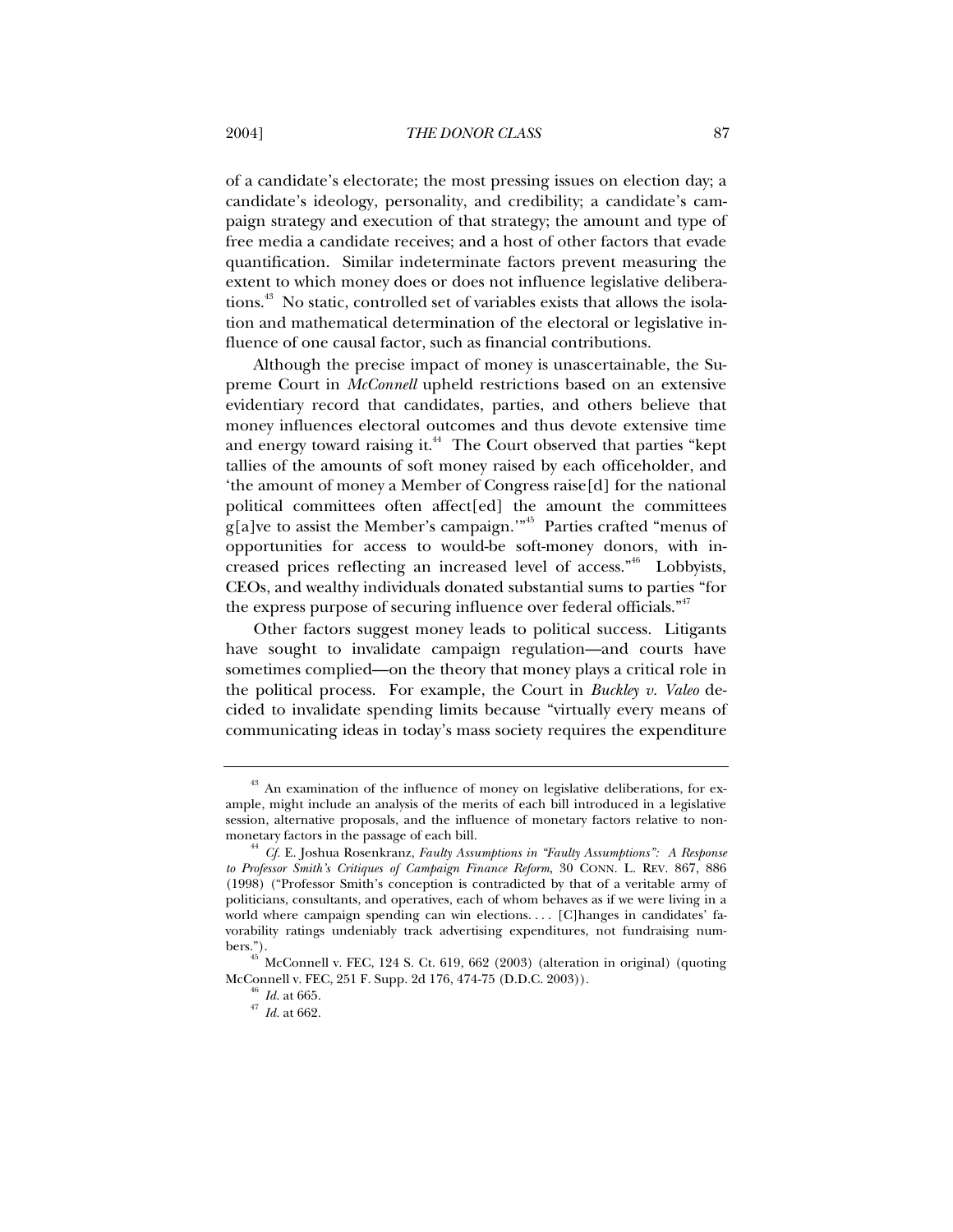of a candidate's electorate; the most pressing issues on election day; a candidate's ideology, personality, and credibility; a candidate's campaign strategy and execution of that strategy; the amount and type of free media a candidate receives; and a host of other factors that evade quantification. Similar indeterminate factors prevent measuring the extent to which money does or does not influence legislative deliberations.[43] No static, controlled set of variables exists that allows the isolation and mathematical determination of the electoral or legislative influence of one causal factor, such as financial contributions.

Although the precise impact of money is unascertainable, the Supreme Court in *McConnell* upheld restrictions based on an extensive evidentiary record that candidates, parties, and others believe that money influences electoral outcomes and thus devote extensive time and energy toward raising it.[44] The Court observed that parties "kept tallies of the amounts of soft money raised by each officeholder, and 'the amount of money a Member of Congress raise[d] for the national political committees often affect[ed] the amount the committees g[a]ve to assist the Member's campaign.'"[45] Parties crafted "menus of opportunities for access to would-be soft-money donors, with increased prices reflecting an increased level of access."[46] Lobbyists, CEOs, and wealthy individuals donated substantial sums to parties "for the express purpose of securing influence over federal officials."[47]

Other factors suggest money leads to political success. Litigants have sought to invalidate campaign regulation—and courts have sometimes complied—on the theory that money plays a critical role in the political process. For example, the Court in *Buckley v. Valeo* decided to invalidate spending limits because "virtually every means of communicating ideas in today's mass society requires the expenditure

---

[43] An examination of the influence of money on legislative deliberations, for example, might include an analysis of the merits of each bill introduced in a legislative session, alternative proposals, and the influence of monetary factors relative to nonmonetary factors in the passage of each bill.

[44] *Cf.* E. Joshua Rosenkranz, *Faulty Assumptions in "Faulty Assumptions": A Response to Professor Smith's Critiques of Campaign Finance Reform*, 30 CONN. L. REV. 867, 886 (1998) ("Professor Smith's conception is contradicted by that of a veritable army of politicians, consultants, and operatives, each of whom behaves as if we were living in a world where campaign spending can win elections. . . . [C]hanges in candidates' favorability ratings undeniably track advertising expenditures, not fundraising numbers.").

[45] McConnell v. FEC, 124 S. Ct. 619, 662 (2003) (alteration in original) (quoting McConnell v. FEC, 251 F. Supp. 2d 176, 474-75 (D.D.C. 2003)).

[46] *Id.* at 665.

[47] *Id.* at 662.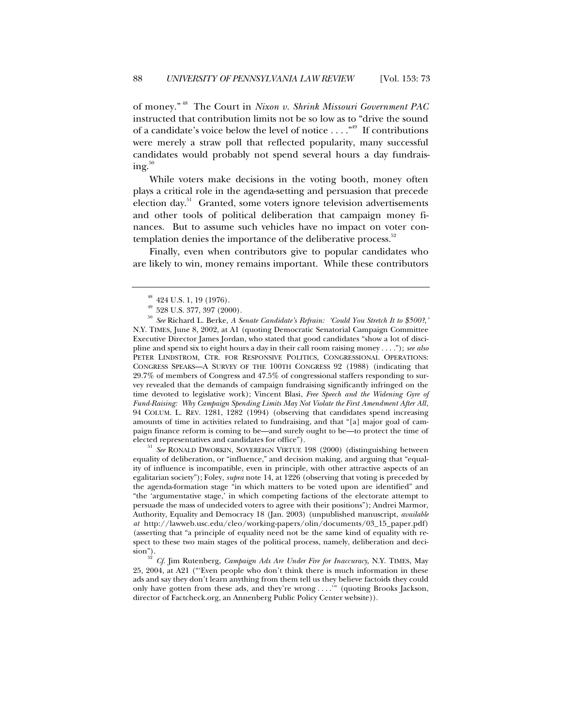of money."[48] The Court in *Nixon v. Shrink Missouri Government PAC* instructed that contribution limits not be so low as to "drive the sound of a candidate's voice below the level of notice . . . ."[49] If contributions were merely a straw poll that reflected popularity, many successful candidates would probably not spend several hours a day fundraising.[50]

While voters make decisions in the voting booth, money often plays a critical role in the agenda-setting and persuasion that precede election day.[51] Granted, some voters ignore television advertisements and other tools of political deliberation that campaign money finances. But to assume such vehicles have no impact on voter contemplation denies the importance of the deliberative process.[52]

Finally, even when contributors give to popular candidates who are likely to win, money remains important. While these contributors

---

[48] 424 U.S. 1, 19 (1976).

[49] 528 U.S. 377, 397 (2000).

[50] *See* Richard L. Berke, *A Senate Candidate's Refrain: 'Could You Stretch It to $500?,'* N.Y. TIMES, June 8, 2002, at A1 (quoting Democratic Senatorial Campaign Committee Executive Director James Jordan, who stated that good candidates "show a lot of discipline and spend six to eight hours a day in their call room raising money . . . ."); *see also* PETER LINDSTROM, CTR. FOR RESPONSIVE POLITICS, CONGRESSIONAL OPERATIONS: CONGRESS SPEAKS—A SURVEY OF THE 100TH CONGRESS 92 (1988) (indicating that 29.7% of members of Congress and 47.5% of congressional staffers responding to survey revealed that the demands of campaign fundraising significantly infringed on the time devoted to legislative work); Vincent Blasi, *Free Speech and the Widening Gyre of Fund-Raising: Why Campaign Spending Limits May Not Violate the First Amendment After All*, 94 COLUM. L. REV. 1281, 1282 (1994) (observing that candidates spend increasing amounts of time in activities related to fundraising, and that "[a] major goal of campaign finance reform is coming to be—and surely ought to be—to protect the time of elected representatives and candidates for office").

[51] *See* RONALD DWORKIN, SOVEREIGN VIRTUE 198 (2000) (distinguishing between equality of deliberation, or "influence," and decision making, and arguing that "equality of influence is incompatible, even in principle, with other attractive aspects of an egalitarian society"); Foley, *supra* note 14, at 1226 (observing that voting is preceded by the agenda-formation stage "in which matters to be voted upon are identified" and "the 'argumentative stage,' in which competing factions of the electorate attempt to persuade the mass of undecided voters to agree with their positions"); Andrei Marmor, Authority, Equality and Democracy 18 (Jan. 2003) (unpublished manuscript, *available at* http://lawweb.usc.edu/cleo/working-papers/olin/documents/03_15_paper.pdf) (asserting that "a principle of equality need not be the same kind of equality with respect to these two main stages of the political process, namely, deliberation and decision").

[52] *Cf.* Jim Rutenberg, *Campaign Ads Are Under Fire for Inaccuracy*, N.Y. TIMES, May 25, 2004, at A21 ("'Even people who don't think there is much information in these ads and say they don't learn anything from them tell us they believe factoids they could only have gotten from these ads, and they're wrong . . . .'" (quoting Brooks Jackson, director of Factcheck.org, an Annenberg Public Policy Center website)).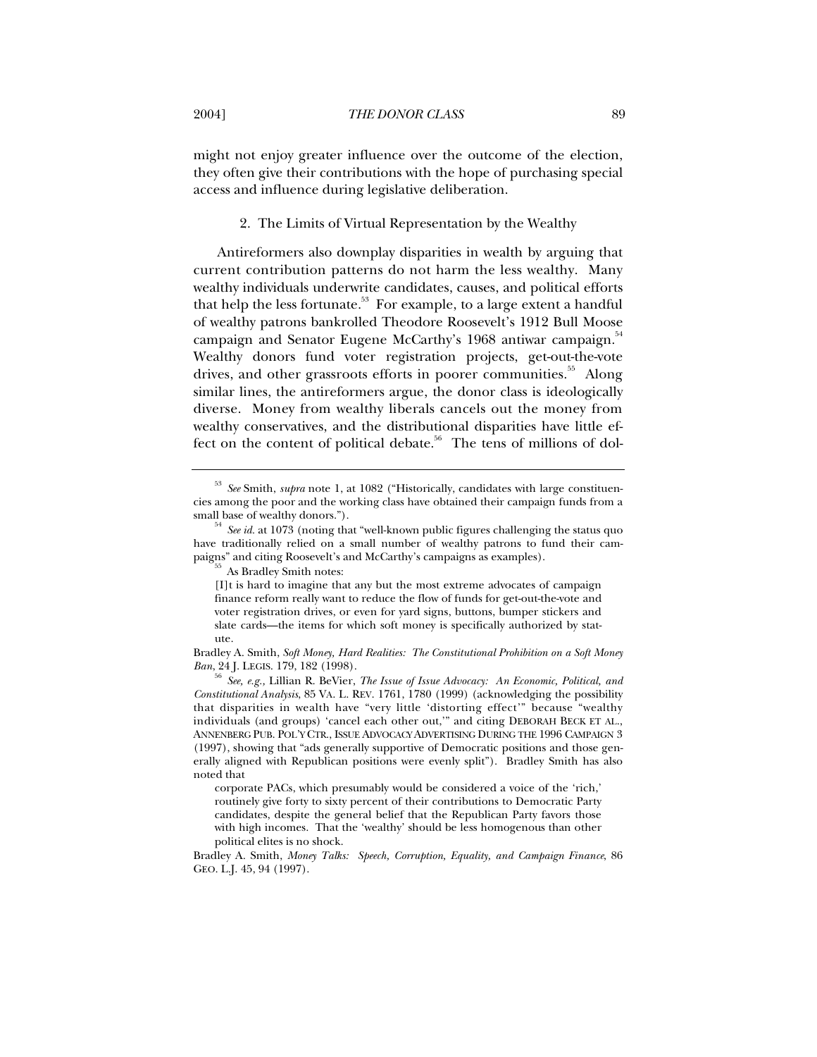might not enjoy greater influence over the outcome of the election, they often give their contributions with the hope of purchasing special access and influence during legislative deliberation.

### 2. The Limits of Virtual Representation by the Wealthy

Antireformers also downplay disparities in wealth by arguing that current contribution patterns do not harm the less wealthy. Many wealthy individuals underwrite candidates, causes, and political efforts that help the less fortunate.[53] For example, to a large extent a handful of wealthy patrons bankrolled Theodore Roosevelt's 1912 Bull Moose campaign and Senator Eugene McCarthy's 1968 antiwar campaign.[54] Wealthy donors fund voter registration projects, get-out-the-vote drives, and other grassroots efforts in poorer communities.[55] Along similar lines, the antireformers argue, the donor class is ideologically diverse. Money from wealthy liberals cancels out the money from wealthy conservatives, and the distributional disparities have little effect on the content of political debate.[56] The tens of millions of dol-

---

[53] *See* Smith, *supra* note 1, at 1082 ("Historically, candidates with large constituencies among the poor and the working class have obtained their campaign funds from a small base of wealthy donors.").

[54] *See id.* at 1073 (noting that "well-known public figures challenging the status quo have traditionally relied on a small number of wealthy patrons to fund their campaigns" and citing Roosevelt's and McCarthy's campaigns as examples).

[55] As Bradley Smith notes:

> [I]t is hard to imagine that any but the most extreme advocates of campaign finance reform really want to reduce the flow of funds for get-out-the-vote and voter registration drives, or even for yard signs, buttons, bumper stickers and slate cards—the items for which soft money is specifically authorized by statute.

Bradley A. Smith, *Soft Money, Hard Realities: The Constitutional Prohibition on a Soft Money Ban*, 24 J. LEGIS. 179, 182 (1998).

[56] *See, e.g.,* Lillian R. BeVier, *The Issue of Issue Advocacy: An Economic, Political, and Constitutional Analysis*, 85 VA. L. REV. 1761, 1780 (1999) (acknowledging the possibility that disparities in wealth have "very little 'distorting effect'" because "wealthy individuals (and groups) 'cancel each other out,'" and citing DEBORAH BECK ET AL., ANNENBERG PUB. POL'Y CTR., ISSUE ADVOCACY ADVERTISING DURING THE 1996 CAMPAIGN 3 (1997), showing that "ads generally supportive of Democratic positions and those generally aligned with Republican positions were evenly split"). Bradley Smith has also noted that

> corporate PACs, which presumably would be considered a voice of the 'rich,' routinely give forty to sixty percent of their contributions to Democratic Party candidates, despite the general belief that the Republican Party favors those with high incomes. That the 'wealthy' should be less homogenous than other political elites is no shock.

Bradley A. Smith, *Money Talks: Speech, Corruption, Equality, and Campaign Finance*, 86 GEO. L.J. 45, 94 (1997).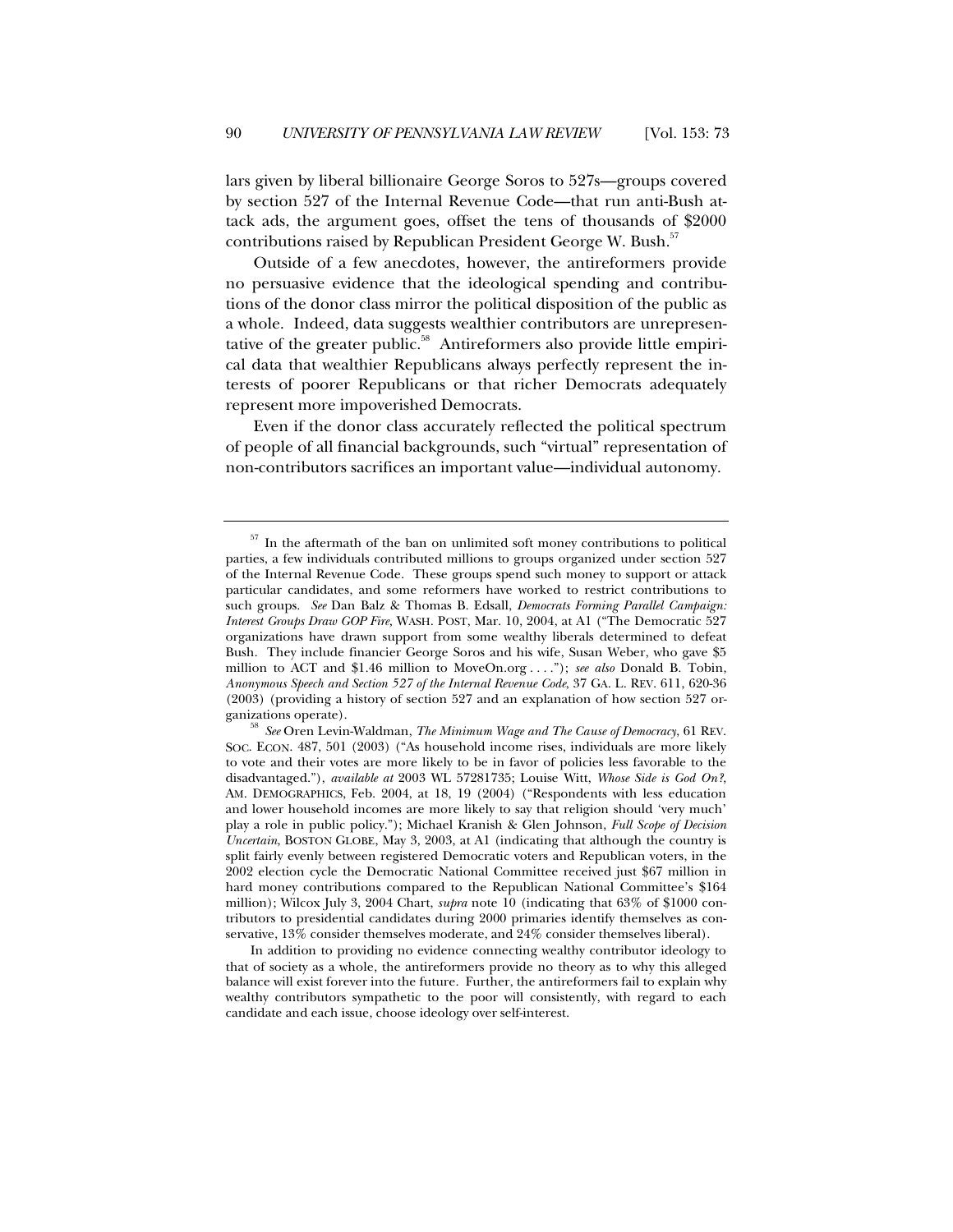lars given by liberal billionaire George Soros to 527s—groups covered by section 527 of the Internal Revenue Code—that run anti-Bush attack ads, the argument goes, offset the tens of thousands of $2000 contributions raised by Republican President George W. Bush.[57]

Outside of a few anecdotes, however, the antireformers provide no persuasive evidence that the ideological spending and contributions of the donor class mirror the political disposition of the public as a whole. Indeed, data suggests wealthier contributors are unrepresentative of the greater public.[58] Antireformers also provide little empirical data that wealthier Republicans always perfectly represent the interests of poorer Republicans or that richer Democrats adequately represent more impoverished Democrats.

Even if the donor class accurately reflected the political spectrum of people of all financial backgrounds, such "virtual" representation of non-contributors sacrifices an important value—individual autonomy.

---

[57] In the aftermath of the ban on unlimited soft money contributions to political parties, a few individuals contributed millions to groups organized under section 527 of the Internal Revenue Code. These groups spend such money to support or attack particular candidates, and some reformers have worked to restrict contributions to such groups. *See* Dan Balz & Thomas B. Edsall, *Democrats Forming Parallel Campaign: Interest Groups Draw GOP Fire*, WASH. POST, Mar. 10, 2004, at A1 ("The Democratic 527 organizations have drawn support from some wealthy liberals determined to defeat Bush. They include financier George Soros and his wife, Susan Weber, who gave $5 million to ACT and $1.46 million to MoveOn.org . . . ."); *see also* Donald B. Tobin, *Anonymous Speech and Section 527 of the Internal Revenue Code*, 37 GA. L. REV. 611, 620-36 (2003) (providing a history of section 527 and an explanation of how section 527 organizations operate).

[58] *See* Oren Levin-Waldman, *The Minimum Wage and The Cause of Democracy*, 61 REV. SOC. ECON. 487, 501 (2003) ("As household income rises, individuals are more likely to vote and their votes are more likely to be in favor of policies less favorable to the disadvantaged."), *available at* 2003 WL 57281735; Louise Witt, *Whose Side is God On?*, AM. DEMOGRAPHICS, Feb. 2004, at 18, 19 (2004) ("Respondents with less education and lower household incomes are more likely to say that religion should 'very much' play a role in public policy."); Michael Kranish & Glen Johnson, *Full Scope of Decision Uncertain*, BOSTON GLOBE, May 3, 2003, at A1 (indicating that although the country is split fairly evenly between registered Democratic voters and Republican voters, in the 2002 election cycle the Democratic National Committee received just $67 million in hard money contributions compared to the Republican National Committee's $164 million); Wilcox July 3, 2004 Chart, *supra* note 10 (indicating that 63% of $1000 contributors to presidential candidates during 2000 primaries identify themselves as conservative, 13% consider themselves moderate, and 24% consider themselves liberal).

In addition to providing no evidence connecting wealthy contributor ideology to that of society as a whole, the antireformers provide no theory as to why this alleged balance will exist forever into the future. Further, the antireformers fail to explain why wealthy contributors sympathetic to the poor will consistently, with regard to each candidate and each issue, choose ideology over self-interest.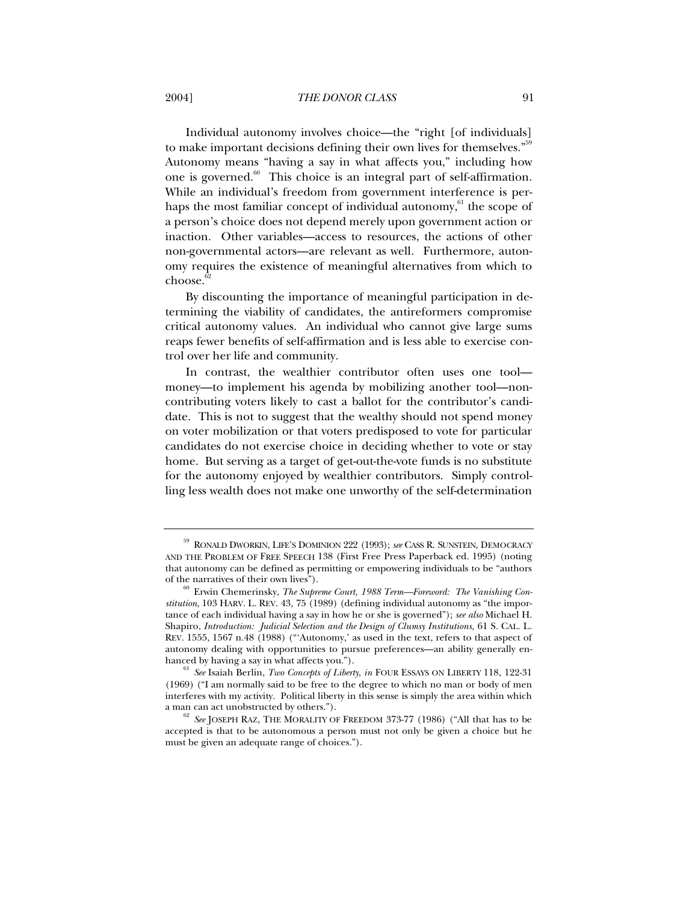Individual autonomy involves choice—the "right [of individuals] to make important decisions defining their own lives for themselves."[59] Autonomy means "having a say in what affects you," including how one is governed.[60] This choice is an integral part of self-affirmation. While an individual's freedom from government interference is perhaps the most familiar concept of individual autonomy,[61] the scope of a person's choice does not depend merely upon government action or inaction. Other variables—access to resources, the actions of other non-governmental actors—are relevant as well. Furthermore, autonomy requires the existence of meaningful alternatives from which to choose.[62]

By discounting the importance of meaningful participation in determining the viability of candidates, the antireformers compromise critical autonomy values. An individual who cannot give large sums reaps fewer benefits of self-affirmation and is less able to exercise control over her life and community.

In contrast, the wealthier contributor often uses one tool—money—to implement his agenda by mobilizing another tool—non-contributing voters likely to cast a ballot for the contributor's candidate. This is not to suggest that the wealthy should not spend money on voter mobilization or that voters predisposed to vote for particular candidates do not exercise choice in deciding whether to vote or stay home. But serving as a target of get-out-the-vote funds is no substitute for the autonomy enjoyed by wealthier contributors. Simply controlling less wealth does not make one unworthy of the self-determination

---

[59] RONALD DWORKIN, LIFE'S DOMINION 222 (1993); *see* CASS R. SUNSTEIN, DEMOCRACY AND THE PROBLEM OF FREE SPEECH 138 (First Free Press Paperback ed. 1995) (noting that autonomy can be defined as permitting or empowering individuals to be "authors of the narratives of their own lives").

[60] Erwin Chemerinsky, *The Supreme Court, 1988 Term—Foreword: The Vanishing Constitution*, 103 HARV. L. REV. 43, 75 (1989) (defining individual autonomy as "the importance of each individual having a say in how he or she is governed"); *see also* Michael H. Shapiro, *Introduction: Judicial Selection and the Design of Clumsy Institutions*, 61 S. CAL. L. REV. 1555, 1567 n.48 (1988) ("'Autonomy,' as used in the text, refers to that aspect of autonomy dealing with opportunities to pursue preferences—an ability generally enhanced by having a say in what affects you.").

[61] *See* Isaiah Berlin, *Two Concepts of Liberty*, *in* FOUR ESSAYS ON LIBERTY 118, 122-31 (1969) ("I am normally said to be free to the degree to which no man or body of men interferes with my activity. Political liberty in this sense is simply the area within which a man can act unobstructed by others.").

[62] *See* JOSEPH RAZ, THE MORALITY OF FREEDOM 373-77 (1986) ("All that has to be accepted is that to be autonomous a person must not only be given a choice but he must be given an adequate range of choices.").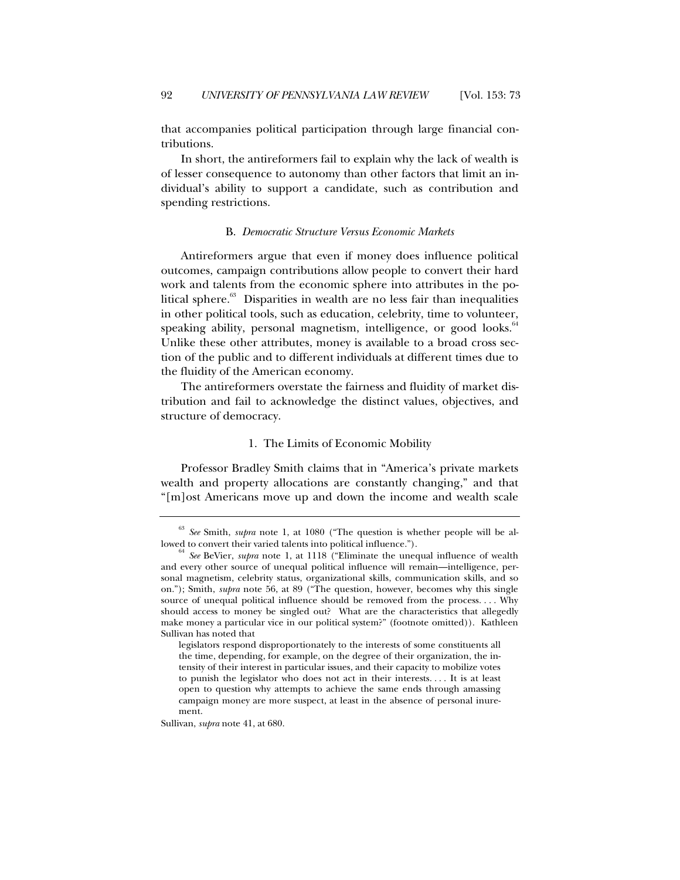that accompanies political participation through large financial contributions.

In short, the antireformers fail to explain why the lack of wealth is of lesser consequence to autonomy than other factors that limit an individual's ability to support a candidate, such as contribution and spending restrictions.

### B. *Democratic Structure Versus Economic Markets*

Antireformers argue that even if money does influence political outcomes, campaign contributions allow people to convert their hard work and talents from the economic sphere into attributes in the political sphere.[63] Disparities in wealth are no less fair than inequalities in other political tools, such as education, celebrity, time to volunteer, speaking ability, personal magnetism, intelligence, or good looks.[64] Unlike these other attributes, money is available to a broad cross section of the public and to different individuals at different times due to the fluidity of the American economy.

The antireformers overstate the fairness and fluidity of market distribution and fail to acknowledge the distinct values, objectives, and structure of democracy.

#### 1. The Limits of Economic Mobility

Professor Bradley Smith claims that in "America's private markets wealth and property allocations are constantly changing," and that "[m]ost Americans move up and down the income and wealth scale

---

[63] *See* Smith, *supra* note 1, at 1080 ("The question is whether people will be allowed to convert their varied talents into political influence.").

[64] *See* BeVier, *supra* note 1, at 1118 ("Eliminate the unequal influence of wealth and every other source of unequal political influence will remain—intelligence, personal magnetism, celebrity status, organizational skills, communication skills, and so on."); Smith, *supra* note 56, at 89 ("The question, however, becomes why this single source of unequal political influence should be removed from the process. . . . Why should access to money be singled out? What are the characteristics that allegedly make money a particular vice in our political system?" (footnote omitted)). Kathleen Sullivan has noted that

> legislators respond disproportionately to the interests of some constituents all the time, depending, for example, on the degree of their organization, the intensity of their interest in particular issues, and their capacity to mobilize votes to punish the legislator who does not act in their interests. . . . It is at least open to question why attempts to achieve the same ends through amassing campaign money are more suspect, at least in the absence of personal inurement.

Sullivan, *supra* note 41, at 680.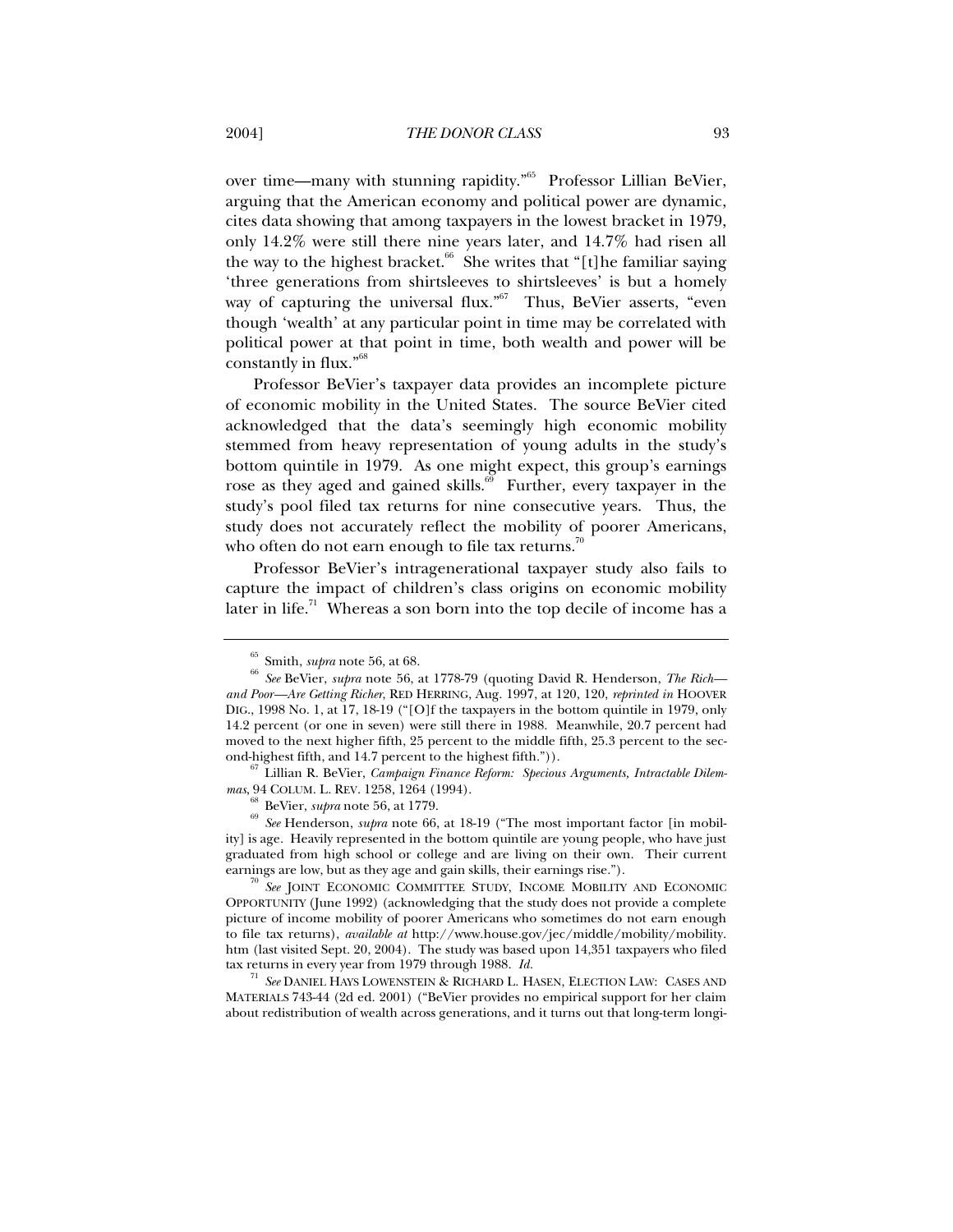over time—many with stunning rapidity."[65] Professor Lillian BeVier, arguing that the American economy and political power are dynamic, cites data showing that among taxpayers in the lowest bracket in 1979, only 14.2% were still there nine years later, and 14.7% had risen all the way to the highest bracket.[66] She writes that "[t]he familiar saying 'three generations from shirtsleeves to shirtsleeves' is but a homely way of capturing the universal flux."[67] Thus, BeVier asserts, "even though 'wealth' at any particular point in time may be correlated with political power at that point in time, both wealth and power will be constantly in flux."[68]

Professor BeVier's taxpayer data provides an incomplete picture of economic mobility in the United States. The source BeVier cited acknowledged that the data's seemingly high economic mobility stemmed from heavy representation of young adults in the study's bottom quintile in 1979. As one might expect, this group's earnings rose as they aged and gained skills.[69] Further, every taxpayer in the study's pool filed tax returns for nine consecutive years. Thus, the study does not accurately reflect the mobility of poorer Americans, who often do not earn enough to file tax returns.[70]

Professor BeVier's intragenerational taxpayer study also fails to capture the impact of children's class origins on economic mobility later in life.[71] Whereas a son born into the top decile of income has a

---

[65] Smith, *supra* note 56, at 68.

[66] *See* BeVier, *supra* note 56, at 1778-79 (quoting David R. Henderson, *The Rich—and Poor—Are Getting Richer*, RED HERRING, Aug. 1997, at 120, 120, *reprinted in* HOOVER DIG., 1998 No. 1, at 17, 18-19 ("[O]f the taxpayers in the bottom quintile in 1979, only 14.2 percent (or one in seven) were still there in 1988. Meanwhile, 20.7 percent had moved to the next higher fifth, 25 percent to the middle fifth, 25.3 percent to the second-highest fifth, and 14.7 percent to the highest fifth.")).

[67] Lillian R. BeVier, *Campaign Finance Reform: Specious Arguments, Intractable Dilemmas*, 94 COLUM. L. REV. 1258, 1264 (1994).

[68] BeVier, *supra* note 56, at 1779.

[69] *See* Henderson, *supra* note 66, at 18-19 ("The most important factor [in mobility] is age. Heavily represented in the bottom quintile are young people, who have just graduated from high school or college and are living on their own. Their current earnings are low, but as they age and gain skills, their earnings rise.").

[70] *See* JOINT ECONOMIC COMMITTEE STUDY, INCOME MOBILITY AND ECONOMIC OPPORTUNITY (June 1992) (acknowledging that the study does not provide a complete picture of income mobility of poorer Americans who sometimes do not earn enough to file tax returns), *available at* http://www.house.gov/jec/middle/mobility/mobility.htm (last visited Sept. 20, 2004). The study was based upon 14,351 taxpayers who filed tax returns in every year from 1979 through 1988. *Id.*

[71] *See* DANIEL HAYS LOWENSTEIN & RICHARD L. HASEN, ELECTION LAW: CASES AND MATERIALS 743-44 (2d ed. 2001) ("BeVier provides no empirical support for her claim about redistribution of wealth across generations, and it turns out that long-term longi-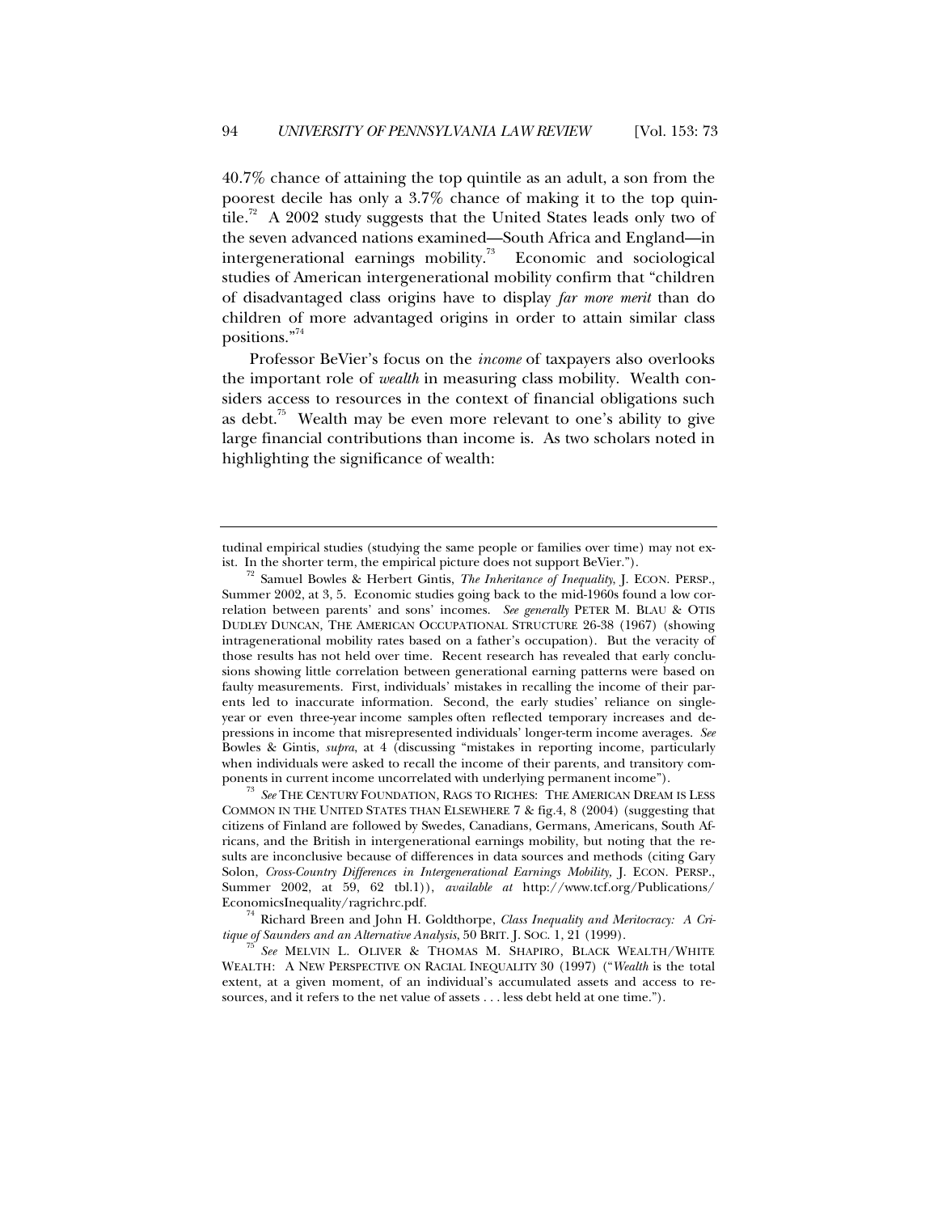40.7% chance of attaining the top quintile as an adult, a son from the poorest decile has only a 3.7% chance of making it to the top quintile.[72] A 2002 study suggests that the United States leads only two of the seven advanced nations examined—South Africa and England—in intergenerational earnings mobility.[73] Economic and sociological studies of American intergenerational mobility confirm that "children of disadvantaged class origins have to display *far more merit* than do children of more advantaged origins in order to attain similar class positions."[74]

Professor BeVier's focus on the *income* of taxpayers also overlooks the important role of *wealth* in measuring class mobility. Wealth considers access to resources in the context of financial obligations such as debt.[75] Wealth may be even more relevant to one's ability to give large financial contributions than income is. As two scholars noted in highlighting the significance of wealth:

---

tudinal empirical studies (studying the same people or families over time) may not exist. In the shorter term, the empirical picture does not support BeVier.").

[72] Samuel Bowles & Herbert Gintis, *The Inheritance of Inequality*, J. ECON. PERSP., Summer 2002, at 3, 5. Economic studies going back to the mid-1960s found a low correlation between parents' and sons' incomes. *See generally* PETER M. BLAU & OTIS DUDLEY DUNCAN, THE AMERICAN OCCUPATIONAL STRUCTURE 26-38 (1967) (showing intragenerational mobility rates based on a father's occupation). But the veracity of those results has not held over time. Recent research has revealed that early conclusions showing little correlation between generational earning patterns were based on faulty measurements. First, individuals' mistakes in recalling the income of their parents led to inaccurate information. Second, the early studies' reliance on single-year or even three-year income samples often reflected temporary increases and depressions in income that misrepresented individuals' longer-term income averages. *See* Bowles & Gintis, *supra*, at 4 (discussing "mistakes in reporting income, particularly when individuals were asked to recall the income of their parents, and transitory components in current income uncorrelated with underlying permanent income").

[73] *See* THE CENTURY FOUNDATION, RAGS TO RICHES: THE AMERICAN DREAM IS LESS COMMON IN THE UNITED STATES THAN ELSEWHERE 7 & fig.4, 8 (2004) (suggesting that citizens of Finland are followed by Swedes, Canadians, Germans, Americans, South Africans, and the British in intergenerational earnings mobility, but noting that the results are inconclusive because of differences in data sources and methods (citing Gary Solon, *Cross-Country Differences in Intergenerational Earnings Mobility*, J. ECON. PERSP., Summer 2002, at 59, 62 tbl.1)), *available at* http://www.tcf.org/Publications/EconomicsInequality/ragrichrc.pdf.

[74] Richard Breen and John H. Goldthorpe, *Class Inequality and Meritocracy: A Critique of Saunders and an Alternative Analysis*, 50 BRIT. J. SOC. 1, 21 (1999).

[75] *See* MELVIN L. OLIVER & THOMAS M. SHAPIRO, BLACK WEALTH/WHITE WEALTH: A NEW PERSPECTIVE ON RACIAL INEQUALITY 30 (1997) ("*Wealth* is the total extent, at a given moment, of an individual's accumulated assets and access to resources, and it refers to the net value of assets . . . less debt held at one time.").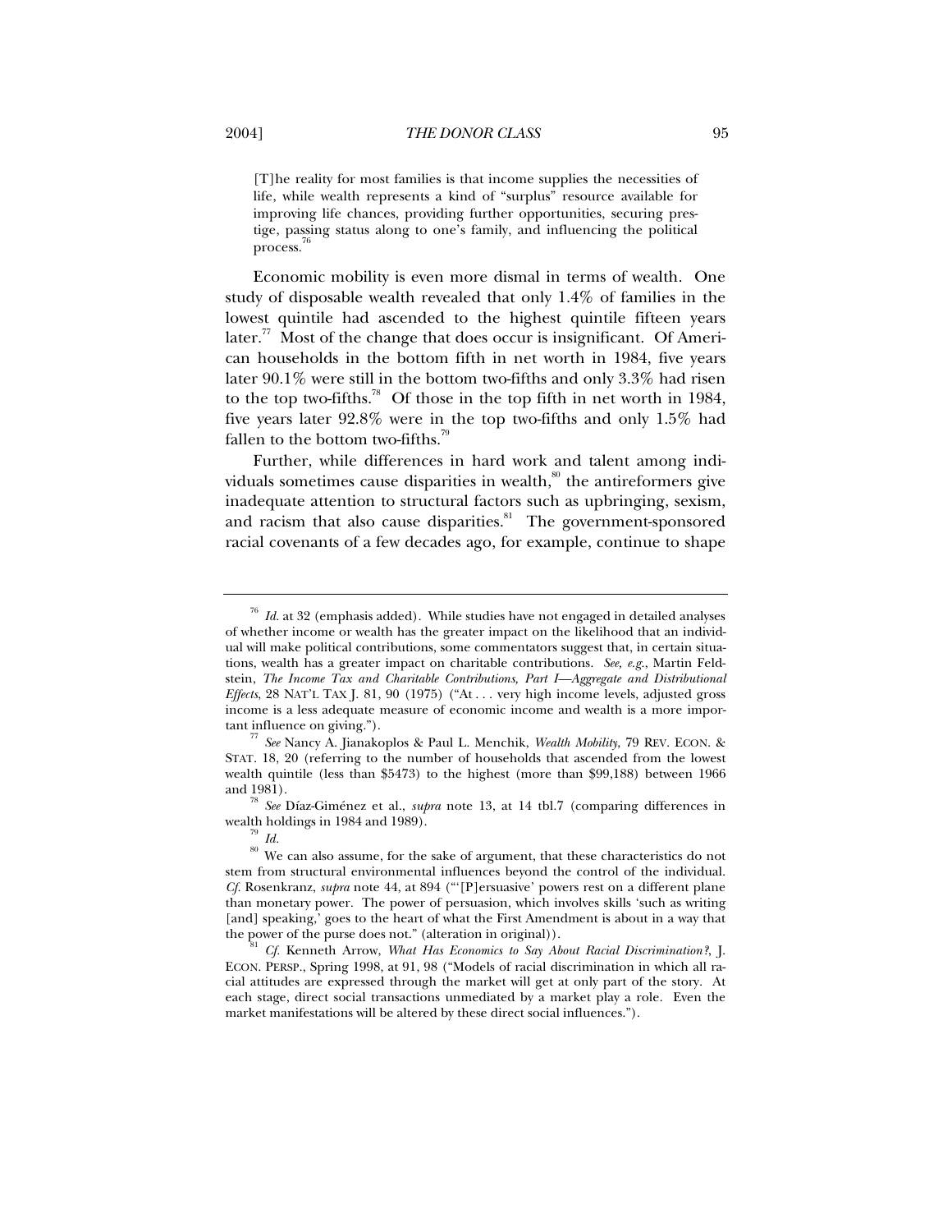> [T]he reality for most families is that income supplies the necessities of life, while wealth represents a kind of "surplus" resource available for improving life chances, providing further opportunities, securing prestige, passing status along to one's family, and influencing the political process.[76]

Economic mobility is even more dismal in terms of wealth. One study of disposable wealth revealed that only 1.4% of families in the lowest quintile had ascended to the highest quintile fifteen years later.[77] Most of the change that does occur is insignificant. Of American households in the bottom fifth in net worth in 1984, five years later 90.1% were still in the bottom two-fifths and only 3.3% had risen to the top two-fifths.[78] Of those in the top fifth in net worth in 1984, five years later 92.8% were in the top two-fifths and only 1.5% had fallen to the bottom two-fifths.[79]

Further, while differences in hard work and talent among individuals sometimes cause disparities in wealth,[80] the antireformers give inadequate attention to structural factors such as upbringing, sexism, and racism that also cause disparities.[81] The government-sponsored racial covenants of a few decades ago, for example, continue to shape

---

[76] *Id.* at 32 (emphasis added). While studies have not engaged in detailed analyses of whether income or wealth has the greater impact on the likelihood that an individual will make political contributions, some commentators suggest that, in certain situations, wealth has a greater impact on charitable contributions. *See, e.g.*, Martin Feldstein, *The Income Tax and Charitable Contributions, Part I—Aggregate and Distributional Effects*, 28 NAT'L TAX J. 81, 90 (1975) ("At . . . very high income levels, adjusted gross income is a less adequate measure of economic income and wealth is a more important influence on giving.").

[77] *See* Nancy A. Jianakoplos & Paul L. Menchik, *Wealth Mobility*, 79 REV. ECON. & STAT. 18, 20 (referring to the number of households that ascended from the lowest wealth quintile (less than $5473) to the highest (more than $99,188) between 1966 and 1981).

[78] *See* Díaz-Giménez et al., *supra* note 13, at 14 tbl.7 (comparing differences in wealth holdings in 1984 and 1989).

[79] *Id.*

[80] We can also assume, for the sake of argument, that these characteristics do not stem from structural environmental influences beyond the control of the individual. *Cf.* Rosenkranz, *supra* note 44, at 894 ("'[P]ersuasive' powers rest on a different plane than monetary power. The power of persuasion, which involves skills 'such as writing [and] speaking,' goes to the heart of what the First Amendment is about in a way that the power of the purse does not." (alteration in original)).

[81] *Cf.* Kenneth Arrow, *What Has Economics to Say About Racial Discrimination?*, J. ECON. PERSP., Spring 1998, at 91, 98 ("Models of racial discrimination in which all racial attitudes are expressed through the market will get at only part of the story. At each stage, direct social transactions unmediated by a market play a role. Even the market manifestations will be altered by these direct social influences.").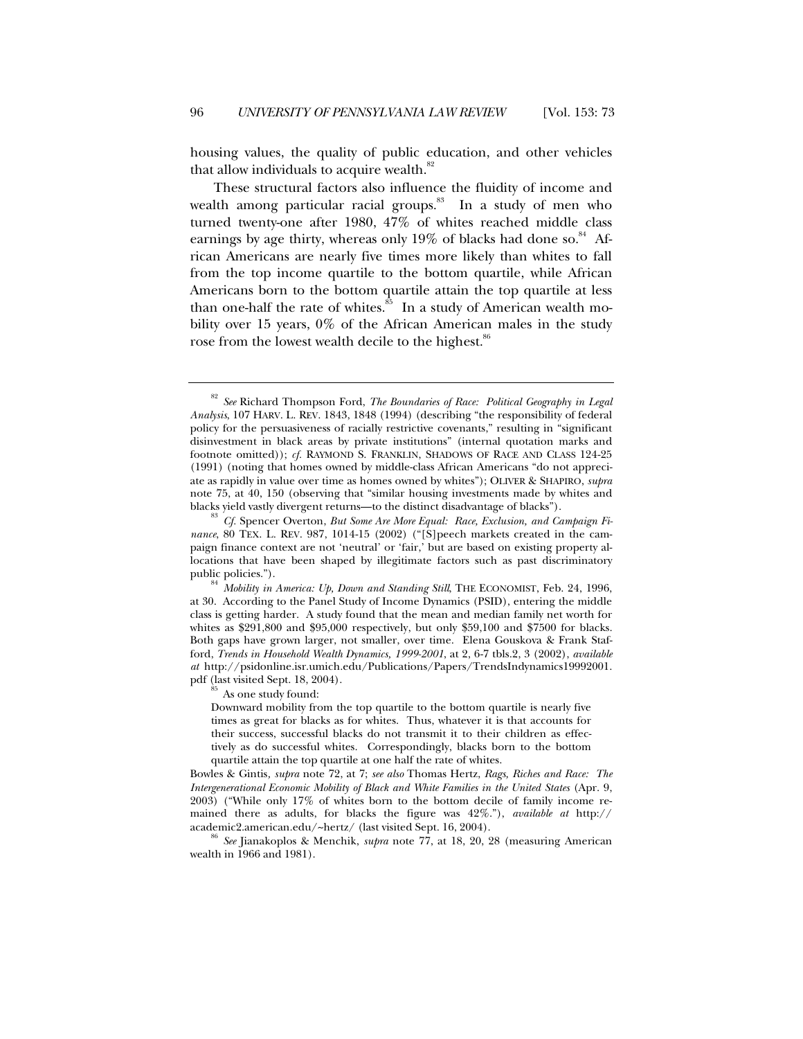housing values, the quality of public education, and other vehicles that allow individuals to acquire wealth.[82]

These structural factors also influence the fluidity of income and wealth among particular racial groups.[83] In a study of men who turned twenty-one after 1980, 47% of whites reached middle class earnings by age thirty, whereas only 19% of blacks had done so.[84] African Americans are nearly five times more likely than whites to fall from the top income quartile to the bottom quartile, while African Americans born to the bottom quartile attain the top quartile at less than one-half the rate of whites.[85] In a study of American wealth mobility over 15 years, 0% of the African American males in the study rose from the lowest wealth decile to the highest.[86]

---

[82] *See* Richard Thompson Ford, *The Boundaries of Race: Political Geography in Legal Analysis*, 107 HARV. L. REV. 1843, 1848 (1994) (describing "the responsibility of federal policy for the persuasiveness of racially restrictive covenants," resulting in "significant disinvestment in black areas by private institutions" (internal quotation marks and footnote omitted)); *cf.* RAYMOND S. FRANKLIN, SHADOWS OF RACE AND CLASS 124-25 (1991) (noting that homes owned by middle-class African Americans "do not appreciate as rapidly in value over time as homes owned by whites"); OLIVER & SHAPIRO, *supra* note 75, at 40, 150 (observing that "similar housing investments made by whites and blacks yield vastly divergent returns—to the distinct disadvantage of blacks").

[83] *Cf.* Spencer Overton, *But Some Are More Equal: Race, Exclusion, and Campaign Finance*, 80 TEX. L. REV. 987, 1014-15 (2002) ("[S]peech markets created in the campaign finance context are not 'neutral' or 'fair,' but are based on existing property allocations that have been shaped by illegitimate factors such as past discriminatory public policies.").

[84] *Mobility in America: Up, Down and Standing Still*, THE ECONOMIST, Feb. 24, 1996, at 30. According to the Panel Study of Income Dynamics (PSID), entering the middle class is getting harder. A study found that the mean and median family net worth for whites as $291,800 and $95,000 respectively, but only $59,100 and $7500 for blacks. Both gaps have grown larger, not smaller, over time. Elena Gouskova & Frank Stafford, *Trends in Household Wealth Dynamics, 1999-2001*, at 2, 6-7 tbls.2, 3 (2002), *available at* http://psidonline.isr.umich.edu/Publications/Papers/TrendsIndynamics19992001.pdf (last visited Sept. 18, 2004).

[85] As one study found:

> Downward mobility from the top quartile to the bottom quartile is nearly five times as great for blacks as for whites. Thus, whatever it is that accounts for their success, successful blacks do not transmit it to their children as effectively as do successful whites. Correspondingly, blacks born to the bottom quartile attain the top quartile at one half the rate of whites.

Bowles & Gintis, *supra* note 72, at 7; *see also* Thomas Hertz, *Rags, Riches and Race: The Intergenerational Economic Mobility of Black and White Families in the United States* (Apr. 9, 2003) ("While only 17% of whites born to the bottom decile of family income remained there as adults, for blacks the figure was 42%."), *available at* http://academic2.american.edu/~hertz/ (last visited Sept. 16, 2004).

[86] *See* Jianakoplos & Menchik, *supra* note 77, at 18, 20, 28 (measuring American wealth in 1966 and 1981).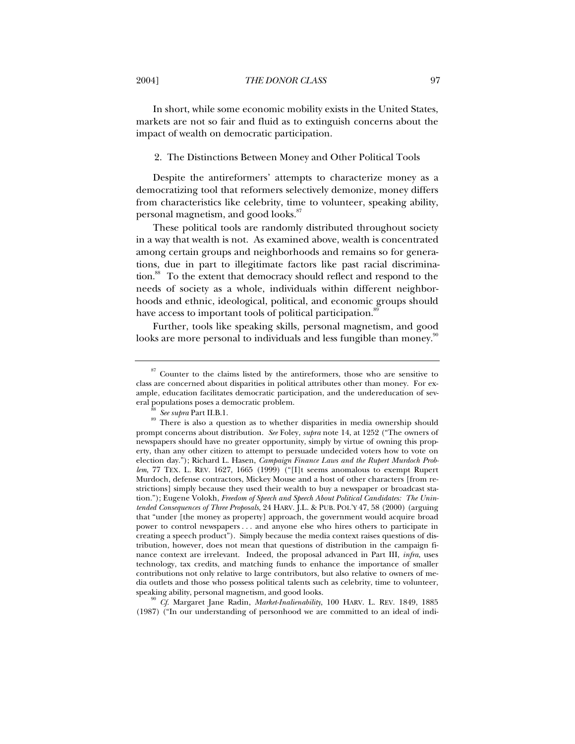In short, while some economic mobility exists in the United States, markets are not so fair and fluid as to extinguish concerns about the impact of wealth on democratic participation.

### 2. The Distinctions Between Money and Other Political Tools

Despite the antireformers' attempts to characterize money as a democratizing tool that reformers selectively demonize, money differs from characteristics like celebrity, time to volunteer, speaking ability, personal magnetism, and good looks.[87]

These political tools are randomly distributed throughout society in a way that wealth is not. As examined above, wealth is concentrated among certain groups and neighborhoods and remains so for generations, due in part to illegitimate factors like past racial discrimination.[88] To the extent that democracy should reflect and respond to the needs of society as a whole, individuals within different neighborhoods and ethnic, ideological, political, and economic groups should have access to important tools of political participation.[89]

Further, tools like speaking skills, personal magnetism, and good looks are more personal to individuals and less fungible than money.[90]

---

[87] Counter to the claims listed by the antireformers, those who are sensitive to class are concerned about disparities in political attributes other than money. For example, education facilitates democratic participation, and the undereducation of several populations poses a democratic problem.

[88] *See supra* Part II.B.1.

[89] There is also a question as to whether disparities in media ownership should prompt concerns about distribution. *See* Foley, *supra* note 14, at 1252 ("The owners of newspapers should have no greater opportunity, simply by virtue of owning this property, than any other citizen to attempt to persuade undecided voters how to vote on election day."); Richard L. Hasen, *Campaign Finance Laws and the Rupert Murdoch Problem*, 77 TEX. L. REV. 1627, 1665 (1999) ("[I]t seems anomalous to exempt Rupert Murdoch, defense contractors, Mickey Mouse and a host of other characters [from restrictions] simply because they used their wealth to buy a newspaper or broadcast station."); Eugene Volokh, *Freedom of Speech and Speech About Political Candidates: The Unintended Consequences of Three Proposals*, 24 HARV. J.L. & PUB. POL'Y 47, 58 (2000) (arguing that "under [the money as property] approach, the government would acquire broad power to control newspapers . . . and anyone else who hires others to participate in creating a speech product"). Simply because the media context raises questions of distribution, however, does not mean that questions of distribution in the campaign finance context are irrelevant. Indeed, the proposal advanced in Part III, *infra*, uses technology, tax credits, and matching funds to enhance the importance of smaller contributions not only relative to large contributors, but also relative to owners of media outlets and those who possess political talents such as celebrity, time to volunteer, speaking ability, personal magnetism, and good looks.

[90] *Cf.* Margaret Jane Radin, *Market-Inalienability*, 100 HARV. L. REV. 1849, 1885 (1987) ("In our understanding of personhood we are committed to an ideal of indi-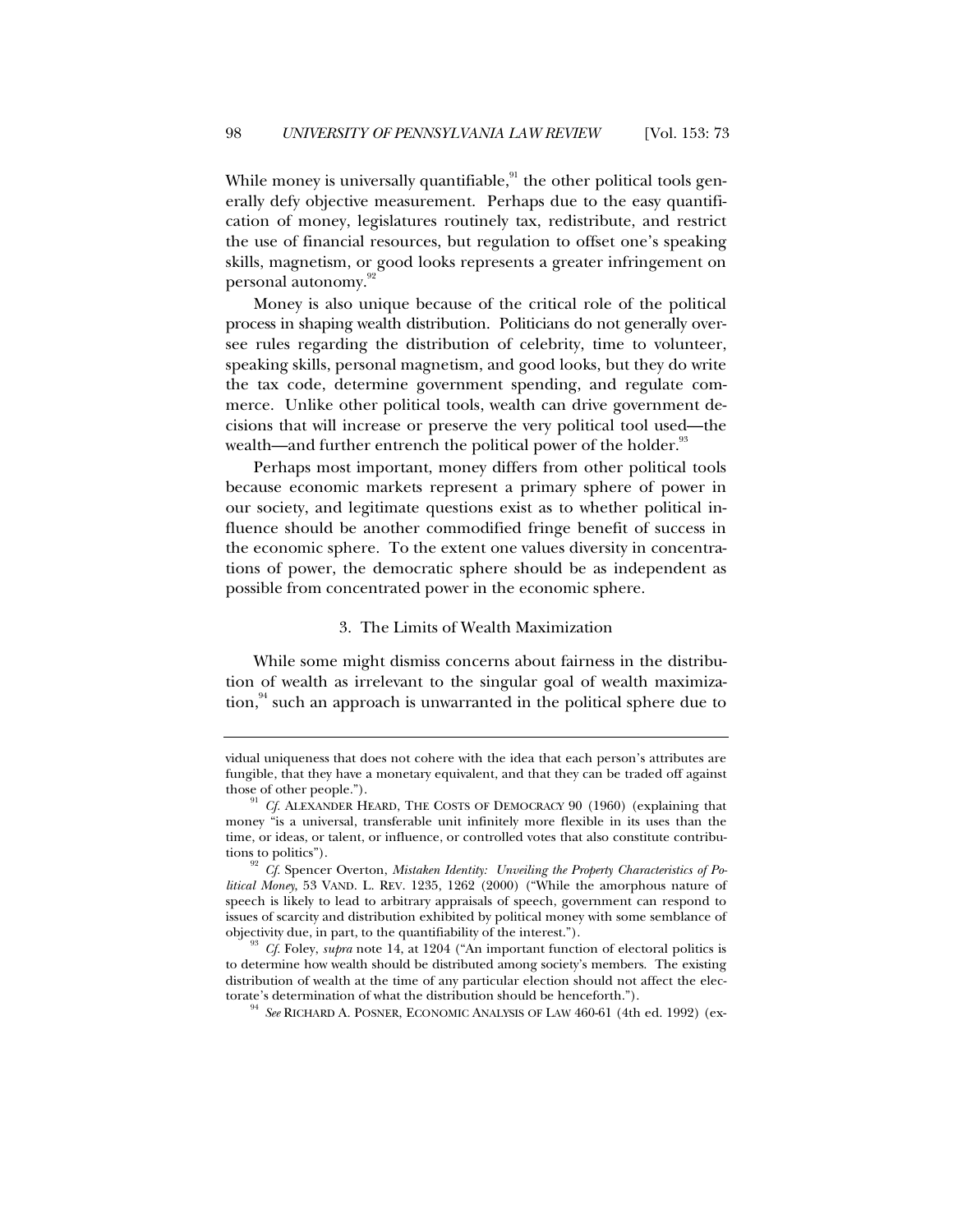While money is universally quantifiable,[91] the other political tools generally defy objective measurement. Perhaps due to the easy quantification of money, legislatures routinely tax, redistribute, and restrict the use of financial resources, but regulation to offset one's speaking skills, magnetism, or good looks represents a greater infringement on personal autonomy.[92]

Money is also unique because of the critical role of the political process in shaping wealth distribution. Politicians do not generally oversee rules regarding the distribution of celebrity, time to volunteer, speaking skills, personal magnetism, and good looks, but they do write the tax code, determine government spending, and regulate commerce. Unlike other political tools, wealth can drive government decisions that will increase or preserve the very political tool used—the wealth—and further entrench the political power of the holder.[93]

Perhaps most important, money differs from other political tools because economic markets represent a primary sphere of power in our society, and legitimate questions exist as to whether political influence should be another commodified fringe benefit of success in the economic sphere. To the extent one values diversity in concentrations of power, the democratic sphere should be as independent as possible from concentrated power in the economic sphere.

### 3. The Limits of Wealth Maximization

While some might dismiss concerns about fairness in the distribution of wealth as irrelevant to the singular goal of wealth maximization,[94] such an approach is unwarranted in the political sphere due to

---

vidual uniqueness that does not cohere with the idea that each person's attributes are fungible, that they have a monetary equivalent, and that they can be traded off against those of other people.").

[91] *Cf.* ALEXANDER HEARD, THE COSTS OF DEMOCRACY 90 (1960) (explaining that money "is a universal, transferable unit infinitely more flexible in its uses than the time, or ideas, or talent, or influence, or controlled votes that also constitute contributions to politics").

[92] *Cf.* Spencer Overton, *Mistaken Identity: Unveiling the Property Characteristics of Political Money*, 53 VAND. L. REV. 1235, 1262 (2000) ("While the amorphous nature of speech is likely to lead to arbitrary appraisals of speech, government can respond to issues of scarcity and distribution exhibited by political money with some semblance of objectivity due, in part, to the quantifiability of the interest.").

[93] *Cf.* Foley, *supra* note 14, at 1204 ("An important function of electoral politics is to determine how wealth should be distributed among society's members. The existing distribution of wealth at the time of any particular election should not affect the electorate's determination of what the distribution should be henceforth.").

[94] *See* RICHARD A. POSNER, ECONOMIC ANALYSIS OF LAW 460-61 (4th ed. 1992) (ex-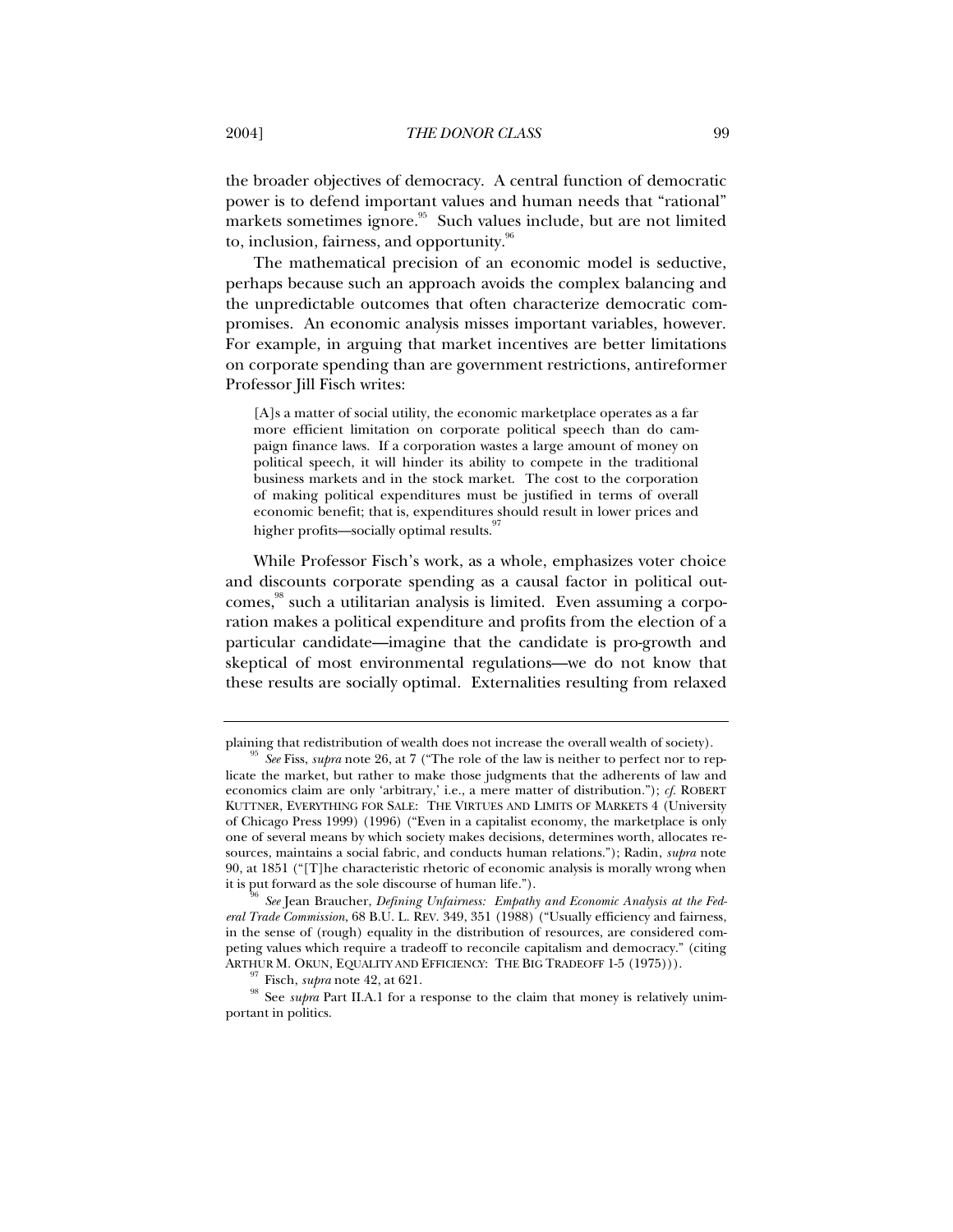the broader objectives of democracy. A central function of democratic power is to defend important values and human needs that "rational" markets sometimes ignore.[95] Such values include, but are not limited to, inclusion, fairness, and opportunity.[96]

The mathematical precision of an economic model is seductive, perhaps because such an approach avoids the complex balancing and the unpredictable outcomes that often characterize democratic compromises. An economic analysis misses important variables, however. For example, in arguing that market incentives are better limitations on corporate spending than are government restrictions, antireformer Professor Jill Fisch writes:

> [A]s a matter of social utility, the economic marketplace operates as a far more efficient limitation on corporate political speech than do campaign finance laws. If a corporation wastes a large amount of money on political speech, it will hinder its ability to compete in the traditional business markets and in the stock market. The cost to the corporation of making political expenditures must be justified in terms of overall economic benefit; that is, expenditures should result in lower prices and higher profits—socially optimal results.[97]

While Professor Fisch's work, as a whole, emphasizes voter choice and discounts corporate spending as a causal factor in political outcomes,[98] such a utilitarian analysis is limited. Even assuming a corporation makes a political expenditure and profits from the election of a particular candidate—imagine that the candidate is pro-growth and skeptical of most environmental regulations—we do not know that these results are socially optimal. Externalities resulting from relaxed

---

plaining that redistribution of wealth does not increase the overall wealth of society).

[95] *See* Fiss, *supra* note 26, at 7 ("The role of the law is neither to perfect nor to replicate the market, but rather to make those judgments that the adherents of law and economics claim are only 'arbitrary,' i.e., a mere matter of distribution."); *cf.* ROBERT KUTTNER, EVERYTHING FOR SALE: THE VIRTUES AND LIMITS OF MARKETS 4 (University of Chicago Press 1999) (1996) ("Even in a capitalist economy, the marketplace is only one of several means by which society makes decisions, determines worth, allocates resources, maintains a social fabric, and conducts human relations."); Radin, *supra* note 90, at 1851 ("[T]he characteristic rhetoric of economic analysis is morally wrong when it is put forward as the sole discourse of human life.").

[96] *See* Jean Braucher, *Defining Unfairness: Empathy and Economic Analysis at the Federal Trade Commission*, 68 B.U. L. REV. 349, 351 (1988) ("Usually efficiency and fairness, in the sense of (rough) equality in the distribution of resources, are considered competing values which require a tradeoff to reconcile capitalism and democracy." (citing ARTHUR M. OKUN, EQUALITY AND EFFICIENCY: THE BIG TRADEOFF 1-5 (1975))).

[97] Fisch, *supra* note 42, at 621.

[98] See *supra* Part II.A.1 for a response to the claim that money is relatively unimportant in politics.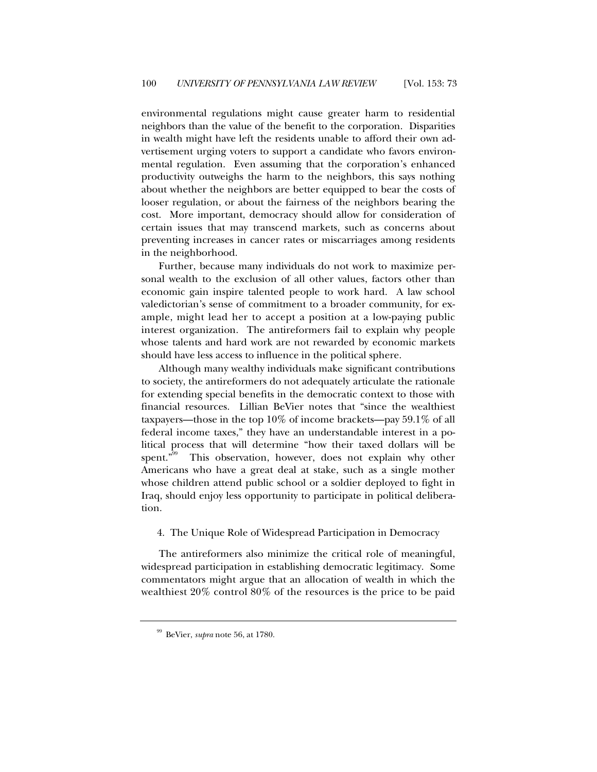environmental regulations might cause greater harm to residential neighbors than the value of the benefit to the corporation. Disparities in wealth might have left the residents unable to afford their own advertisement urging voters to support a candidate who favors environmental regulation. Even assuming that the corporation's enhanced productivity outweighs the harm to the neighbors, this says nothing about whether the neighbors are better equipped to bear the costs of looser regulation, or about the fairness of the neighbors bearing the cost. More important, democracy should allow for consideration of certain issues that may transcend markets, such as concerns about preventing increases in cancer rates or miscarriages among residents in the neighborhood.

Further, because many individuals do not work to maximize personal wealth to the exclusion of all other values, factors other than economic gain inspire talented people to work hard. A law school valedictorian's sense of commitment to a broader community, for example, might lead her to accept a position at a low-paying public interest organization. The antireformers fail to explain why people whose talents and hard work are not rewarded by economic markets should have less access to influence in the political sphere.

Although many wealthy individuals make significant contributions to society, the antireformers do not adequately articulate the rationale for extending special benefits in the democratic context to those with financial resources. Lillian BeVier notes that "since the wealthiest taxpayers—those in the top 10% of income brackets—pay 59.1% of all federal income taxes," they have an understandable interest in a political process that will determine "how their taxed dollars will be spent."[99] This observation, however, does not explain why other Americans who have a great deal at stake, such as a single mother whose children attend public school or a soldier deployed to fight in Iraq, should enjoy less opportunity to participate in political deliberation.

### 4. The Unique Role of Widespread Participation in Democracy

The antireformers also minimize the critical role of meaningful, widespread participation in establishing democratic legitimacy. Some commentators might argue that an allocation of wealth in which the wealthiest 20% control 80% of the resources is the price to be paid

---

[99] BeVier, *supra* note 56, at 1780.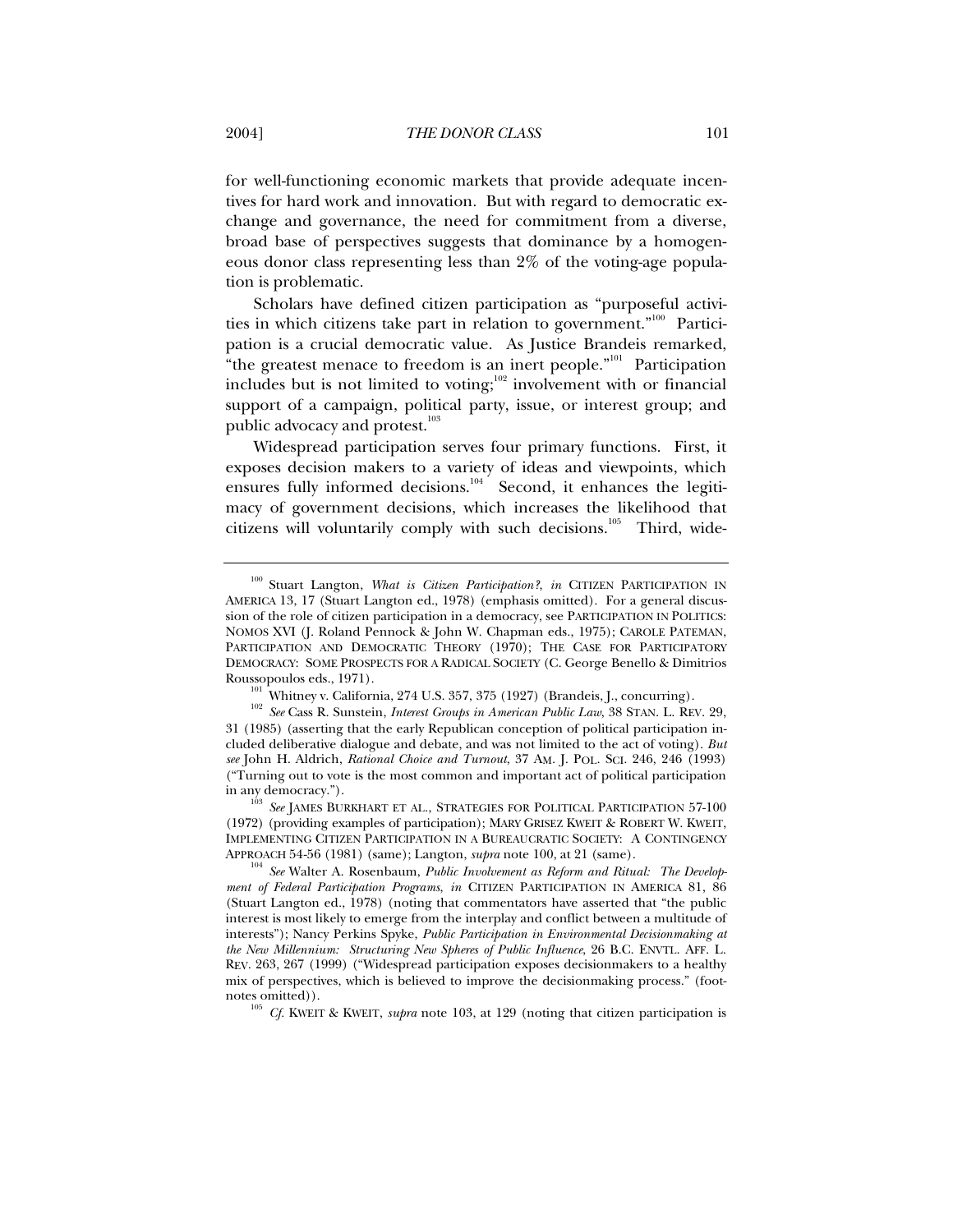for well-functioning economic markets that provide adequate incentives for hard work and innovation. But with regard to democratic exchange and governance, the need for commitment from a diverse, broad base of perspectives suggests that dominance by a homogeneous donor class representing less than 2% of the voting-age population is problematic.

Scholars have defined citizen participation as "purposeful activities in which citizens take part in relation to government."[100] Participation is a crucial democratic value. As Justice Brandeis remarked, "the greatest menace to freedom is an inert people."[101] Participation includes but is not limited to voting;[102] involvement with or financial support of a campaign, political party, issue, or interest group; and public advocacy and protest.[103]

Widespread participation serves four primary functions. First, it exposes decision makers to a variety of ideas and viewpoints, which ensures fully informed decisions.[104] Second, it enhances the legitimacy of government decisions, which increases the likelihood that citizens will voluntarily comply with such decisions.[105] Third, wide-

---

[100] Stuart Langton, *What is Citizen Participation?*, *in* CITIZEN PARTICIPATION IN AMERICA 13, 17 (Stuart Langton ed., 1978) (emphasis omitted). For a general discussion of the role of citizen participation in a democracy, see PARTICIPATION IN POLITICS: NOMOS XVI (J. Roland Pennock & John W. Chapman eds., 1975); CAROLE PATEMAN, PARTICIPATION AND DEMOCRATIC THEORY (1970); THE CASE FOR PARTICIPATORY DEMOCRACY: SOME PROSPECTS FOR A RADICAL SOCIETY (C. George Benello & Dimitrios Roussopoulos eds., 1971).

[101] Whitney v. California, 274 U.S. 357, 375 (1927) (Brandeis, J., concurring).

[102] *See* Cass R. Sunstein, *Interest Groups in American Public Law*, 38 STAN. L. REV. 29, 31 (1985) (asserting that the early Republican conception of political participation included deliberative dialogue and debate, and was not limited to the act of voting). *But see* John H. Aldrich, *Rational Choice and Turnout*, 37 AM. J. POL. SCI. 246, 246 (1993) ("Turning out to vote is the most common and important act of political participation in any democracy.").

[103] *See* JAMES BURKHART ET AL., STRATEGIES FOR POLITICAL PARTICIPATION 57-100 (1972) (providing examples of participation); MARY GRISEZ KWEIT & ROBERT W. KWEIT, IMPLEMENTING CITIZEN PARTICIPATION IN A BUREAUCRATIC SOCIETY: A CONTINGENCY APPROACH 54-56 (1981) (same); Langton, *supra* note 100, at 21 (same).

[104] *See* Walter A. Rosenbaum, *Public Involvement as Reform and Ritual: The Development of Federal Participation Programs*, *in* CITIZEN PARTICIPATION IN AMERICA 81, 86 (Stuart Langton ed., 1978) (noting that commentators have asserted that "the public interest is most likely to emerge from the interplay and conflict between a multitude of interests"); Nancy Perkins Spyke, *Public Participation in Environmental Decisionmaking at the New Millennium: Structuring New Spheres of Public Influence*, 26 B.C. ENVTL. AFF. L. REV. 263, 267 (1999) ("Widespread participation exposes decisionmakers to a healthy mix of perspectives, which is believed to improve the decisionmaking process." (footnotes omitted)).

[105] *Cf.* KWEIT & KWEIT, *supra* note 103, at 129 (noting that citizen participation is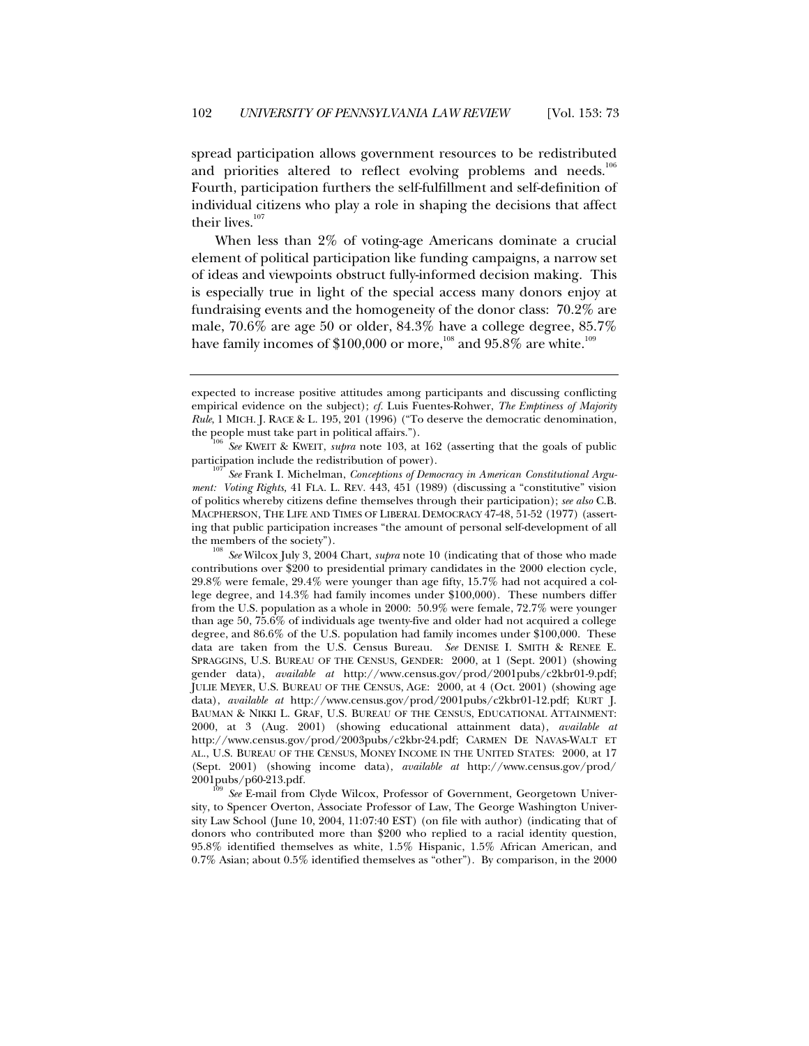spread participation allows government resources to be redistributed and priorities altered to reflect evolving problems and needs.[106] Fourth, participation furthers the self-fulfillment and self-definition of individual citizens who play a role in shaping the decisions that affect their lives.[107]

When less than 2% of voting-age Americans dominate a crucial element of political participation like funding campaigns, a narrow set of ideas and viewpoints obstruct fully-informed decision making. This is especially true in light of the special access many donors enjoy at fundraising events and the homogeneity of the donor class: 70.2% are male, 70.6% are age 50 or older, 84.3% have a college degree, 85.7% have family incomes of $100,000 or more,[108] and 95.8% are white.[109]

---

expected to increase positive attitudes among participants and discussing conflicting empirical evidence on the subject); *cf.* Luis Fuentes-Rohwer, *The Emptiness of Majority Rule*, 1 MICH. J. RACE & L. 195, 201 (1996) ("To deserve the democratic denomination, the people must take part in political affairs.").

[106] *See* KWEIT & KWEIT, *supra* note 103, at 162 (asserting that the goals of public participation include the redistribution of power).

[107] *See* Frank I. Michelman, *Conceptions of Democracy in American Constitutional Argument: Voting Rights*, 41 FLA. L. REV. 443, 451 (1989) (discussing a "constitutive" vision of politics whereby citizens define themselves through their participation); *see also* C.B. MACPHERSON, THE LIFE AND TIMES OF LIBERAL DEMOCRACY 47-48, 51-52 (1977) (asserting that public participation increases "the amount of personal self-development of all the members of the society").

[108] *See* Wilcox July 3, 2004 Chart, *supra* note 10 (indicating that of those who made contributions over $200 to presidential primary candidates in the 2000 election cycle, 29.8% were female, 29.4% were younger than age fifty, 15.7% had not acquired a college degree, and 14.3% had family incomes under $100,000). These numbers differ from the U.S. population as a whole in 2000: 50.9% were female, 72.7% were younger than age 50, 75.6% of individuals age twenty-five and older had not acquired a college degree, and 86.6% of the U.S. population had family incomes under $100,000. These data are taken from the U.S. Census Bureau. *See* DENISE I. SMITH & RENEE E. SPRAGGINS, U.S. BUREAU OF THE CENSUS, GENDER: 2000, at 1 (Sept. 2001) (showing gender data), *available at* http://www.census.gov/prod/2001pubs/c2kbr01-9.pdf; JULIE MEYER, U.S. BUREAU OF THE CENSUS, AGE: 2000, at 4 (Oct. 2001) (showing age data), *available at* http://www.census.gov/prod/2001pubs/c2kbr01-12.pdf; KURT J. BAUMAN & NIKKI L. GRAF, U.S. BUREAU OF THE CENSUS, EDUCATIONAL ATTAINMENT: 2000, at 3 (Aug. 2001) (showing educational attainment data), *available at* http://www.census.gov/prod/2003pubs/c2kbr-24.pdf; CARMEN DE NAVAS-WALT ET AL., U.S. BUREAU OF THE CENSUS, MONEY INCOME IN THE UNITED STATES: 2000, at 17 (Sept. 2001) (showing income data), *available at* http://www.census.gov/prod/2001pubs/p60-213.pdf.

[109] *See* E-mail from Clyde Wilcox, Professor of Government, Georgetown University, to Spencer Overton, Associate Professor of Law, The George Washington University Law School (June 10, 2004, 11:07:40 EST) (on file with author) (indicating that of donors who contributed more than $200 who replied to a racial identity question, 95.8% identified themselves as white, 1.5% Hispanic, 1.5% African American, and 0.7% Asian; about 0.5% identified themselves as "other"). By comparison, in the 2000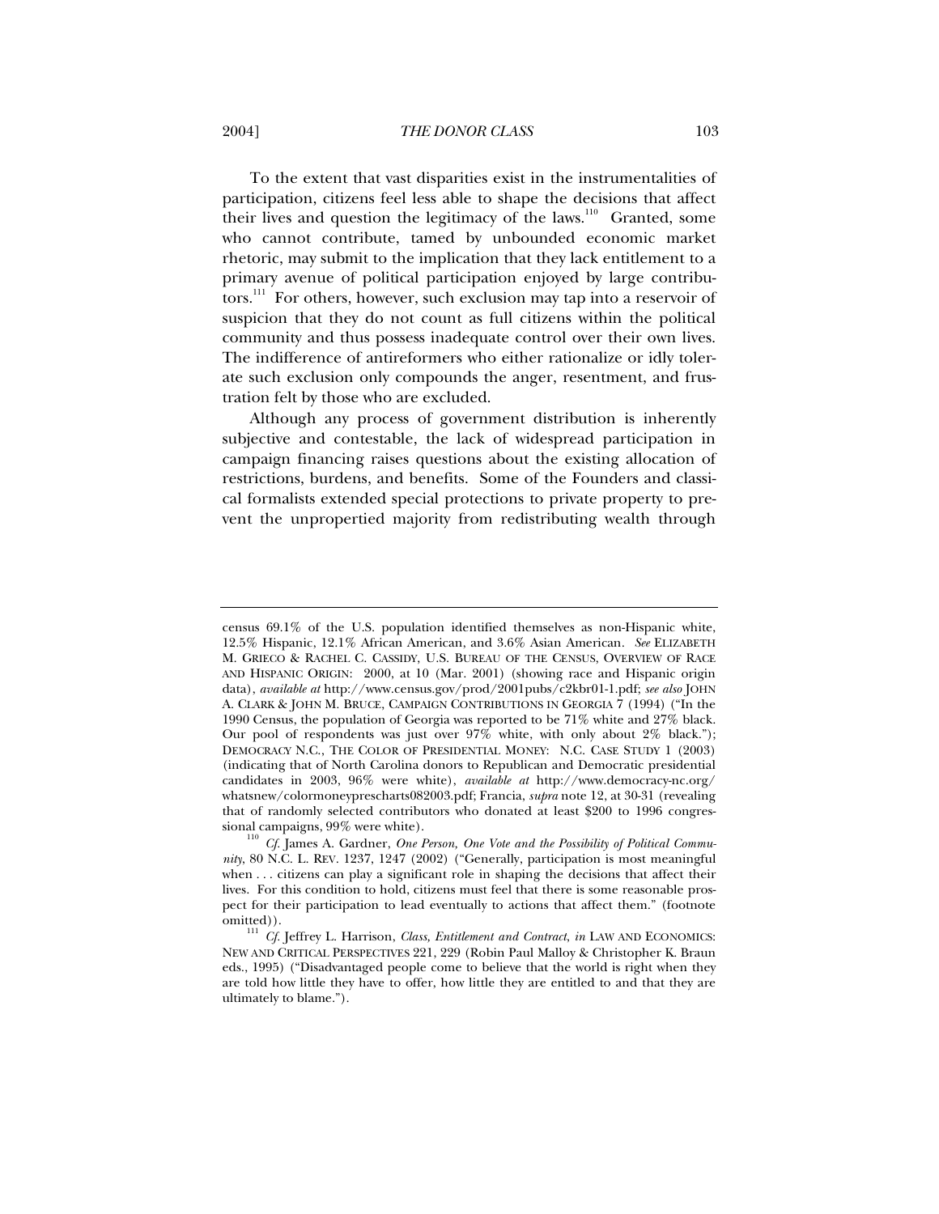To the extent that vast disparities exist in the instrumentalities of participation, citizens feel less able to shape the decisions that affect their lives and question the legitimacy of the laws.[110] Granted, some who cannot contribute, tamed by unbounded economic market rhetoric, may submit to the implication that they lack entitlement to a primary avenue of political participation enjoyed by large contributors.[111] For others, however, such exclusion may tap into a reservoir of suspicion that they do not count as full citizens within the political community and thus possess inadequate control over their own lives. The indifference of antireformers who either rationalize or idly tolerate such exclusion only compounds the anger, resentment, and frustration felt by those who are excluded.

Although any process of government distribution is inherently subjective and contestable, the lack of widespread participation in campaign financing raises questions about the existing allocation of restrictions, burdens, and benefits. Some of the Founders and classical formalists extended special protections to private property to prevent the unpropertied majority from redistributing wealth through

---

census 69.1% of the U.S. population identified themselves as non-Hispanic white, 12.5% Hispanic, 12.1% African American, and 3.6% Asian American. *See* ELIZABETH M. GRIECO & RACHEL C. CASSIDY, U.S. BUREAU OF THE CENSUS, OVERVIEW OF RACE AND HISPANIC ORIGIN: 2000, at 10 (Mar. 2001) (showing race and Hispanic origin data), *available at* http://www.census.gov/prod/2001pubs/c2kbr01-1.pdf; *see also* JOHN A. CLARK & JOHN M. BRUCE, CAMPAIGN CONTRIBUTIONS IN GEORGIA 7 (1994) ("In the 1990 Census, the population of Georgia was reported to be 71% white and 27% black. Our pool of respondents was just over 97% white, with only about 2% black."); DEMOCRACY N.C., THE COLOR OF PRESIDENTIAL MONEY: N.C. CASE STUDY 1 (2003) (indicating that of North Carolina donors to Republican and Democratic presidential candidates in 2003, 96% were white), *available at* http://www.democracy-nc.org/whatsnew/colormoneyprescharts082003.pdf; Francia, *supra* note 12, at 30-31 (revealing that of randomly selected contributors who donated at least $200 to 1996 congressional campaigns, 99% were white).

[110] *Cf.* James A. Gardner, *One Person, One Vote and the Possibility of Political Community*, 80 N.C. L. REV. 1237, 1247 (2002) ("Generally, participation is most meaningful when . . . citizens can play a significant role in shaping the decisions that affect their lives. For this condition to hold, citizens must feel that there is some reasonable prospect for their participation to lead eventually to actions that affect them." (footnote omitted)).

[111] *Cf.* Jeffrey L. Harrison, *Class, Entitlement and Contract*, *in* LAW AND ECONOMICS: NEW AND CRITICAL PERSPECTIVES 221, 229 (Robin Paul Malloy & Christopher K. Braun eds., 1995) ("Disadvantaged people come to believe that the world is right when they are told how little they have to offer, how little they are entitled to and that they are ultimately to blame.").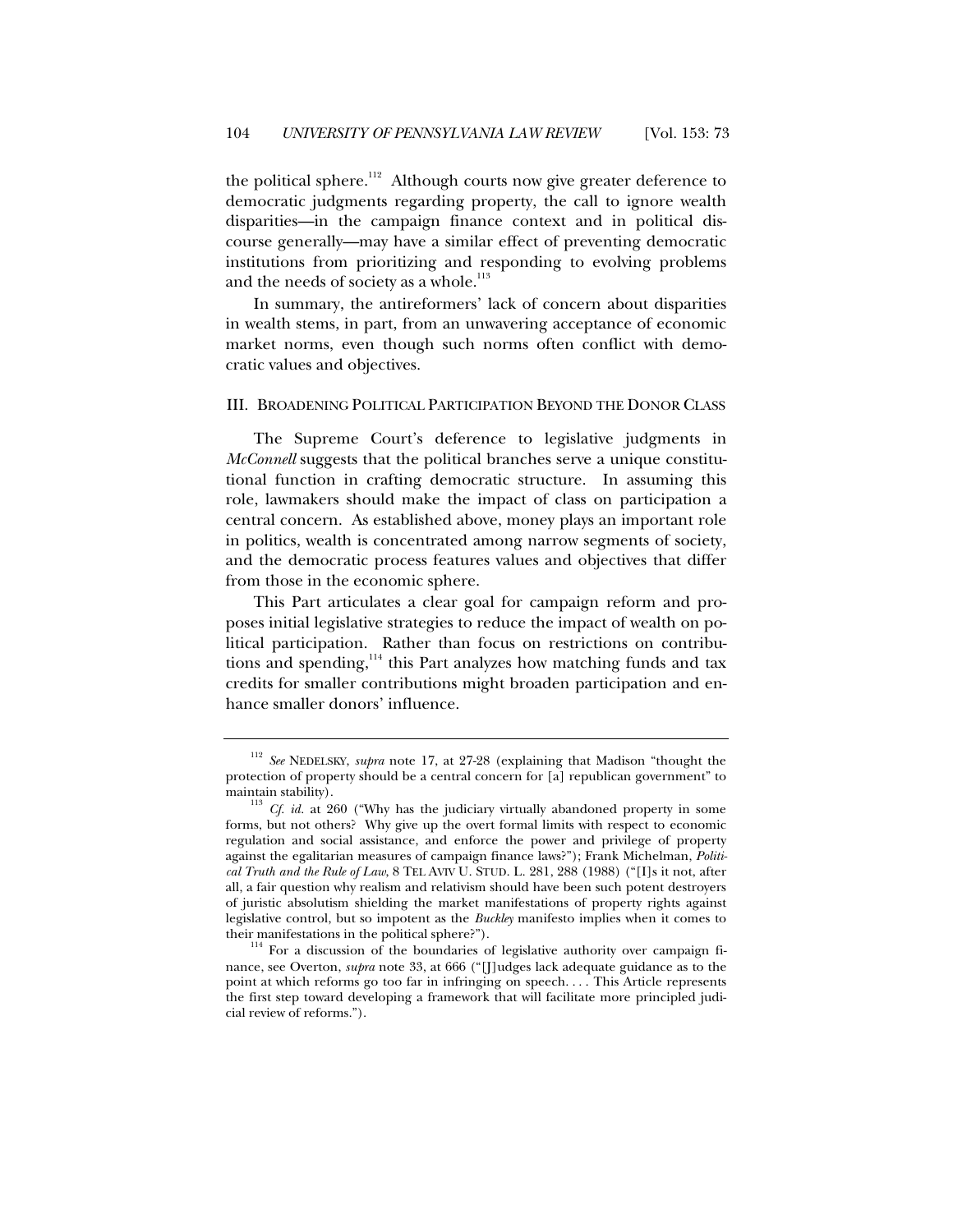the political sphere.[112] Although courts now give greater deference to democratic judgments regarding property, the call to ignore wealth disparities—in the campaign finance context and in political discourse generally—may have a similar effect of preventing democratic institutions from prioritizing and responding to evolving problems and the needs of society as a whole.[113]

In summary, the antireformers' lack of concern about disparities in wealth stems, in part, from an unwavering acceptance of economic market norms, even though such norms often conflict with democratic values and objectives.

## III. BROADENING POLITICAL PARTICIPATION BEYOND THE DONOR CLASS

The Supreme Court's deference to legislative judgments in *McConnell* suggests that the political branches serve a unique constitutional function in crafting democratic structure. In assuming this role, lawmakers should make the impact of class on participation a central concern. As established above, money plays an important role in politics, wealth is concentrated among narrow segments of society, and the democratic process features values and objectives that differ from those in the economic sphere.

This Part articulates a clear goal for campaign reform and proposes initial legislative strategies to reduce the impact of wealth on political participation. Rather than focus on restrictions on contributions and spending,[114] this Part analyzes how matching funds and tax credits for smaller contributions might broaden participation and enhance smaller donors' influence.

---

[112] *See* NEDELSKY, *supra* note 17, at 27-28 (explaining that Madison "thought the protection of property should be a central concern for [a] republican government" to maintain stability).

[113] *Cf. id.* at 260 ("Why has the judiciary virtually abandoned property in some forms, but not others? Why give up the overt formal limits with respect to economic regulation and social assistance, and enforce the power and privilege of property against the egalitarian measures of campaign finance laws?"); Frank Michelman, *Political Truth and the Rule of Law*, 8 TEL AVIV U. STUD. L. 281, 288 (1988) ("[I]s it not, after all, a fair question why realism and relativism should have been such potent destroyers of juristic absolutism shielding the market manifestations of property rights against legislative control, but so impotent as the *Buckley* manifesto implies when it comes to their manifestations in the political sphere?").

[114] For a discussion of the boundaries of legislative authority over campaign finance, see Overton, *supra* note 33, at 666 ("[J]udges lack adequate guidance as to the point at which reforms go too far in infringing on speech. . . . This Article represents the first step toward developing a framework that will facilitate more principled judicial review of reforms.").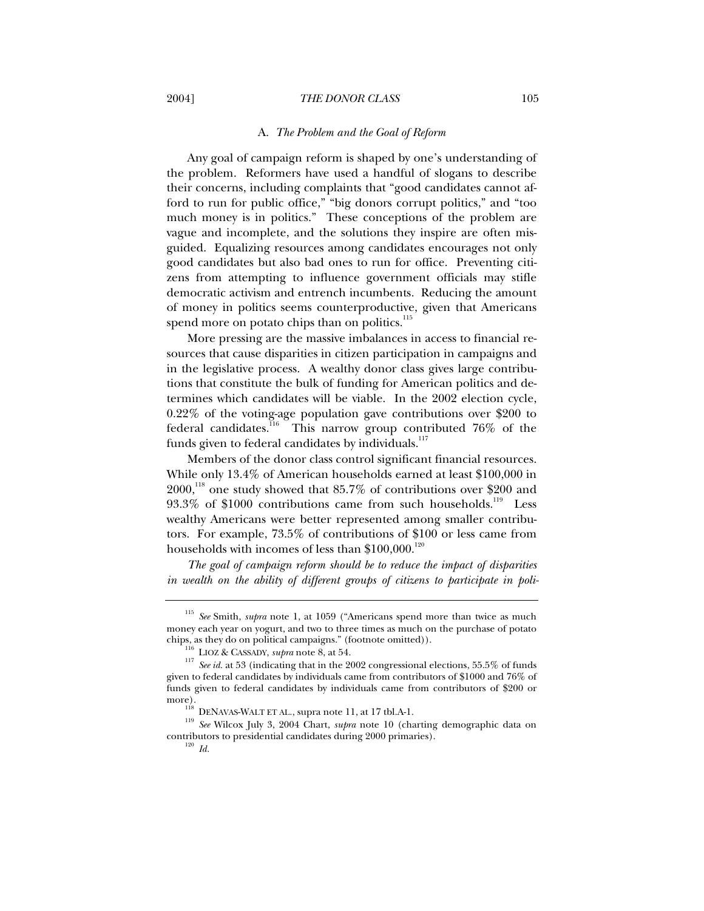### A. *The Problem and the Goal of Reform*

Any goal of campaign reform is shaped by one's understanding of the problem. Reformers have used a handful of slogans to describe their concerns, including complaints that "good candidates cannot afford to run for public office," "big donors corrupt politics," and "too much money is in politics." These conceptions of the problem are vague and incomplete, and the solutions they inspire are often misguided. Equalizing resources among candidates encourages not only good candidates but also bad ones to run for office. Preventing citizens from attempting to influence government officials may stifle democratic activism and entrench incumbents. Reducing the amount of money in politics seems counterproductive, given that Americans spend more on potato chips than on politics.[115]

More pressing are the massive imbalances in access to financial resources that cause disparities in citizen participation in campaigns and in the legislative process. A wealthy donor class gives large contributions that constitute the bulk of funding for American politics and determines which candidates will be viable. In the 2002 election cycle, 0.22% of the voting-age population gave contributions over $200 to federal candidates.[116] This narrow group contributed 76% of the funds given to federal candidates by individuals.[117]

Members of the donor class control significant financial resources. While only 13.4% of American households earned at least $100,000 in 2000,[118] one study showed that 85.7% of contributions over $200 and 93.3% of $1000 contributions came from such households.[119] Less wealthy Americans were better represented among smaller contributors. For example, 73.5% of contributions of $100 or less came from households with incomes of less than $100,000.[120]

*The goal of campaign reform should be to reduce the impact of disparities in wealth on the ability of different groups of citizens to participate in poli-*

---

[115] *See* Smith, *supra* note 1, at 1059 ("Americans spend more than twice as much money each year on yogurt, and two to three times as much on the purchase of potato chips, as they do on political campaigns." (footnote omitted)).

[116] LIOZ & CASSADY, *supra* note 8, at 54.

[117] *See id.* at 53 (indicating that in the 2002 congressional elections, 55.5% of funds given to federal candidates by individuals came from contributors of $1000 and 76% of funds given to federal candidates by individuals came from contributors of $200 or more).

[118] DENAVAS-WALT ET AL., supra note 11, at 17 tbl.A-1.

[119] *See* Wilcox July 3, 2004 Chart, *supra* note 10 (charting demographic data on contributors to presidential candidates during 2000 primaries).

[120] *Id.*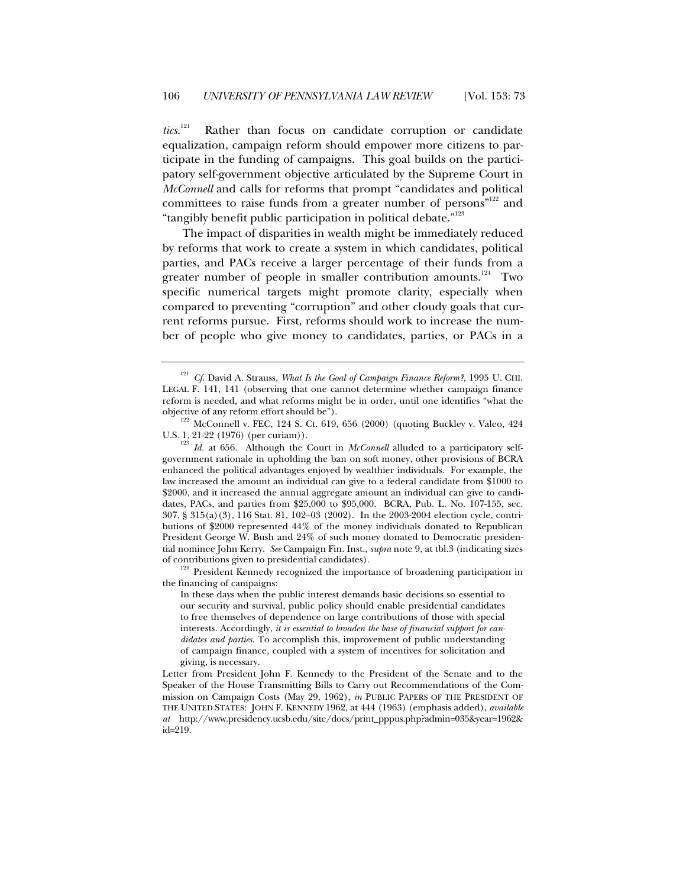*tics*.[121] Rather than focus on candidate corruption or candidate equalization, campaign reform should empower more citizens to participate in the funding of campaigns. This goal builds on the participatory self-government objective articulated by the Supreme Court in *McConnell* and calls for reforms that prompt "candidates and political committees to raise funds from a greater number of persons"[122] and "tangibly benefit public participation in political debate."[123]

The impact of disparities in wealth might be immediately reduced by reforms that work to create a system in which candidates, political parties, and PACs receive a larger percentage of their funds from a greater number of people in smaller contribution amounts.[124] Two specific numerical targets might promote clarity, especially when compared to preventing "corruption" and other cloudy goals that current reforms pursue. First, reforms should work to increase the number of people who give money to candidates, parties, or PACs in a

---

[121] *Cf.* David A. Strauss, *What Is the Goal of Campaign Finance Reform?*, 1995 U. CHI. LEGAL F. 141, 141 (observing that one cannot determine whether campaign finance reform is needed, and what reforms might be in order, until one identifies "what the objective of any reform effort should be").

[122] McConnell v. FEC, 124 S. Ct. 619, 656 (2000) (quoting Buckley v. Valeo, 424 U.S. 1, 21-22 (1976) (per curiam)).

[123] *Id.* at 656. Although the Court in *McConnell* alluded to a participatory self-government rationale in upholding the ban on soft money, other provisions of BCRA enhanced the political advantages enjoyed by wealthier individuals. For example, the law increased the amount an individual can give to a federal candidate from $1000 to $2000, and it increased the annual aggregate amount an individual can give to candidates, PACs, and parties from $25,000 to $95,000. BCRA, Pub. L. No. 107-155, sec. 307, § 315(a)(3), 116 Stat. 81, 102–03 (2002). In the 2003-2004 election cycle, contributions of $2000 represented 44% of the money individuals donated to Republican President George W. Bush and 24% of such money donated to Democratic presidential nominee John Kerry. *See* Campaign Fin. Inst., *supra* note 9, at tbl.3 (indicating sizes of contributions given to presidential candidates).

[124] President Kennedy recognized the importance of broadening participation in the financing of campaigns:

> In these days when the public interest demands basic decisions so essential to our security and survival, public policy should enable presidential candidates to free themselves of dependence on large contributions of those with special interests. Accordingly, *it is essential to broaden the base of financial support for candidates and parties*. To accomplish this, improvement of public understanding of campaign finance, coupled with a system of incentives for solicitation and giving, is necessary.

Letter from President John F. Kennedy to the President of the Senate and to the Speaker of the House Transmitting Bills to Carry out Recommendations of the Commission on Campaign Costs (May 29, 1962), *in* PUBLIC PAPERS OF THE PRESIDENT OF THE UNITED STATES: JOHN F. KENNEDY 1962, at 444 (1963) (emphasis added), *available at* http://www.presidency.ucsb.edu/site/docs/print_pppus.php?admin=035&year=1962&id=219.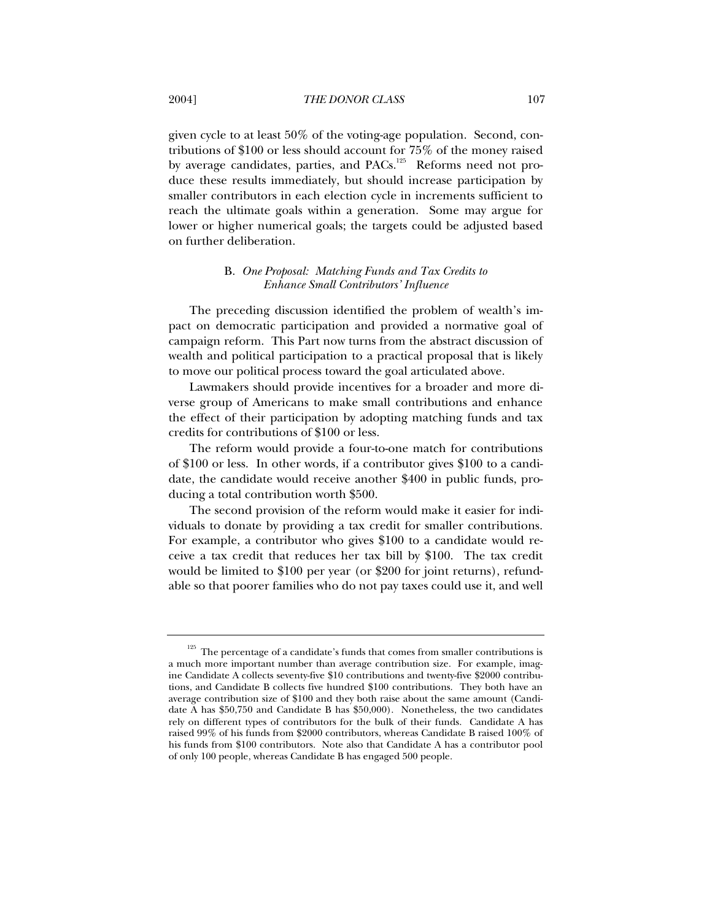given cycle to at least 50% of the voting-age population. Second, contributions of $100 or less should account for 75% of the money raised by average candidates, parties, and PACs.[125] Reforms need not produce these results immediately, but should increase participation by smaller contributors in each election cycle in increments sufficient to reach the ultimate goals within a generation. Some may argue for lower or higher numerical goals; the targets could be adjusted based on further deliberation.

### B. *One Proposal: Matching Funds and Tax Credits to Enhance Small Contributors' Influence*

The preceding discussion identified the problem of wealth's impact on democratic participation and provided a normative goal of campaign reform. This Part now turns from the abstract discussion of wealth and political participation to a practical proposal that is likely to move our political process toward the goal articulated above.

Lawmakers should provide incentives for a broader and more diverse group of Americans to make small contributions and enhance the effect of their participation by adopting matching funds and tax credits for contributions of $100 or less.

The reform would provide a four-to-one match for contributions of $100 or less. In other words, if a contributor gives $100 to a candidate, the candidate would receive another $400 in public funds, producing a total contribution worth $500.

The second provision of the reform would make it easier for individuals to donate by providing a tax credit for smaller contributions. For example, a contributor who gives $100 to a candidate would receive a tax credit that reduces her tax bill by $100. The tax credit would be limited to $100 per year (or $200 for joint returns), refundable so that poorer families who do not pay taxes could use it, and well

---

[125] The percentage of a candidate's funds that comes from smaller contributions is a much more important number than average contribution size. For example, imagine Candidate A collects seventy-five $10 contributions and twenty-five $2000 contributions, and Candidate B collects five hundred $100 contributions. They both have an average contribution size of $100 and they both raise about the same amount (Candidate A has $50,750 and Candidate B has $50,000). Nonetheless, the two candidates rely on different types of contributors for the bulk of their funds. Candidate A has raised 99% of his funds from $2000 contributors, whereas Candidate B raised 100% of his funds from $100 contributors. Note also that Candidate A has a contributor pool of only 100 people, whereas Candidate B has engaged 500 people.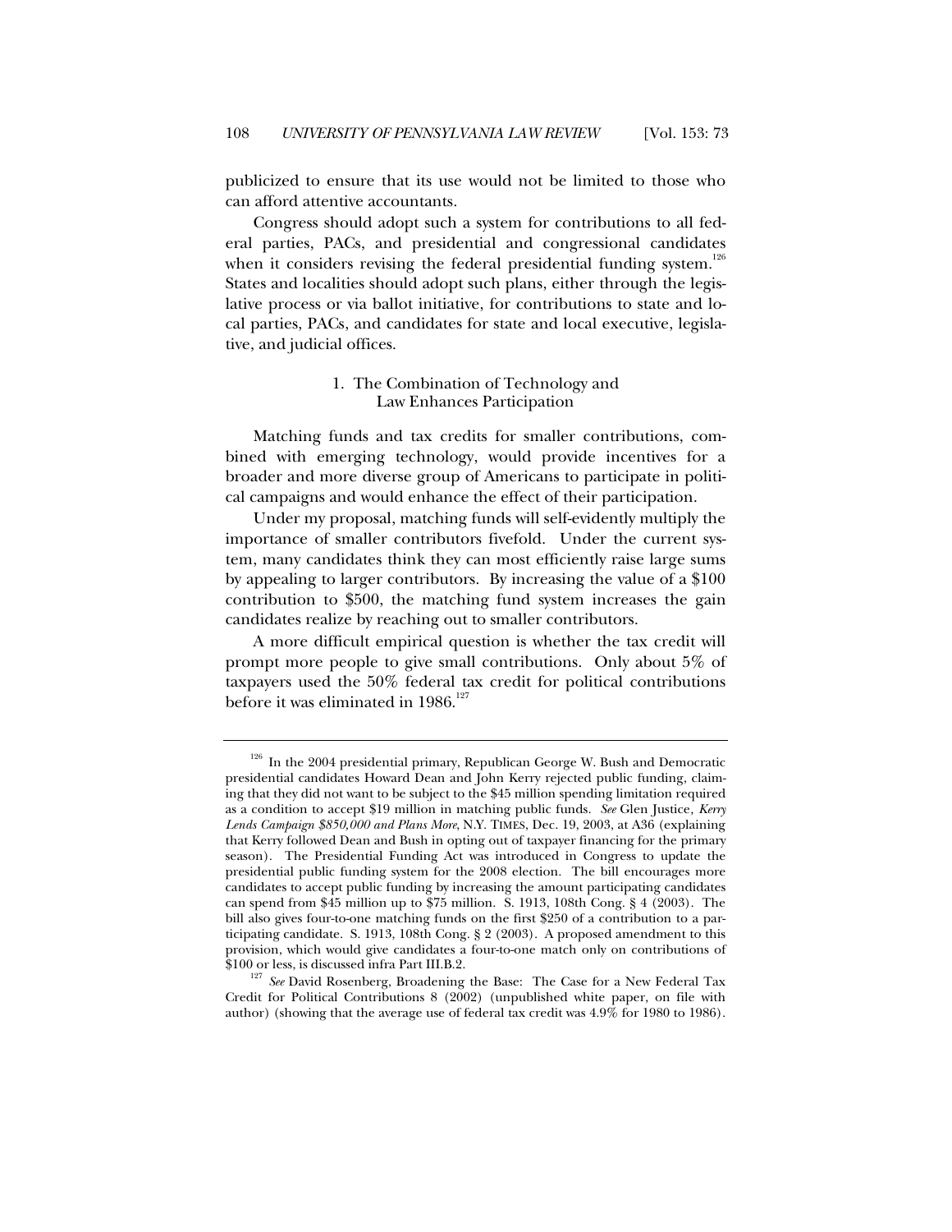publicized to ensure that its use would not be limited to those who can afford attentive accountants.

Congress should adopt such a system for contributions to all federal parties, PACs, and presidential and congressional candidates when it considers revising the federal presidential funding system.[126] States and localities should adopt such plans, either through the legislative process or via ballot initiative, for contributions to state and local parties, PACs, and candidates for state and local executive, legislative, and judicial offices.

### 1. The Combination of Technology and Law Enhances Participation

Matching funds and tax credits for smaller contributions, combined with emerging technology, would provide incentives for a broader and more diverse group of Americans to participate in political campaigns and would enhance the effect of their participation.

Under my proposal, matching funds will self-evidently multiply the importance of smaller contributors fivefold. Under the current system, many candidates think they can most efficiently raise large sums by appealing to larger contributors. By increasing the value of a $100 contribution to $500, the matching fund system increases the gain candidates realize by reaching out to smaller contributors.

A more difficult empirical question is whether the tax credit will prompt more people to give small contributions. Only about 5% of taxpayers used the 50% federal tax credit for political contributions before it was eliminated in 1986.[127]

---

[126] In the 2004 presidential primary, Republican George W. Bush and Democratic presidential candidates Howard Dean and John Kerry rejected public funding, claiming that they did not want to be subject to the $45 million spending limitation required as a condition to accept $19 million in matching public funds. *See* Glen Justice, *Kerry Lends Campaign $850,000 and Plans More*, N.Y. TIMES, Dec. 19, 2003, at A36 (explaining that Kerry followed Dean and Bush in opting out of taxpayer financing for the primary season). The Presidential Funding Act was introduced in Congress to update the presidential public funding system for the 2008 election. The bill encourages more candidates to accept public funding by increasing the amount participating candidates can spend from $45 million up to $75 million. S. 1913, 108th Cong. § 4 (2003). The bill also gives four-to-one matching funds on the first $250 of a contribution to a participating candidate. S. 1913, 108th Cong. § 2 (2003). A proposed amendment to this provision, which would give candidates a four-to-one match only on contributions of $100 or less, is discussed infra Part III.B.2.

[127] *See* David Rosenberg, Broadening the Base: The Case for a New Federal Tax Credit for Political Contributions 8 (2002) (unpublished white paper, on file with author) (showing that the average use of federal tax credit was 4.9% for 1980 to 1986).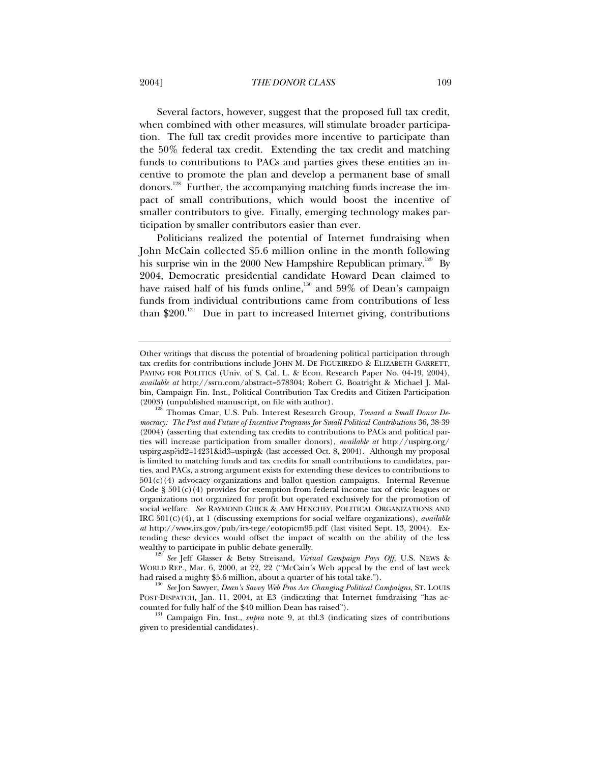Several factors, however, suggest that the proposed full tax credit, when combined with other measures, will stimulate broader participation. The full tax credit provides more incentive to participate than the 50% federal tax credit. Extending the tax credit and matching funds to contributions to PACs and parties gives these entities an incentive to promote the plan and develop a permanent base of small donors.[128] Further, the accompanying matching funds increase the impact of small contributions, which would boost the incentive of smaller contributors to give. Finally, emerging technology makes participation by smaller contributors easier than ever.

Politicians realized the potential of Internet fundraising when John McCain collected $5.6 million online in the month following his surprise win in the 2000 New Hampshire Republican primary.[129] By 2004, Democratic presidential candidate Howard Dean claimed to have raised half of his funds online,[130] and 59% of Dean's campaign funds from individual contributions came from contributions of less than $200.[131] Due in part to increased Internet giving, contributions

---

Other writings that discuss the potential of broadening political participation through tax credits for contributions include JOHN M. DE FIGUEIREDO & ELIZABETH GARRETT, PAYING FOR POLITICS (Univ. of S. Cal. L. & Econ. Research Paper No. 04-19, 2004), *available at* http://ssrn.com/abstract=578304; Robert G. Boatright & Michael J. Malbin, Campaign Fin. Inst., Political Contribution Tax Credits and Citizen Participation (2003) (unpublished manuscript, on file with author).

[128] Thomas Cmar, U.S. Pub. Interest Research Group, *Toward a Small Donor Democracy: The Past and Future of Incentive Programs for Small Political Contributions* 36, 38-39 (2004) (asserting that extending tax credits to contributions to PACs and political parties will increase participation from smaller donors), *available at* http://uspirg.org/uspirg.asp?id2=14231&id3=uspirg& (last accessed Oct. 8, 2004). Although my proposal is limited to matching funds and tax credits for small contributions to candidates, parties, and PACs, a strong argument exists for extending these devices to contributions to 501(c)(4) advocacy organizations and ballot question campaigns. Internal Revenue Code § 501(c)(4) provides for exemption from federal income tax of civic leagues or organizations not organized for profit but operated exclusively for the promotion of social welfare. *See* RAYMOND CHICK & AMY HENCHEY, POLITICAL ORGANIZATIONS AND IRC 501(C)(4), at 1 (discussing exemptions for social welfare organizations), *available at* http://www.irs.gov/pub/irs-tege/eotopicm95.pdf (last visited Sept. 13, 2004). Extending these devices would offset the impact of wealth on the ability of the less wealthy to participate in public debate generally.

[129] *See* Jeff Glasser & Betsy Streisand, *Virtual Campaign Pays Off*, U.S. NEWS & WORLD REP., Mar. 6, 2000, at 22, 22 ("McCain's Web appeal by the end of last week had raised a mighty $5.6 million, about a quarter of his total take.").

[130] *See* Jon Sawyer, *Dean's Savvy Web Pros Are Changing Political Campaigns*, ST. LOUIS POST-DISPATCH, Jan. 11, 2004, at E3 (indicating that Internet fundraising "has accounted for fully half of the $40 million Dean has raised").

[131] Campaign Fin. Inst., *supra* note 9, at tbl.3 (indicating sizes of contributions given to presidential candidates).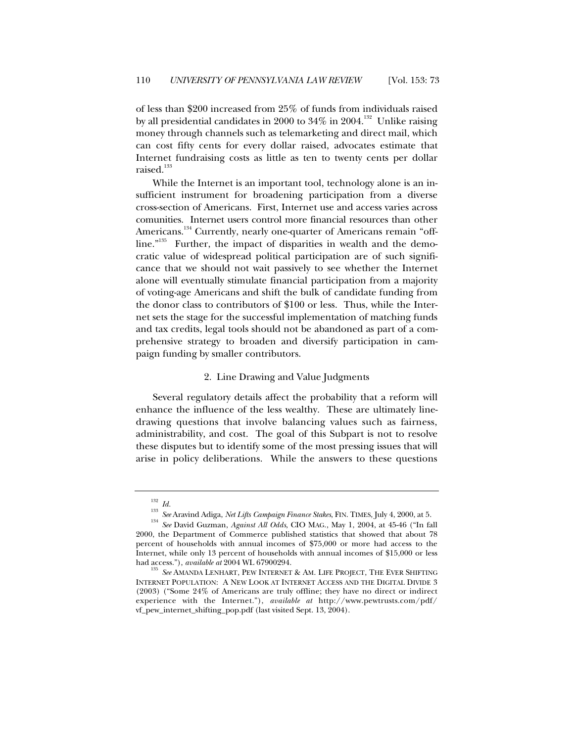of less than $200 increased from 25% of funds from individuals raised by all presidential candidates in 2000 to 34% in 2004.[132] Unlike raising money through channels such as telemarketing and direct mail, which can cost fifty cents for every dollar raised, advocates estimate that Internet fundraising costs as little as ten to twenty cents per dollar raised.[133]

While the Internet is an important tool, technology alone is an insufficient instrument for broadening participation from a diverse cross-section of Americans. First, Internet use and access varies across comunities. Internet users control more financial resources than other Americans.[134] Currently, nearly one-quarter of Americans remain "offline."[135] Further, the impact of disparities in wealth and the democratic value of widespread political participation are of such significance that we should not wait passively to see whether the Internet alone will eventually stimulate financial participation from a majority of voting-age Americans and shift the bulk of candidate funding from the donor class to contributors of $100 or less. Thus, while the Internet sets the stage for the successful implementation of matching funds and tax credits, legal tools should not be abandoned as part of a comprehensive strategy to broaden and diversify participation in campaign funding by smaller contributors.

### 2. Line Drawing and Value Judgments

Several regulatory details affect the probability that a reform will enhance the influence of the less wealthy. These are ultimately line-drawing questions that involve balancing values such as fairness, administrability, and cost. The goal of this Subpart is not to resolve these disputes but to identify some of the most pressing issues that will arise in policy deliberations. While the answers to these questions

---

[132] *Id.*

[133] *See* Aravind Adiga, *Net Lifts Campaign Finance Stakes*, FIN. TIMES, July 4, 2000, at 5.

[134] *See* David Guzman, *Against All Odds*, CIO MAG., May 1, 2004, at 45-46 ("In fall 2000, the Department of Commerce published statistics that showed that about 78 percent of households with annual incomes of $75,000 or more had access to the Internet, while only 13 percent of households with annual incomes of $15,000 or less had access."), *available at* 2004 WL 67900294.

[135] *See* AMANDA LENHART, PEW INTERNET & AM. LIFE PROJECT, THE EVER SHIFTING INTERNET POPULATION: A NEW LOOK AT INTERNET ACCESS AND THE DIGITAL DIVIDE 3 (2003) ("Some 24% of Americans are truly offline; they have no direct or indirect experience with the Internet."), *available at* http://www.pewtrusts.com/pdf/vf_pew_internet_shifting_pop.pdf (last visited Sept. 13, 2004).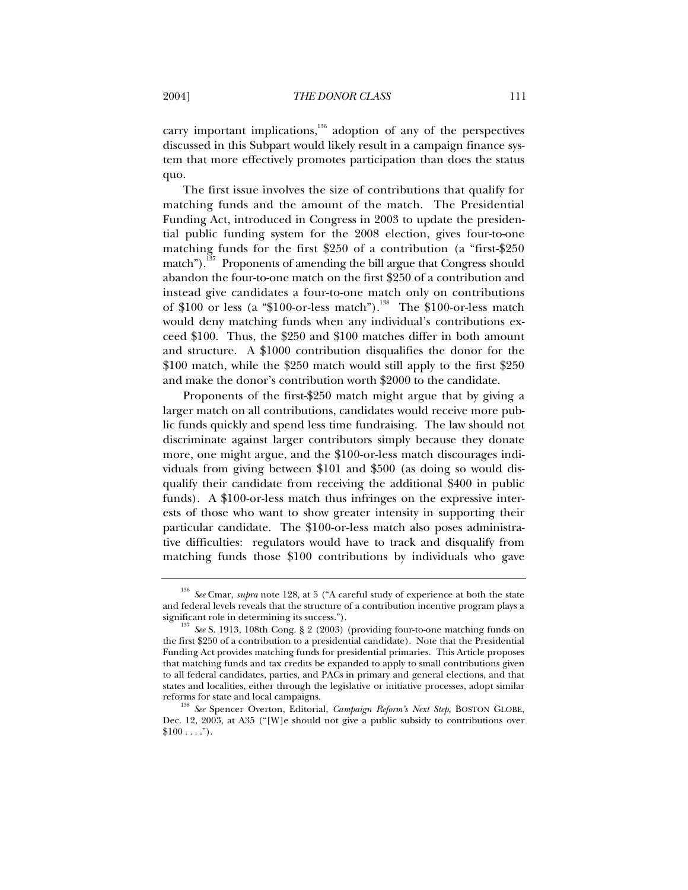carry important implications,[136] adoption of any of the perspectives discussed in this Subpart would likely result in a campaign finance system that more effectively promotes participation than does the status quo.

The first issue involves the size of contributions that qualify for matching funds and the amount of the match. The Presidential Funding Act, introduced in Congress in 2003 to update the presidential public funding system for the 2008 election, gives four-to-one matching funds for the first $250 of a contribution (a "first-$250 match").[137] Proponents of amending the bill argue that Congress should abandon the four-to-one match on the first $250 of a contribution and instead give candidates a four-to-one match only on contributions of $100 or less (a "$100-or-less match").[138] The $100-or-less match would deny matching funds when any individual's contributions exceed $100. Thus, the $250 and $100 matches differ in both amount and structure. A $1000 contribution disqualifies the donor for the $100 match, while the $250 match would still apply to the first $250 and make the donor's contribution worth $2000 to the candidate.

Proponents of the first-$250 match might argue that by giving a larger match on all contributions, candidates would receive more public funds quickly and spend less time fundraising. The law should not discriminate against larger contributors simply because they donate more, one might argue, and the $100-or-less match discourages individuals from giving between $101 and $500 (as doing so would disqualify their candidate from receiving the additional $400 in public funds). A $100-or-less match thus infringes on the expressive interests of those who want to show greater intensity in supporting their particular candidate. The $100-or-less match also poses administrative difficulties: regulators would have to track and disqualify from matching funds those $100 contributions by individuals who gave

---

[136] *See* Cmar, *supra* note 128, at 5 ("A careful study of experience at both the state and federal levels reveals that the structure of a contribution incentive program plays a significant role in determining its success.").

[137] *See* S. 1913, 108th Cong. § 2 (2003) (providing four-to-one matching funds on the first $250 of a contribution to a presidential candidate). Note that the Presidential Funding Act provides matching funds for presidential primaries. This Article proposes that matching funds and tax credits be expanded to apply to small contributions given to all federal candidates, parties, and PACs in primary and general elections, and that states and localities, either through the legislative or initiative processes, adopt similar reforms for state and local campaigns.

[138] *See* Spencer Overton, Editorial, *Campaign Reform's Next Step*, BOSTON GLOBE, Dec. 12, 2003, at A35 ("[W]e should not give a public subsidy to contributions over $100 . . . .").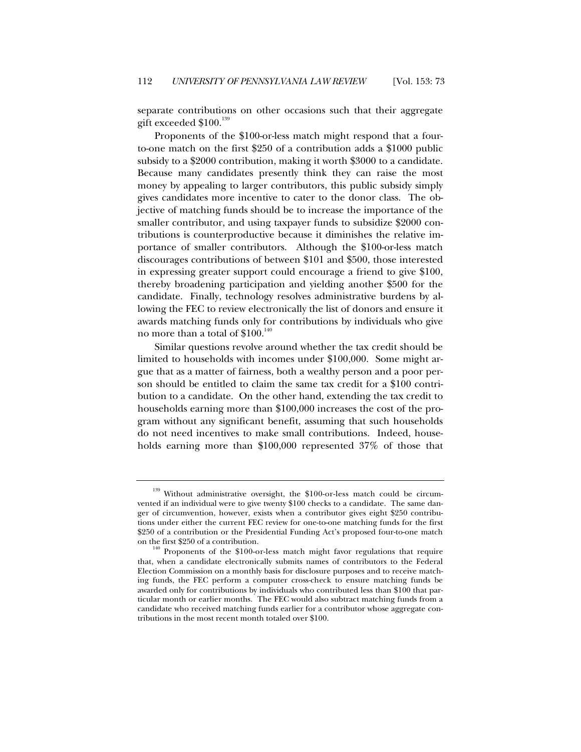separate contributions on other occasions such that their aggregate gift exceeded $100.[139]

Proponents of the $100-or-less match might respond that a four-to-one match on the first $250 of a contribution adds a $1000 public subsidy to a $2000 contribution, making it worth $3000 to a candidate. Because many candidates presently think they can raise the most money by appealing to larger contributors, this public subsidy simply gives candidates more incentive to cater to the donor class. The objective of matching funds should be to increase the importance of the smaller contributor, and using taxpayer funds to subsidize $2000 contributions is counterproductive because it diminishes the relative importance of smaller contributors. Although the $100-or-less match discourages contributions of between $101 and $500, those interested in expressing greater support could encourage a friend to give $100, thereby broadening participation and yielding another $500 for the candidate. Finally, technology resolves administrative burdens by allowing the FEC to review electronically the list of donors and ensure it awards matching funds only for contributions by individuals who give no more than a total of $100.[140]

Similar questions revolve around whether the tax credit should be limited to households with incomes under $100,000. Some might argue that as a matter of fairness, both a wealthy person and a poor person should be entitled to claim the same tax credit for a $100 contribution to a candidate. On the other hand, extending the tax credit to households earning more than $100,000 increases the cost of the program without any significant benefit, assuming that such households do not need incentives to make small contributions. Indeed, households earning more than $100,000 represented 37% of those that

---

[139] Without administrative oversight, the $100-or-less match could be circumvented if an individual were to give twenty $100 checks to a candidate. The same danger of circumvention, however, exists when a contributor gives eight $250 contributions under either the current FEC review for one-to-one matching funds for the first $250 of a contribution or the Presidential Funding Act's proposed four-to-one match on the first $250 of a contribution.

[140] Proponents of the $100-or-less match might favor regulations that require that, when a candidate electronically submits names of contributors to the Federal Election Commission on a monthly basis for disclosure purposes and to receive matching funds, the FEC perform a computer cross-check to ensure matching funds be awarded only for contributions by individuals who contributed less than $100 that particular month or earlier months. The FEC would also subtract matching funds from a candidate who received matching funds earlier for a contributor whose aggregate contributions in the most recent month totaled over $100.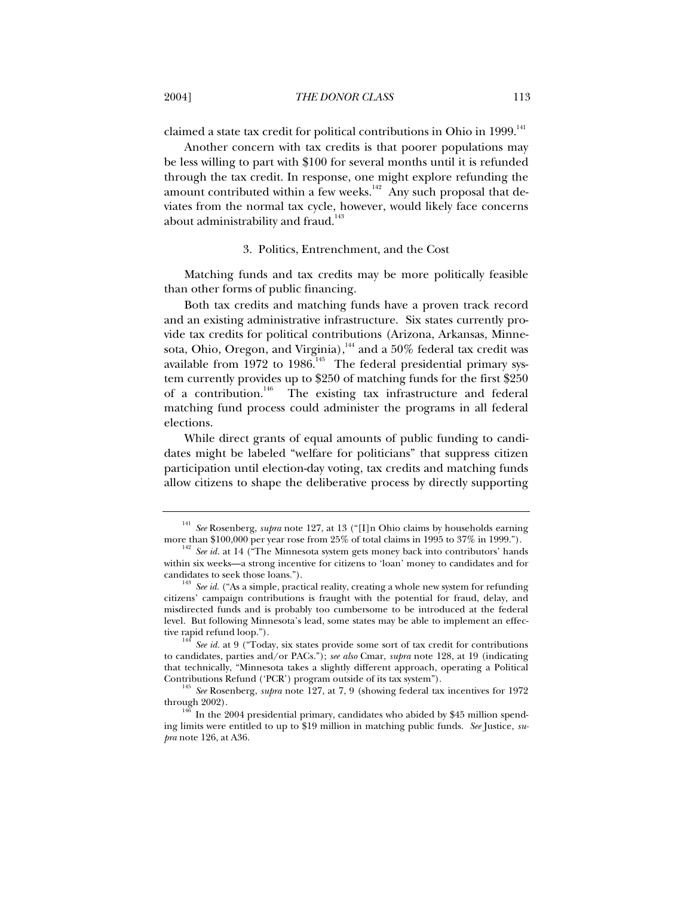claimed a state tax credit for political contributions in Ohio in 1999.[141]

Another concern with tax credits is that poorer populations may be less willing to part with $100 for several months until it is refunded through the tax credit. In response, one might explore refunding the amount contributed within a few weeks.[142] Any such proposal that deviates from the normal tax cycle, however, would likely face concerns about administrability and fraud.[143]

### 3. Politics, Entrenchment, and the Cost

Matching funds and tax credits may be more politically feasible than other forms of public financing.

Both tax credits and matching funds have a proven track record and an existing administrative infrastructure. Six states currently provide tax credits for political contributions (Arizona, Arkansas, Minnesota, Ohio, Oregon, and Virginia),[144] and a 50% federal tax credit was available from 1972 to 1986.[145] The federal presidential primary system currently provides up to $250 of matching funds for the first $250 of a contribution.[146] The existing tax infrastructure and federal matching fund process could administer the programs in all federal elections.

While direct grants of equal amounts of public funding to candidates might be labeled "welfare for politicians" that suppress citizen participation until election-day voting, tax credits and matching funds allow citizens to shape the deliberative process by directly supporting

---

[141] *See* Rosenberg, *supra* note 127, at 13 ("[I]n Ohio claims by households earning more than $100,000 per year rose from 25% of total claims in 1995 to 37% in 1999.").

[142] *See id.* at 14 ("The Minnesota system gets money back into contributors' hands within six weeks—a strong incentive for citizens to 'loan' money to candidates and for candidates to seek those loans.").

[143] *See id.* ("As a simple, practical reality, creating a whole new system for refunding citizens' campaign contributions is fraught with the potential for fraud, delay, and misdirected funds and is probably too cumbersome to be introduced at the federal level. But following Minnesota's lead, some states may be able to implement an effective rapid refund loop.").

[144] *See id.* at 9 ("Today, six states provide some sort of tax credit for contributions to candidates, parties and/or PACs."); *see also* Cmar, *supra* note 128, at 19 (indicating that technically, "Minnesota takes a slightly different approach, operating a Political Contributions Refund ('PCR') program outside of its tax system").

[145] *See* Rosenberg, *supra* note 127, at 7, 9 (showing federal tax incentives for 1972 through 2002).

[146] In the 2004 presidential primary, candidates who abided by $45 million spending limits were entitled to up to $19 million in matching public funds. *See* Justice, *supra* note 126, at A36.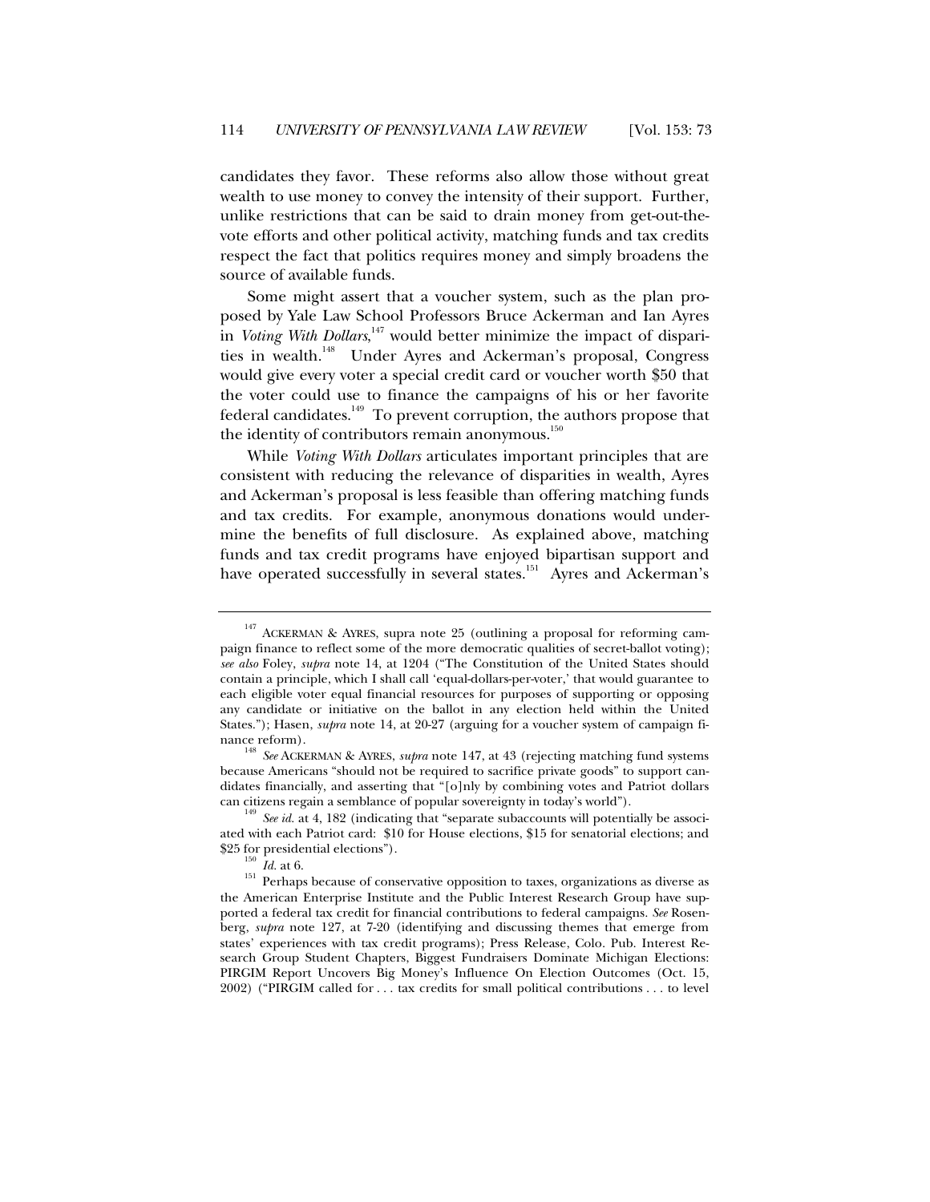candidates they favor. These reforms also allow those without great wealth to use money to convey the intensity of their support. Further, unlike restrictions that can be said to drain money from get-out-the-vote efforts and other political activity, matching funds and tax credits respect the fact that politics requires money and simply broadens the source of available funds.

Some might assert that a voucher system, such as the plan proposed by Yale Law School Professors Bruce Ackerman and Ian Ayres in *Voting With Dollars*,[147] would better minimize the impact of disparities in wealth.[148] Under Ayres and Ackerman's proposal, Congress would give every voter a special credit card or voucher worth $50 that the voter could use to finance the campaigns of his or her favorite federal candidates.[149] To prevent corruption, the authors propose that the identity of contributors remain anonymous.[150]

While *Voting With Dollars* articulates important principles that are consistent with reducing the relevance of disparities in wealth, Ayres and Ackerman's proposal is less feasible than offering matching funds and tax credits. For example, anonymous donations would undermine the benefits of full disclosure. As explained above, matching funds and tax credit programs have enjoyed bipartisan support and have operated successfully in several states.[151] Ayres and Ackerman's

---

[147] ACKERMAN & AYRES, supra note 25 (outlining a proposal for reforming campaign finance to reflect some of the more democratic qualities of secret-ballot voting); *see also* Foley, *supra* note 14, at 1204 ("The Constitution of the United States should contain a principle, which I shall call 'equal-dollars-per-voter,' that would guarantee to each eligible voter equal financial resources for purposes of supporting or opposing any candidate or initiative on the ballot in any election held within the United States."); Hasen, *supra* note 14, at 20-27 (arguing for a voucher system of campaign finance reform).

[148] *See* ACKERMAN & AYRES, *supra* note 147, at 43 (rejecting matching fund systems because Americans "should not be required to sacrifice private goods" to support candidates financially, and asserting that "[o]nly by combining votes and Patriot dollars can citizens regain a semblance of popular sovereignty in today's world").

[149] *See id.* at 4, 182 (indicating that "separate subaccounts will potentially be associated with each Patriot card: $10 for House elections, $15 for senatorial elections; and $25 for presidential elections").

[150] *Id.* at 6.

[151] Perhaps because of conservative opposition to taxes, organizations as diverse as the American Enterprise Institute and the Public Interest Research Group have supported a federal tax credit for financial contributions to federal campaigns. *See* Rosenberg, *supra* note 127, at 7-20 (identifying and discussing themes that emerge from states' experiences with tax credit programs); Press Release, Colo. Pub. Interest Research Group Student Chapters, Biggest Fundraisers Dominate Michigan Elections: PIRGIM Report Uncovers Big Money's Influence On Election Outcomes (Oct. 15, 2002) ("PIRGIM called for . . . tax credits for small political contributions . . . to level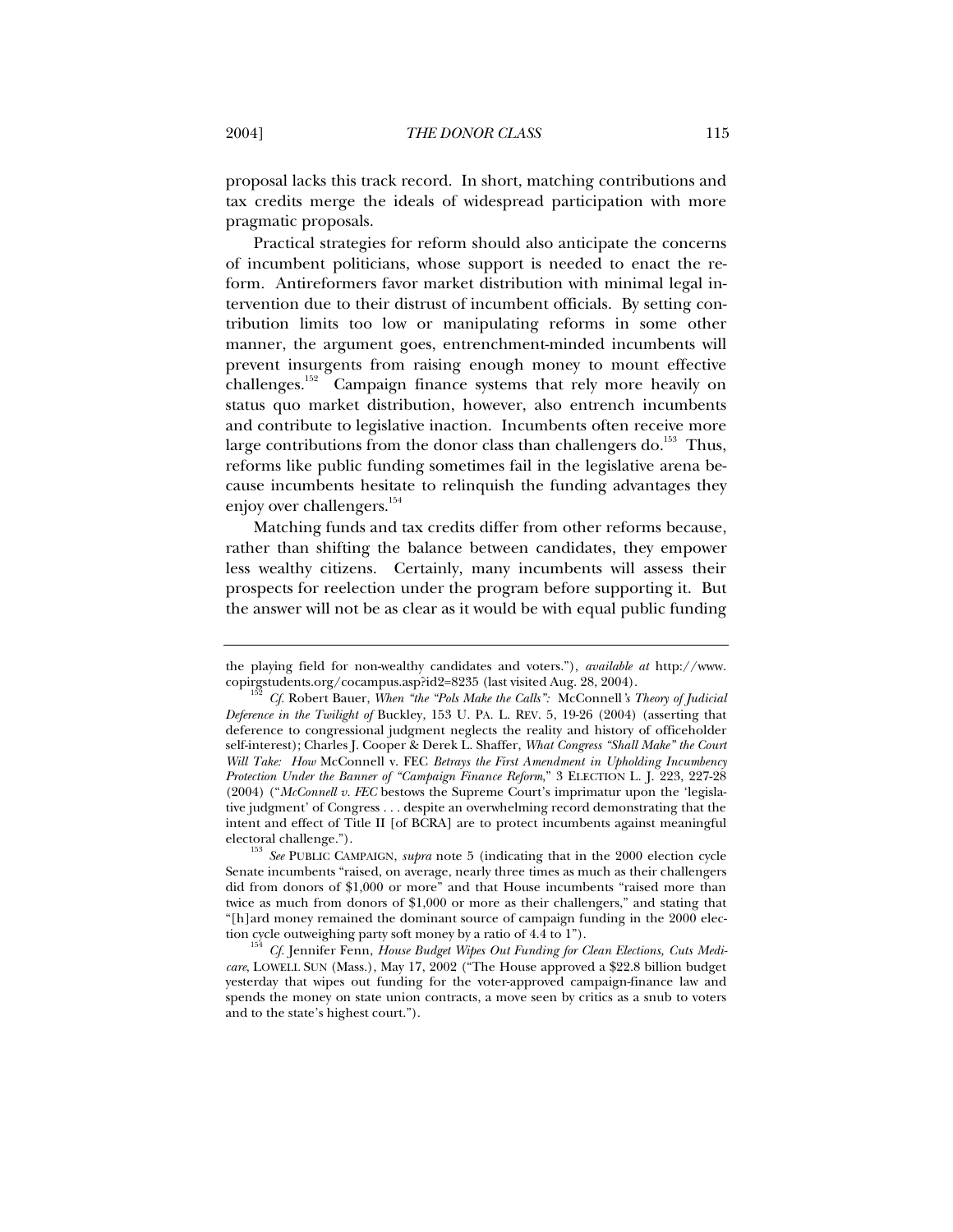proposal lacks this track record. In short, matching contributions and tax credits merge the ideals of widespread participation with more pragmatic proposals.

Practical strategies for reform should also anticipate the concerns of incumbent politicians, whose support is needed to enact the reform. Antireformers favor market distribution with minimal legal intervention due to their distrust of incumbent officials. By setting contribution limits too low or manipulating reforms in some other manner, the argument goes, entrenchment-minded incumbents will prevent insurgents from raising enough money to mount effective challenges.[152] Campaign finance systems that rely more heavily on status quo market distribution, however, also entrench incumbents and contribute to legislative inaction. Incumbents often receive more large contributions from the donor class than challengers do.[153] Thus, reforms like public funding sometimes fail in the legislative arena because incumbents hesitate to relinquish the funding advantages they enjoy over challengers.[154]

Matching funds and tax credits differ from other reforms because, rather than shifting the balance between candidates, they empower less wealthy citizens. Certainly, many incumbents will assess their prospects for reelection under the program before supporting it. But the answer will not be as clear as it would be with equal public funding

---

the playing field for non-wealthy candidates and voters."), *available at* http://www.copirgstudents.org/cocampus.asp?id2=8235 (last visited Aug. 28, 2004).

[152] *Cf.* Robert Bauer, *When "the "Pols Make the Calls": McConnell's Theory of Judicial Deference in the Twilight of Buckley*, 153 U. PA. L. REV. 5, 19-26 (2004) (asserting that deference to congressional judgment neglects the reality and history of officeholder self-interest); Charles J. Cooper & Derek L. Shaffer, *What Congress "Shall Make" the Court Will Take: How McConnell v. FEC Betrays the First Amendment in Upholding Incumbency Protection Under the Banner of "Campaign Finance Reform*," 3 ELECTION L. J. 223, 227-28 (2004) ("*McConnell v. FEC* bestows the Supreme Court's imprimatur upon the 'legislative judgment' of Congress . . . despite an overwhelming record demonstrating that the intent and effect of Title II [of BCRA] are to protect incumbents against meaningful electoral challenge.").

[153] *See* PUBLIC CAMPAIGN, *supra* note 5 (indicating that in the 2000 election cycle Senate incumbents "raised, on average, nearly three times as much as their challengers did from donors of $1,000 or more" and that House incumbents "raised more than twice as much from donors of $1,000 or more as their challengers," and stating that "[h]ard money remained the dominant source of campaign funding in the 2000 election cycle outweighing party soft money by a ratio of 4.4 to 1").

[154] *Cf.* Jennifer Fenn, *House Budget Wipes Out Funding for Clean Elections, Cuts Medicare*, LOWELL SUN (Mass.), May 17, 2002 ("The House approved a $22.8 billion budget yesterday that wipes out funding for the voter-approved campaign-finance law and spends the money on state union contracts, a move seen by critics as a snub to voters and to the state's highest court.").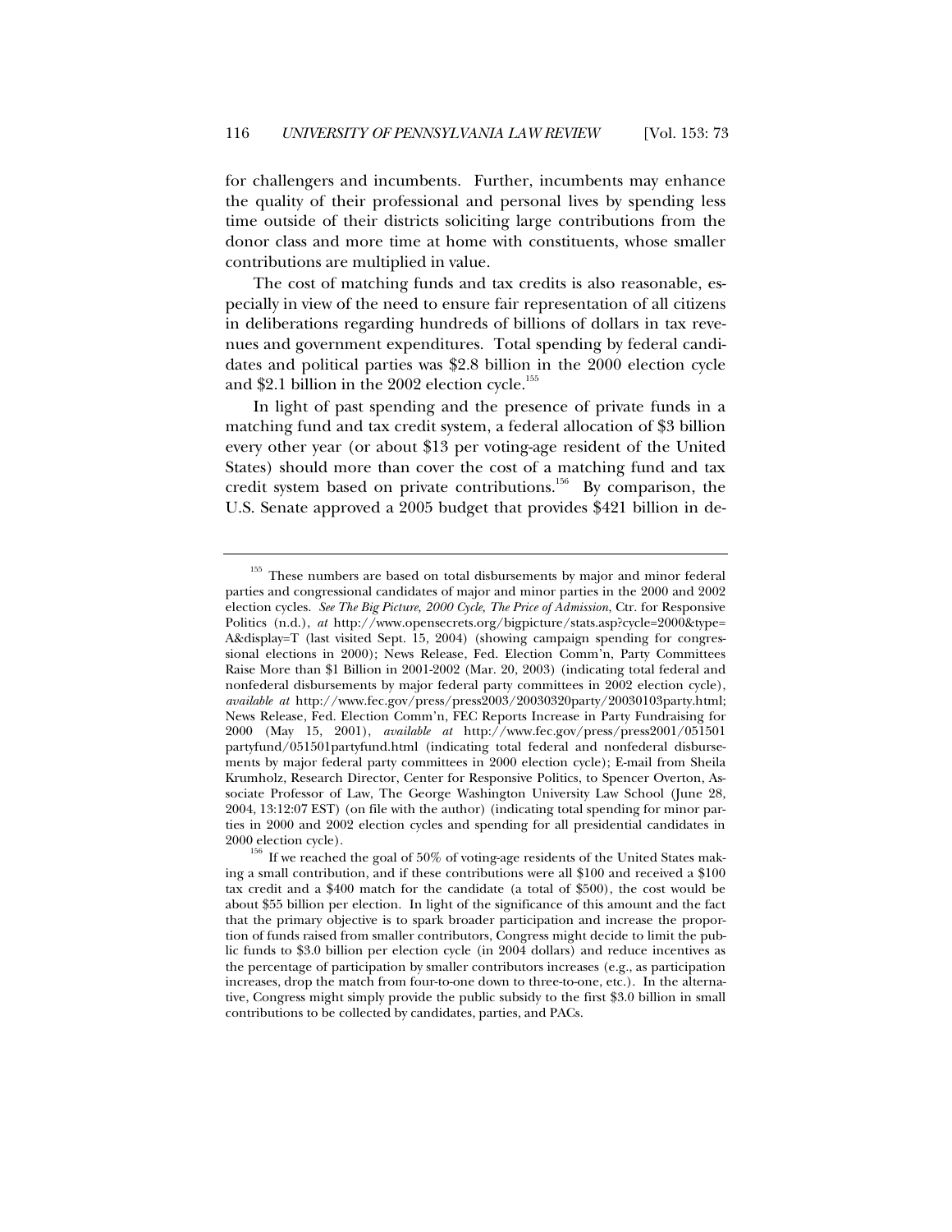for challengers and incumbents. Further, incumbents may enhance the quality of their professional and personal lives by spending less time outside of their districts soliciting large contributions from the donor class and more time at home with constituents, whose smaller contributions are multiplied in value.

The cost of matching funds and tax credits is also reasonable, especially in view of the need to ensure fair representation of all citizens in deliberations regarding hundreds of billions of dollars in tax revenues and government expenditures. Total spending by federal candidates and political parties was $2.8 billion in the 2000 election cycle and $2.1 billion in the 2002 election cycle.[155]

In light of past spending and the presence of private funds in a matching fund and tax credit system, a federal allocation of $3 billion every other year (or about $13 per voting-age resident of the United States) should more than cover the cost of a matching fund and tax credit system based on private contributions.[156] By comparison, the U.S. Senate approved a 2005 budget that provides $421 billion in de-

---

[155] These numbers are based on total disbursements by major and minor federal parties and congressional candidates of major and minor parties in the 2000 and 2002 election cycles. *See The Big Picture, 2000 Cycle, The Price of Admission*, Ctr. for Responsive Politics (n.d.), *at* http://www.opensecrets.org/bigpicture/stats.asp?cycle=2000&type=A&display=T (last visited Sept. 15, 2004) (showing campaign spending for congressional elections in 2000); News Release, Fed. Election Comm'n, Party Committees Raise More than $1 Billion in 2001-2002 (Mar. 20, 2003) (indicating total federal and nonfederal disbursements by major federal party committees in 2002 election cycle), *available at* http://www.fec.gov/press/press2003/20030320party/20030103party.html; News Release, Fed. Election Comm'n, FEC Reports Increase in Party Fundraising for 2000 (May 15, 2001), *available at* http://www.fec.gov/press/press2001/051501partyfund/051501partyfund.html (indicating total federal and nonfederal disbursements by major federal party committees in 2000 election cycle); E-mail from Sheila Krumholz, Research Director, Center for Responsive Politics, to Spencer Overton, Associate Professor of Law, The George Washington University Law School (June 28, 2004, 13:12:07 EST) (on file with the author) (indicating total spending for minor parties in 2000 and 2002 election cycles and spending for all presidential candidates in 2000 election cycle).

[156] If we reached the goal of 50% of voting-age residents of the United States making a small contribution, and if these contributions were all $100 and received a $100 tax credit and a $400 match for the candidate (a total of $500), the cost would be about $55 billion per election. In light of the significance of this amount and the fact that the primary objective is to spark broader participation and increase the proportion of funds raised from smaller contributors, Congress might decide to limit the public funds to $3.0 billion per election cycle (in 2004 dollars) and reduce incentives as the percentage of participation by smaller contributors increases (e.g., as participation increases, drop the match from four-to-one down to three-to-one, etc.). In the alternative, Congress might simply provide the public subsidy to the first $3.0 billion in small contributions to be collected by candidates, parties, and PACs.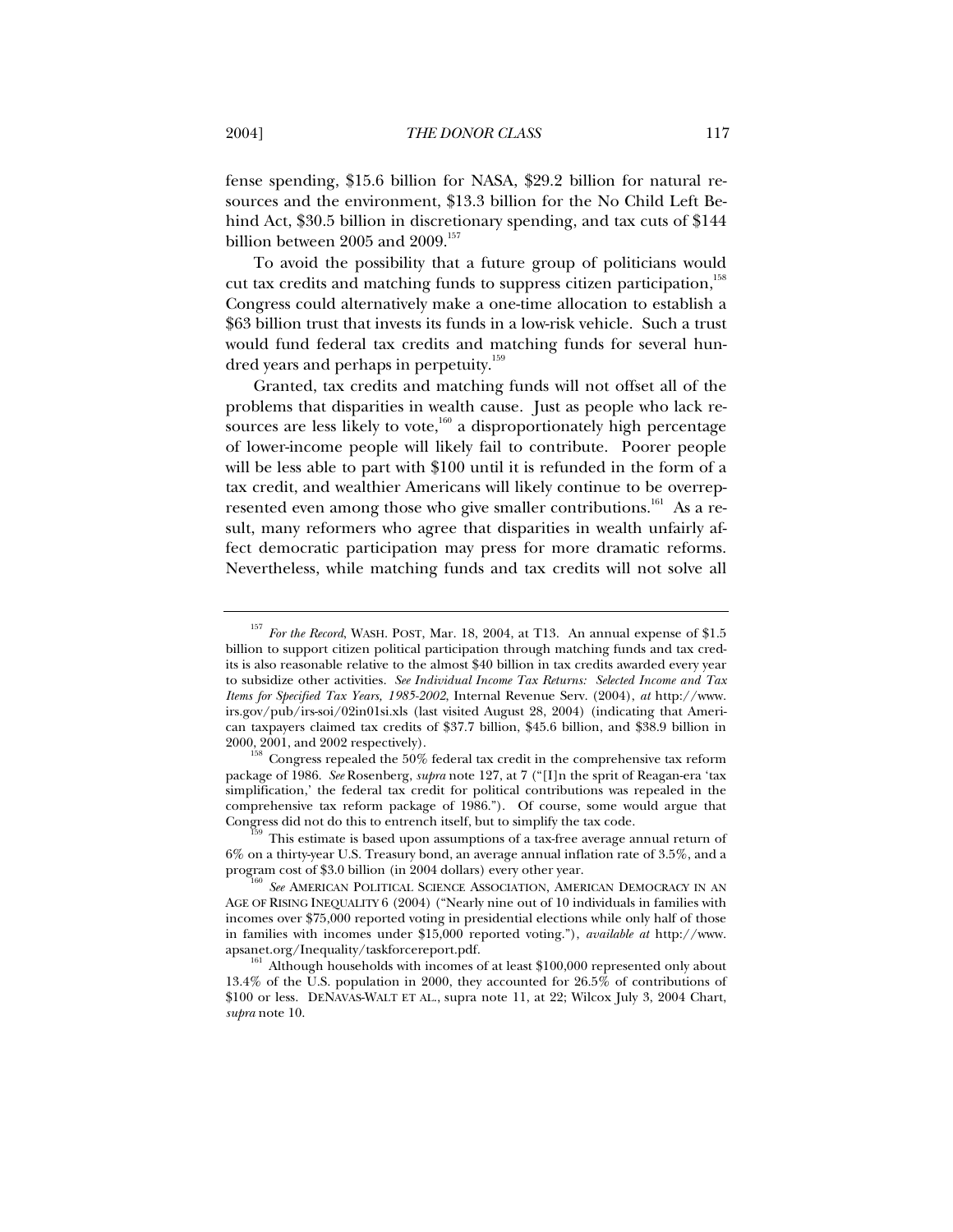fense spending, $15.6 billion for NASA, $29.2 billion for natural resources and the environment, $13.3 billion for the No Child Left Behind Act, $30.5 billion in discretionary spending, and tax cuts of $144 billion between 2005 and 2009.[157]

To avoid the possibility that a future group of politicians would cut tax credits and matching funds to suppress citizen participation,[158] Congress could alternatively make a one-time allocation to establish a $63 billion trust that invests its funds in a low-risk vehicle. Such a trust would fund federal tax credits and matching funds for several hundred years and perhaps in perpetuity.[159]

Granted, tax credits and matching funds will not offset all of the problems that disparities in wealth cause. Just as people who lack resources are less likely to vote,[160] a disproportionately high percentage of lower-income people will likely fail to contribute. Poorer people will be less able to part with $100 until it is refunded in the form of a tax credit, and wealthier Americans will likely continue to be overrepresented even among those who give smaller contributions.[161] As a result, many reformers who agree that disparities in wealth unfairly affect democratic participation may press for more dramatic reforms. Nevertheless, while matching funds and tax credits will not solve all

---

[157] *For the Record*, WASH. POST, Mar. 18, 2004, at T13. An annual expense of $1.5 billion to support citizen political participation through matching funds and tax credits is also reasonable relative to the almost $40 billion in tax credits awarded every year to subsidize other activities. *See Individual Income Tax Returns: Selected Income and Tax Items for Specified Tax Years, 1985-2002*, Internal Revenue Serv. (2004), *at* http://www.irs.gov/pub/irs-soi/02in01si.xls (last visited August 28, 2004) (indicating that American taxpayers claimed tax credits of $37.7 billion, $45.6 billion, and $38.9 billion in 2000, 2001, and 2002 respectively).

[158] Congress repealed the 50% federal tax credit in the comprehensive tax reform package of 1986. *See* Rosenberg, *supra* note 127, at 7 ("[I]n the sprit of Reagan-era 'tax simplification,' the federal tax credit for political contributions was repealed in the comprehensive tax reform package of 1986."). Of course, some would argue that Congress did not do this to entrench itself, but to simplify the tax code.

[159] This estimate is based upon assumptions of a tax-free average annual return of 6% on a thirty-year U.S. Treasury bond, an average annual inflation rate of 3.5%, and a program cost of $3.0 billion (in 2004 dollars) every other year.

[160] *See* AMERICAN POLITICAL SCIENCE ASSOCIATION, AMERICAN DEMOCRACY IN AN AGE OF RISING INEQUALITY 6 (2004) ("Nearly nine out of 10 individuals in families with incomes over $75,000 reported voting in presidential elections while only half of those in families with incomes under $15,000 reported voting."), *available at* http://www.apsanet.org/Inequality/taskforcereport.pdf.

[161] Although households with incomes of at least $100,000 represented only about 13.4% of the U.S. population in 2000, they accounted for 26.5% of contributions of $100 or less. DENAVAS-WALT ET AL., supra note 11, at 22; Wilcox July 3, 2004 Chart, *supra* note 10.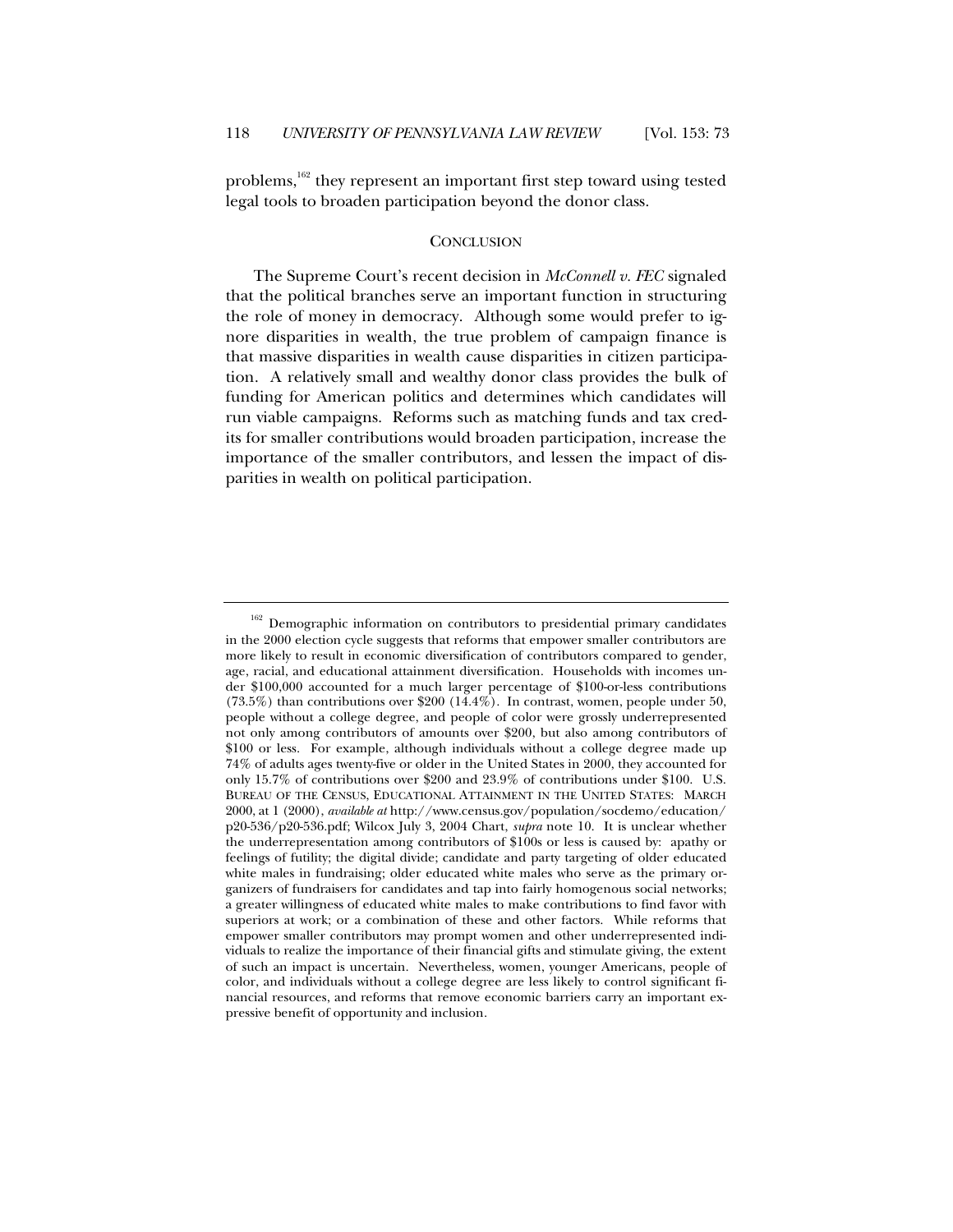problems,[162] they represent an important first step toward using tested legal tools to broaden participation beyond the donor class.

## CONCLUSION

The Supreme Court's recent decision in *McConnell v. FEC* signaled that the political branches serve an important function in structuring the role of money in democracy. Although some would prefer to ignore disparities in wealth, the true problem of campaign finance is that massive disparities in wealth cause disparities in citizen participation. A relatively small and wealthy donor class provides the bulk of funding for American politics and determines which candidates will run viable campaigns. Reforms such as matching funds and tax credits for smaller contributions would broaden participation, increase the importance of the smaller contributors, and lessen the impact of disparities in wealth on political participation.

---

[162] Demographic information on contributors to presidential primary candidates in the 2000 election cycle suggests that reforms that empower smaller contributors are more likely to result in economic diversification of contributors compared to gender, age, racial, and educational attainment diversification. Households with incomes under \$100,000 accounted for a much larger percentage of \$100-or-less contributions (73.5%) than contributions over \$200 (14.4%). In contrast, women, people under 50, people without a college degree, and people of color were grossly underrepresented not only among contributors of amounts over \$200, but also among contributors of \$100 or less. For example, although individuals without a college degree made up 74% of adults ages twenty-five or older in the United States in 2000, they accounted for only 15.7% of contributions over \$200 and 23.9% of contributions under \$100. U.S. BUREAU OF THE CENSUS, EDUCATIONAL ATTAINMENT IN THE UNITED STATES: MARCH 2000, at 1 (2000), *available at* http://www.census.gov/population/socdemo/education/p20-536/p20-536.pdf; Wilcox July 3, 2004 Chart, *supra* note 10. It is unclear whether the underrepresentation among contributors of \$100s or less is caused by: apathy or feelings of futility; the digital divide; candidate and party targeting of older educated white males in fundraising; older educated white males who serve as the primary organizers of fundraisers for candidates and tap into fairly homogenous social networks; a greater willingness of educated white males to make contributions to find favor with superiors at work; or a combination of these and other factors. While reforms that empower smaller contributors may prompt women and other underrepresented individuals to realize the importance of their financial gifts and stimulate giving, the extent of such an impact is uncertain. Nevertheless, women, younger Americans, people of color, and individuals without a college degree are less likely to control significant financial resources, and reforms that remove economic barriers carry an important expressive benefit of opportunity and inclusion.